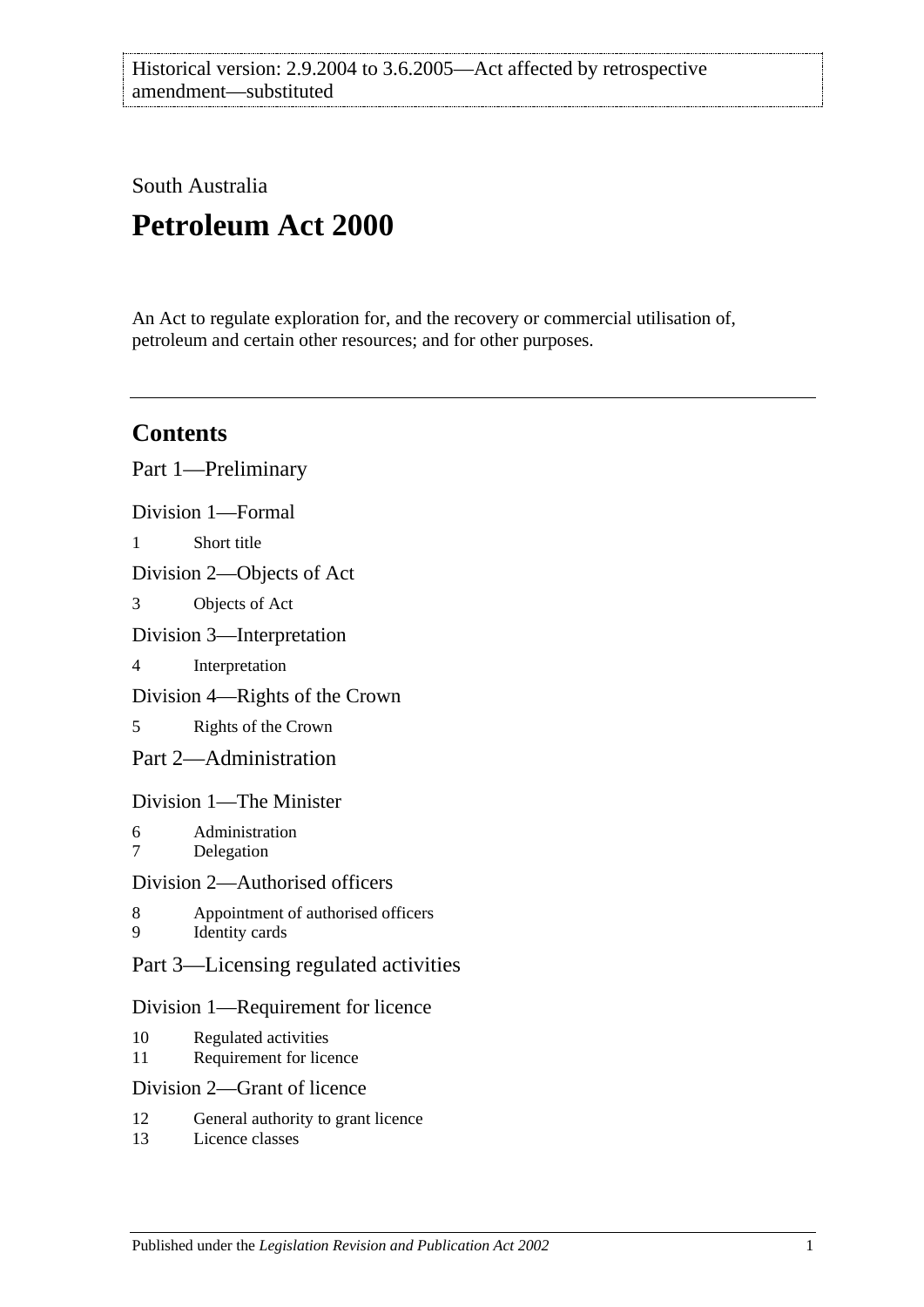Historical version: 2.9.2004 to 3.6.2005—Act affected by retrospective amendment—substituted

South Australia

# Petroleum Act 2000

An Act to regulate exploration for, and the recovery or commercial utilisation of, petroleum and certain other resources; and for other purposes.

## Contents

Part 1—Preliminary

Division 1—Formal

1 Short title

Division 2—Objects of Act

3 Objects of Act

Division 3—Interpretation

4 Interpretation

Division 4—Rights of the Crown

5 Rights of the Crown

Part 2—Administration

Division 1—The Minister

6 Administration
7 Delegation

Division 2—Authorised officers

8 Appointment of authorised officers
9 Identity cards

Part 3—Licensing regulated activities

Division 1—Requirement for licence

10 Regulated activities
11 Requirement for licence

Division 2—Grant of licence

12 General authority to grant licence
13 Licence classes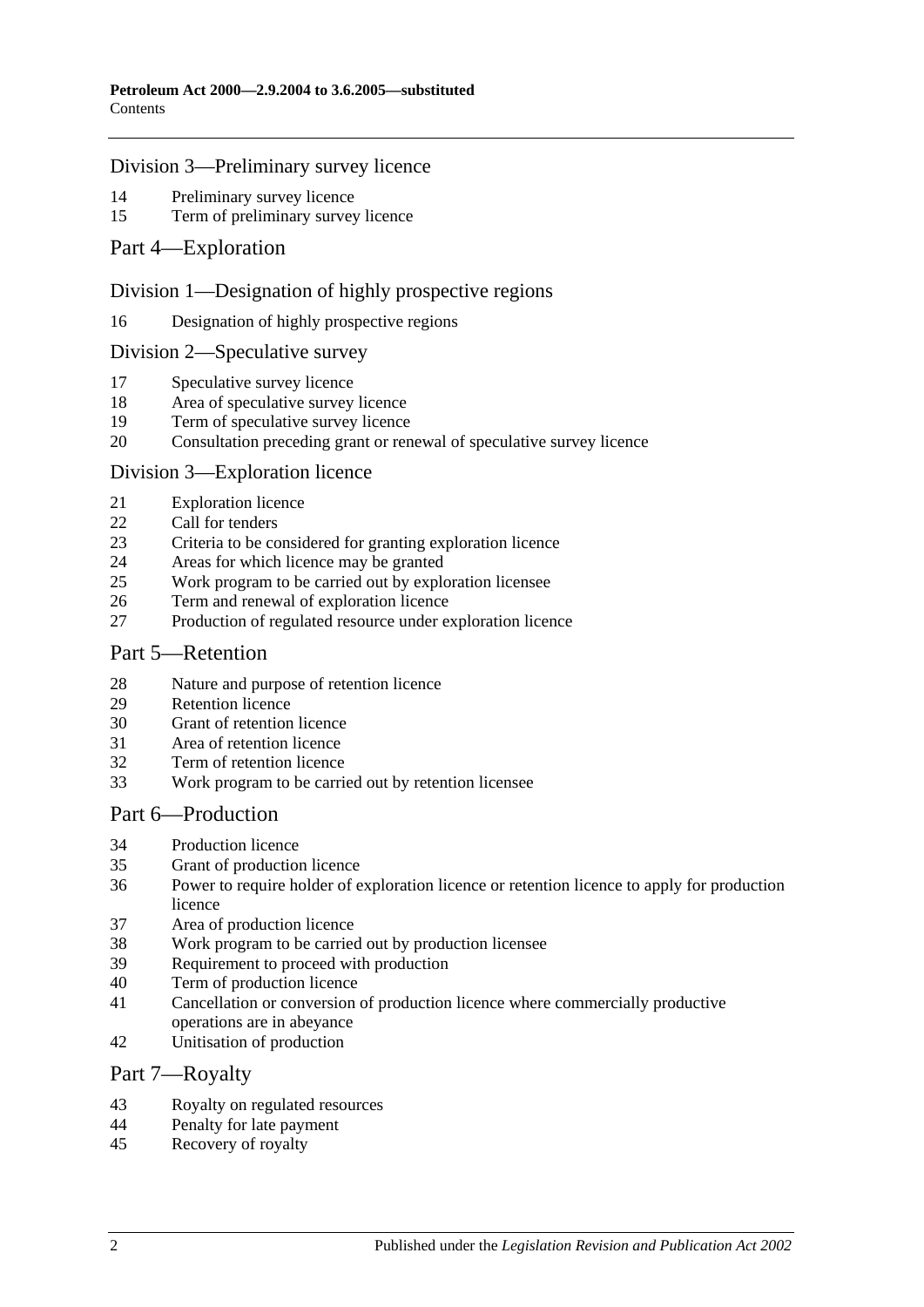## Division 3—Preliminary survey licence

14 Preliminary survey licence
15 Term of preliminary survey licence

# Part 4—Exploration

## Division 1—Designation of highly prospective regions

16 Designation of highly prospective regions

## Division 2—Speculative survey

17 Speculative survey licence
18 Area of speculative survey licence
19 Term of speculative survey licence
20 Consultation preceding grant or renewal of speculative survey licence

## Division 3—Exploration licence

21 Exploration licence
22 Call for tenders
23 Criteria to be considered for granting exploration licence
24 Areas for which licence may be granted
25 Work program to be carried out by exploration licensee
26 Term and renewal of exploration licence
27 Production of regulated resource under exploration licence

# Part 5—Retention

28 Nature and purpose of retention licence
29 Retention licence
30 Grant of retention licence
31 Area of retention licence
32 Term of retention licence
33 Work program to be carried out by retention licensee

# Part 6—Production

34 Production licence
35 Grant of production licence
36 Power to require holder of exploration licence or retention licence to apply for production licence
37 Area of production licence
38 Work program to be carried out by production licensee
39 Requirement to proceed with production
40 Term of production licence
41 Cancellation or conversion of production licence where commercially productive operations are in abeyance
42 Unitisation of production

# Part 7—Royalty

43 Royalty on regulated resources
44 Penalty for late payment
45 Recovery of royalty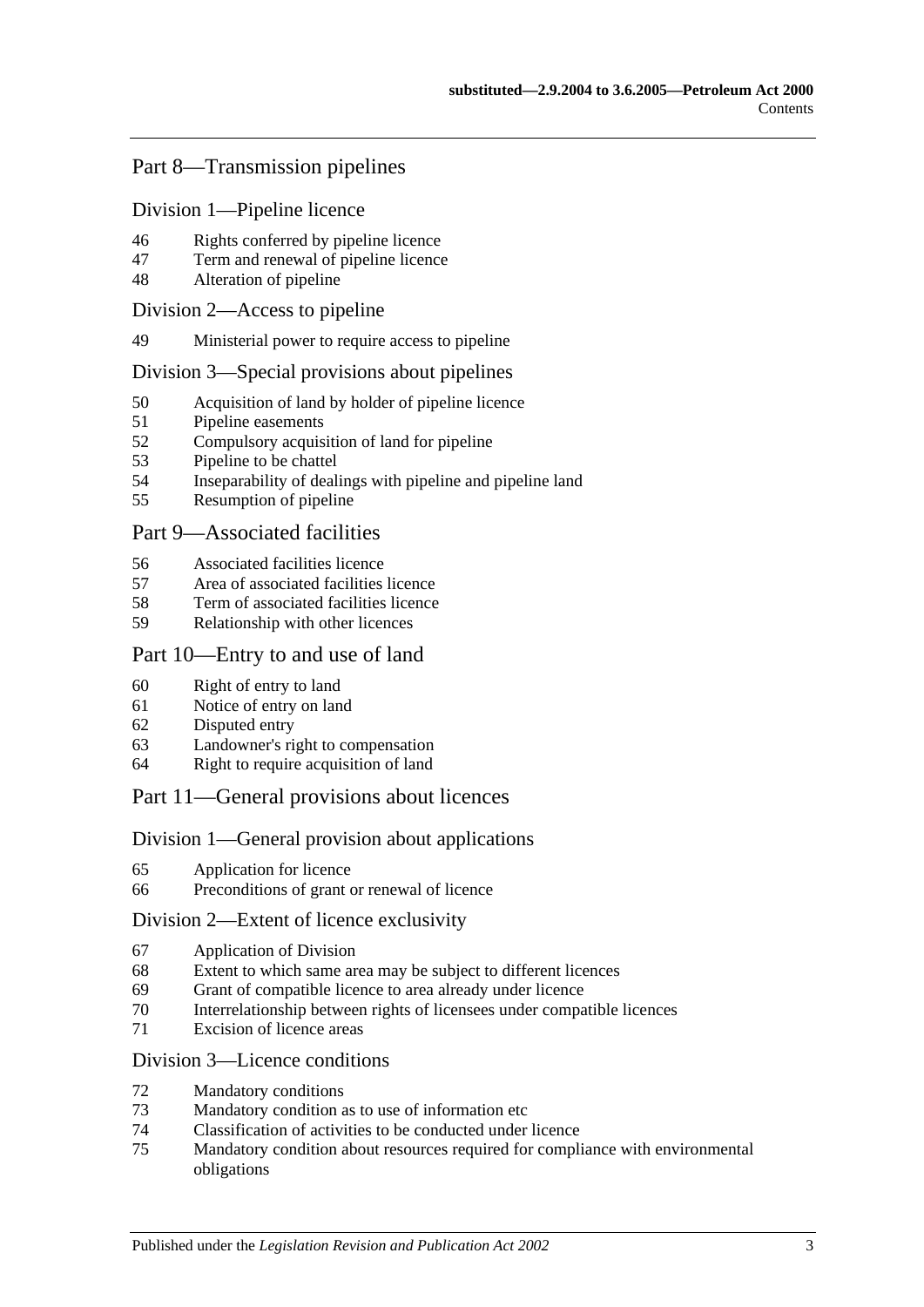## Part 8—Transmission pipelines

### Division 1—Pipeline licence

46 Rights conferred by pipeline licence
47 Term and renewal of pipeline licence
48 Alteration of pipeline

### Division 2—Access to pipeline

49 Ministerial power to require access to pipeline

### Division 3—Special provisions about pipelines

50 Acquisition of land by holder of pipeline licence
51 Pipeline easements
52 Compulsory acquisition of land for pipeline
53 Pipeline to be chattel
54 Inseparability of dealings with pipeline and pipeline land
55 Resumption of pipeline

## Part 9—Associated facilities

56 Associated facilities licence
57 Area of associated facilities licence
58 Term of associated facilities licence
59 Relationship with other licences

## Part 10—Entry to and use of land

60 Right of entry to land
61 Notice of entry on land
62 Disputed entry
63 Landowner's right to compensation
64 Right to require acquisition of land

## Part 11—General provisions about licences

### Division 1—General provision about applications

65 Application for licence
66 Preconditions of grant or renewal of licence

### Division 2—Extent of licence exclusivity

67 Application of Division
68 Extent to which same area may be subject to different licences
69 Grant of compatible licence to area already under licence
70 Interrelationship between rights of licensees under compatible licences
71 Excision of licence areas

### Division 3—Licence conditions

72 Mandatory conditions
73 Mandatory condition as to use of information etc
74 Classification of activities to be conducted under licence
75 Mandatory condition about resources required for compliance with environmental obligations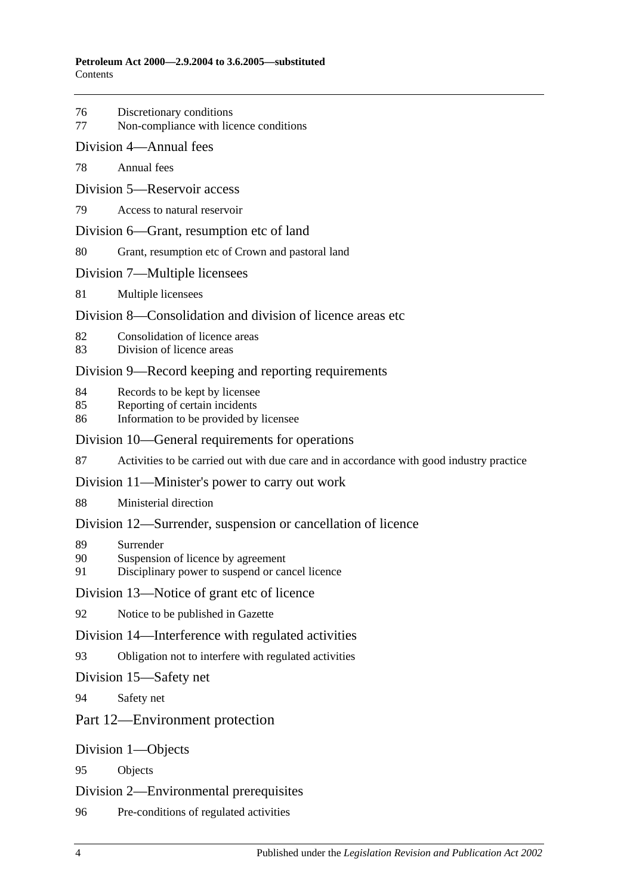76 Discretionary conditions
77 Non-compliance with licence conditions

Division 4—Annual fees

78 Annual fees

Division 5—Reservoir access

79 Access to natural reservoir

Division 6—Grant, resumption etc of land

80 Grant, resumption etc of Crown and pastoral land

Division 7—Multiple licensees

81 Multiple licensees

Division 8—Consolidation and division of licence areas etc

82 Consolidation of licence areas
83 Division of licence areas

Division 9—Record keeping and reporting requirements

84 Records to be kept by licensee
85 Reporting of certain incidents
86 Information to be provided by licensee

Division 10—General requirements for operations

87 Activities to be carried out with due care and in accordance with good industry practice

Division 11—Minister's power to carry out work

88 Ministerial direction

Division 12—Surrender, suspension or cancellation of licence

89 Surrender
90 Suspension of licence by agreement
91 Disciplinary power to suspend or cancel licence

Division 13—Notice of grant etc of licence

92 Notice to be published in Gazette

Division 14—Interference with regulated activities

93 Obligation not to interfere with regulated activities

Division 15—Safety net

94 Safety net

Part 12—Environment protection

Division 1—Objects

95 Objects

Division 2—Environmental prerequisites

96 Pre-conditions of regulated activities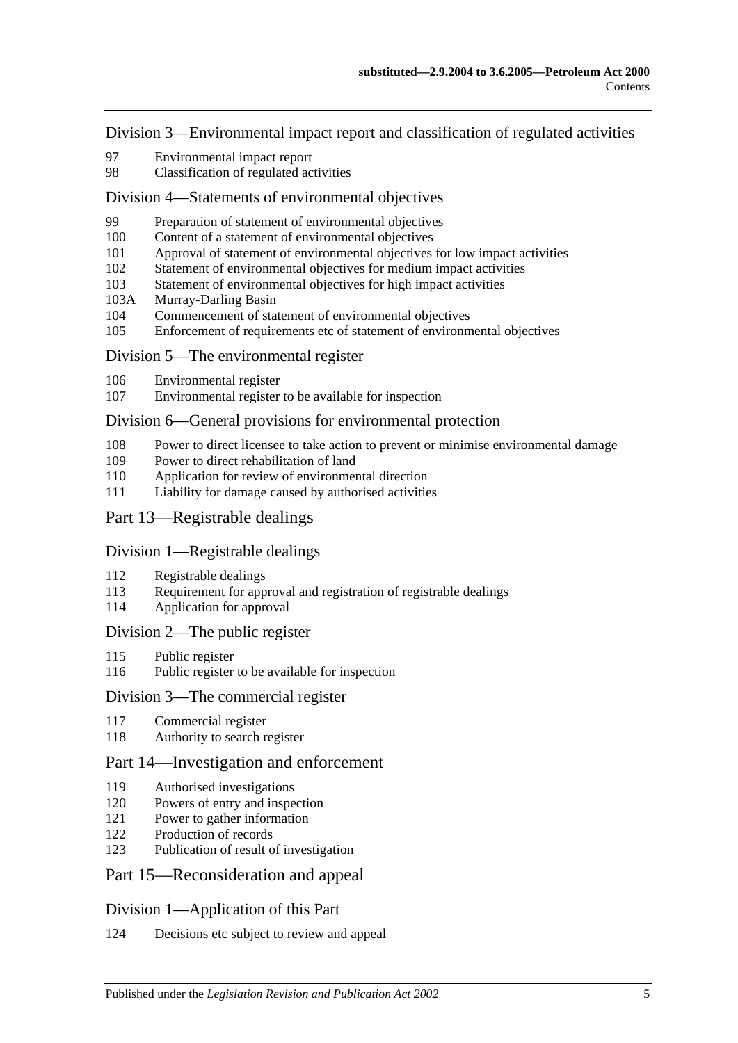Division 3—Environmental impact report and classification of regulated activities

97 Environmental impact report
98 Classification of regulated activities

Division 4—Statements of environmental objectives

99 Preparation of statement of environmental objectives
100 Content of a statement of environmental objectives
101 Approval of statement of environmental objectives for low impact activities
102 Statement of environmental objectives for medium impact activities
103 Statement of environmental objectives for high impact activities
103A Murray-Darling Basin
104 Commencement of statement of environmental objectives
105 Enforcement of requirements etc of statement of environmental objectives

Division 5—The environmental register

106 Environmental register
107 Environmental register to be available for inspection

Division 6—General provisions for environmental protection

108 Power to direct licensee to take action to prevent or minimise environmental damage
109 Power to direct rehabilitation of land
110 Application for review of environmental direction
111 Liability for damage caused by authorised activities

Part 13—Registrable dealings

Division 1—Registrable dealings

112 Registrable dealings
113 Requirement for approval and registration of registrable dealings
114 Application for approval

Division 2—The public register

115 Public register
116 Public register to be available for inspection

Division 3—The commercial register

117 Commercial register
118 Authority to search register

Part 14—Investigation and enforcement

119 Authorised investigations
120 Powers of entry and inspection
121 Power to gather information
122 Production of records
123 Publication of result of investigation

Part 15—Reconsideration and appeal

Division 1—Application of this Part

124 Decisions etc subject to review and appeal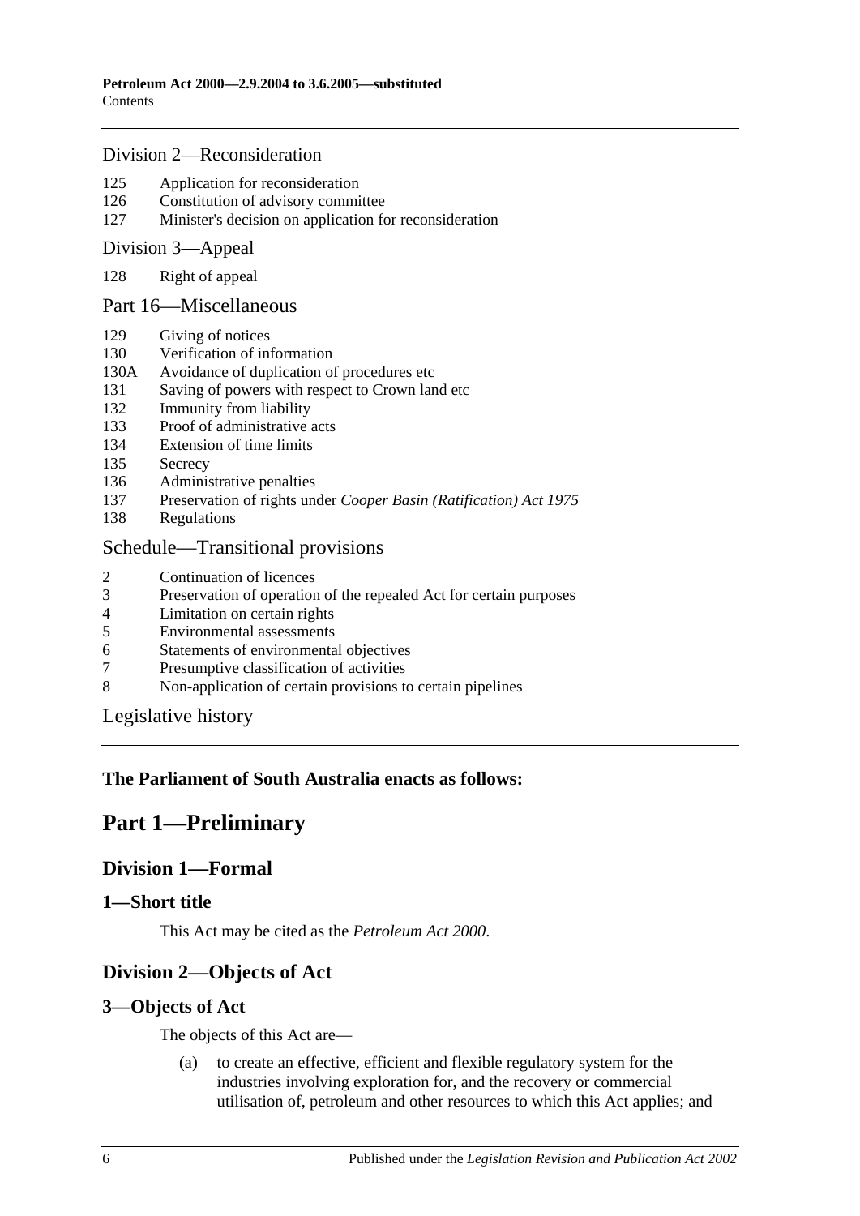Division 2—Reconsideration

125 Application for reconsideration
126 Constitution of advisory committee
127 Minister's decision on application for reconsideration

Division 3—Appeal

128 Right of appeal

Part 16—Miscellaneous

129 Giving of notices
130 Verification of information
130A Avoidance of duplication of procedures etc
131 Saving of powers with respect to Crown land etc
132 Immunity from liability
133 Proof of administrative acts
134 Extension of time limits
135 Secrecy
136 Administrative penalties
137 Preservation of rights under *Cooper Basin (Ratification) Act 1975*
138 Regulations

Schedule—Transitional provisions

2 Continuation of licences
3 Preservation of operation of the repealed Act for certain purposes
4 Limitation on certain rights
5 Environmental assessments
6 Statements of environmental objectives
7 Presumptive classification of activities
8 Non-application of certain provisions to certain pipelines

Legislative history

**The Parliament of South Australia enacts as follows:**

# Part 1—Preliminary

## Division 1—Formal

### 1—Short title

This Act may be cited as the *Petroleum Act 2000*.

## Division 2—Objects of Act

### 3—Objects of Act

The objects of this Act are—

(a) to create an effective, efficient and flexible regulatory system for the industries involving exploration for, and the recovery or commercial utilisation of, petroleum and other resources to which this Act applies; and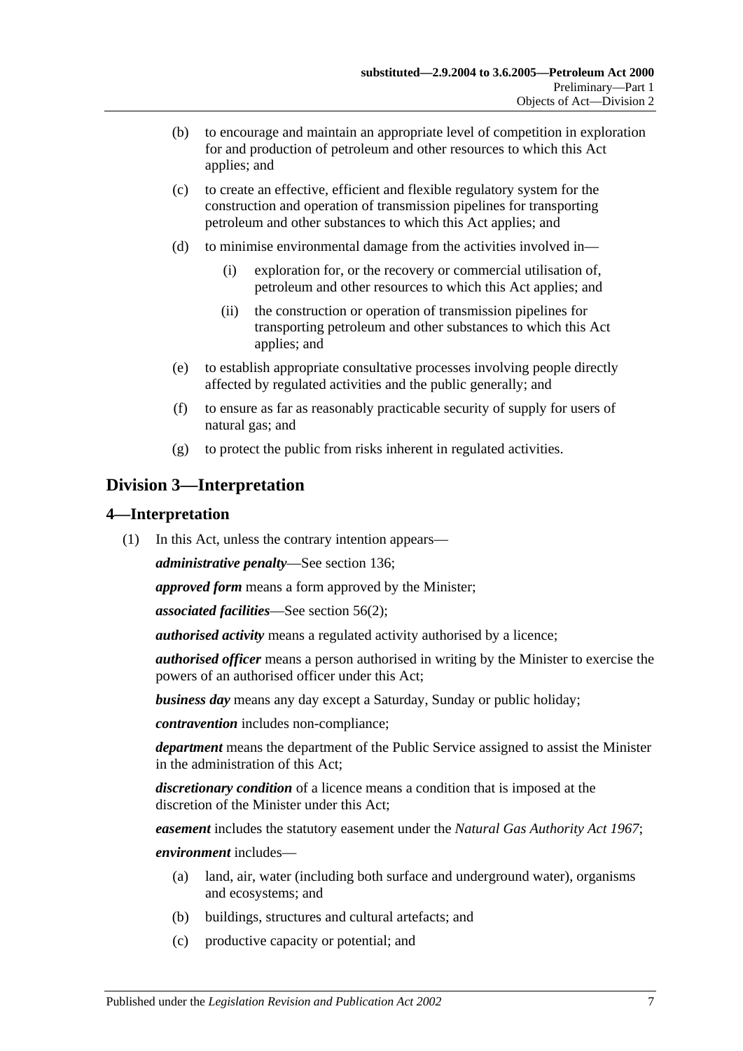(b) to encourage and maintain an appropriate level of competition in exploration for and production of petroleum and other resources to which this Act applies; and

(c) to create an effective, efficient and flexible regulatory system for the construction and operation of transmission pipelines for transporting petroleum and other substances to which this Act applies; and

(d) to minimise environmental damage from the activities involved in—

   (i) exploration for, or the recovery or commercial utilisation of, petroleum and other resources to which this Act applies; and

   (ii) the construction or operation of transmission pipelines for transporting petroleum and other substances to which this Act applies; and

(e) to establish appropriate consultative processes involving people directly affected by regulated activities and the public generally; and

(f) to ensure as far as reasonably practicable security of supply for users of natural gas; and

(g) to protect the public from risks inherent in regulated activities.

## Division 3—Interpretation

### 4—Interpretation

(1) In this Act, unless the contrary intention appears—

***administrative penalty***—See section 136;

***approved form*** means a form approved by the Minister;

***associated facilities***—See section 56(2);

***authorised activity*** means a regulated activity authorised by a licence;

***authorised officer*** means a person authorised in writing by the Minister to exercise the powers of an authorised officer under this Act;

***business day*** means any day except a Saturday, Sunday or public holiday;

***contravention*** includes non-compliance;

***department*** means the department of the Public Service assigned to assist the Minister in the administration of this Act;

***discretionary condition*** of a licence means a condition that is imposed at the discretion of the Minister under this Act;

***easement*** includes the statutory easement under the *Natural Gas Authority Act 1967*;

***environment*** includes—

(a) land, air, water (including both surface and underground water), organisms and ecosystems; and

(b) buildings, structures and cultural artefacts; and

(c) productive capacity or potential; and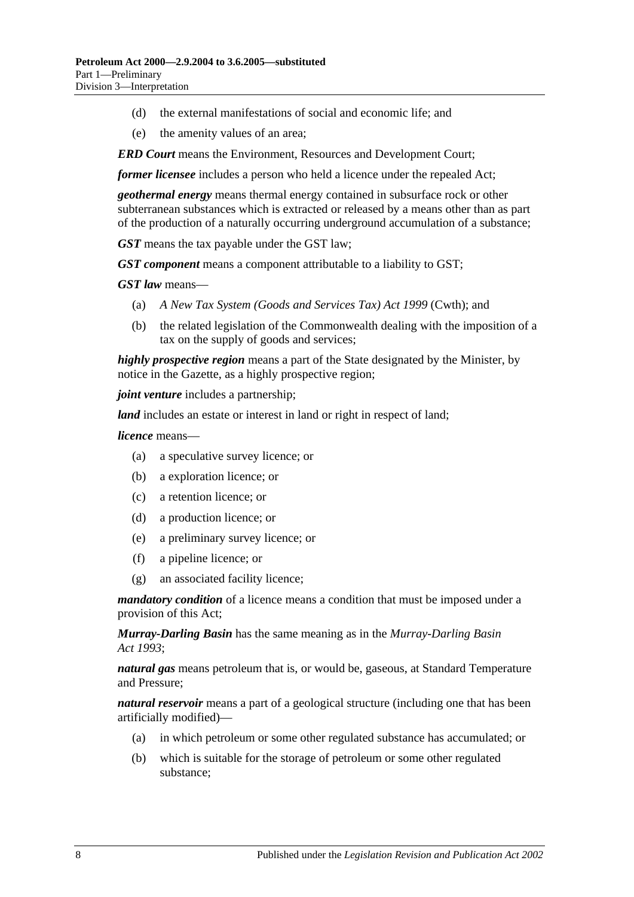(d) the external manifestations of social and economic life; and

(e) the amenity values of an area;

***ERD Court*** means the Environment, Resources and Development Court;

***former licensee*** includes a person who held a licence under the repealed Act;

***geothermal energy*** means thermal energy contained in subsurface rock or other subterranean substances which is extracted or released by a means other than as part of the production of a naturally occurring underground accumulation of a substance;

***GST*** means the tax payable under the GST law;

***GST component*** means a component attributable to a liability to GST;

***GST law*** means—

(a) *A New Tax System (Goods and Services Tax) Act 1999* (Cwth); and

(b) the related legislation of the Commonwealth dealing with the imposition of a tax on the supply of goods and services;

***highly prospective region*** means a part of the State designated by the Minister, by notice in the Gazette, as a highly prospective region;

***joint venture*** includes a partnership;

***land*** includes an estate or interest in land or right in respect of land;

***licence*** means—

(a) a speculative survey licence; or

(b) a exploration licence; or

(c) a retention licence; or

(d) a production licence; or

(e) a preliminary survey licence; or

(f) a pipeline licence; or

(g) an associated facility licence;

***mandatory condition*** of a licence means a condition that must be imposed under a provision of this Act;

***Murray-Darling Basin*** has the same meaning as in the *Murray-Darling Basin Act 1993*;

***natural gas*** means petroleum that is, or would be, gaseous, at Standard Temperature and Pressure;

***natural reservoir*** means a part of a geological structure (including one that has been artificially modified)—

(a) in which petroleum or some other regulated substance has accumulated; or

(b) which is suitable for the storage of petroleum or some other regulated substance;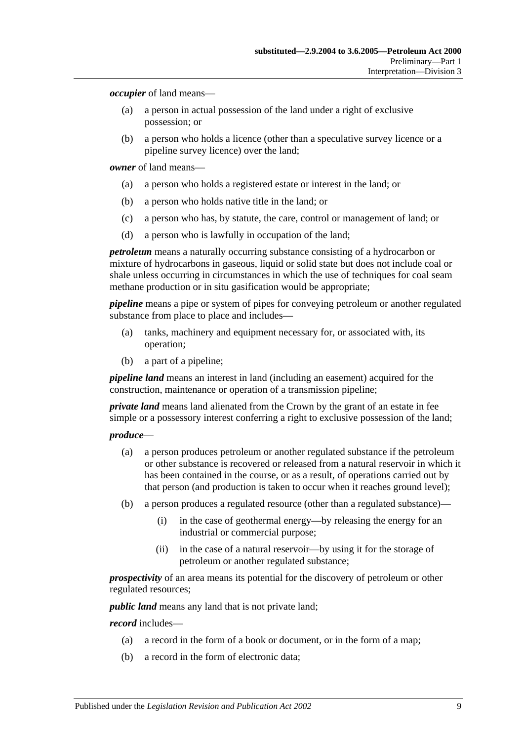***occupier*** of land means—

(a) a person in actual possession of the land under a right of exclusive possession; or

(b) a person who holds a licence (other than a speculative survey licence or a pipeline survey licence) over the land;

***owner*** of land means—

(a) a person who holds a registered estate or interest in the land; or

(b) a person who holds native title in the land; or

(c) a person who has, by statute, the care, control or management of land; or

(d) a person who is lawfully in occupation of the land;

***petroleum*** means a naturally occurring substance consisting of a hydrocarbon or mixture of hydrocarbons in gaseous, liquid or solid state but does not include coal or shale unless occurring in circumstances in which the use of techniques for coal seam methane production or in situ gasification would be appropriate;

***pipeline*** means a pipe or system of pipes for conveying petroleum or another regulated substance from place to place and includes—

(a) tanks, machinery and equipment necessary for, or associated with, its operation;

(b) a part of a pipeline;

***pipeline land*** means an interest in land (including an easement) acquired for the construction, maintenance or operation of a transmission pipeline;

***private land*** means land alienated from the Crown by the grant of an estate in fee simple or a possessory interest conferring a right to exclusive possession of the land;

***produce***—

(a) a person produces petroleum or another regulated substance if the petroleum or other substance is recovered or released from a natural reservoir in which it has been contained in the course, or as a result, of operations carried out by that person (and production is taken to occur when it reaches ground level);

(b) a person produces a regulated resource (other than a regulated substance)—

  (i) in the case of geothermal energy—by releasing the energy for an industrial or commercial purpose;

  (ii) in the case of a natural reservoir—by using it for the storage of petroleum or another regulated substance;

***prospectivity*** of an area means its potential for the discovery of petroleum or other regulated resources;

***public land*** means any land that is not private land;

***record*** includes—

(a) a record in the form of a book or document, or in the form of a map;

(b) a record in the form of electronic data;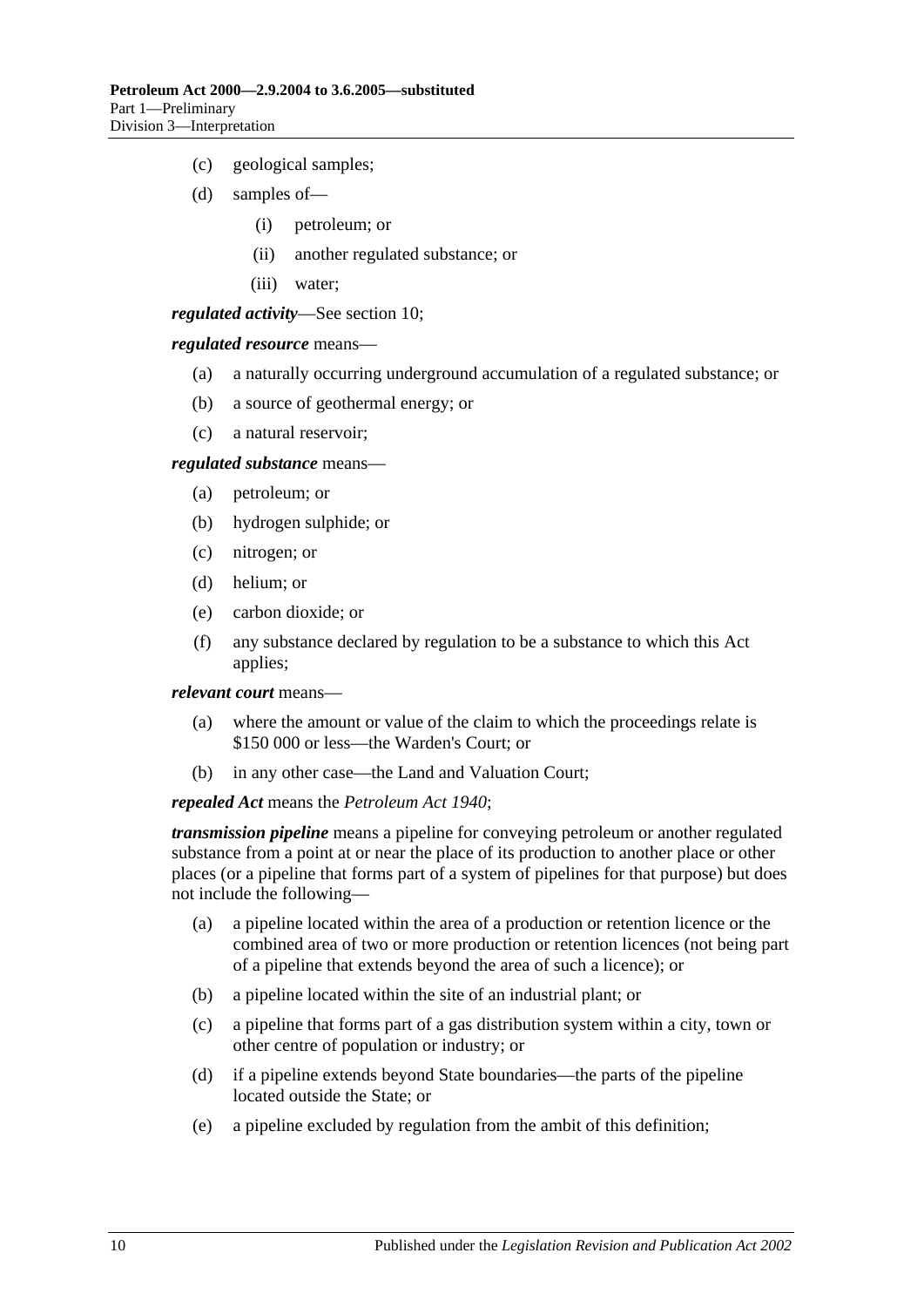(c) geological samples;

(d) samples of—

  (i) petroleum; or

  (ii) another regulated substance; or

  (iii) water;

***regulated activity***—See section 10;

***regulated resource*** means—

(a) a naturally occurring underground accumulation of a regulated substance; or

(b) a source of geothermal energy; or

(c) a natural reservoir;

***regulated substance*** means—

(a) petroleum; or

(b) hydrogen sulphide; or

(c) nitrogen; or

(d) helium; or

(e) carbon dioxide; or

(f) any substance declared by regulation to be a substance to which this Act applies;

***relevant court*** means—

(a) where the amount or value of the claim to which the proceedings relate is \$150 000 or less—the Warden's Court; or

(b) in any other case—the Land and Valuation Court;

***repealed Act*** means the *Petroleum Act 1940*;

***transmission pipeline*** means a pipeline for conveying petroleum or another regulated substance from a point at or near the place of its production to another place or other places (or a pipeline that forms part of a system of pipelines for that purpose) but does not include the following—

(a) a pipeline located within the area of a production or retention licence or the combined area of two or more production or retention licences (not being part of a pipeline that extends beyond the area of such a licence); or

(b) a pipeline located within the site of an industrial plant; or

(c) a pipeline that forms part of a gas distribution system within a city, town or other centre of population or industry; or

(d) if a pipeline extends beyond State boundaries—the parts of the pipeline located outside the State; or

(e) a pipeline excluded by regulation from the ambit of this definition;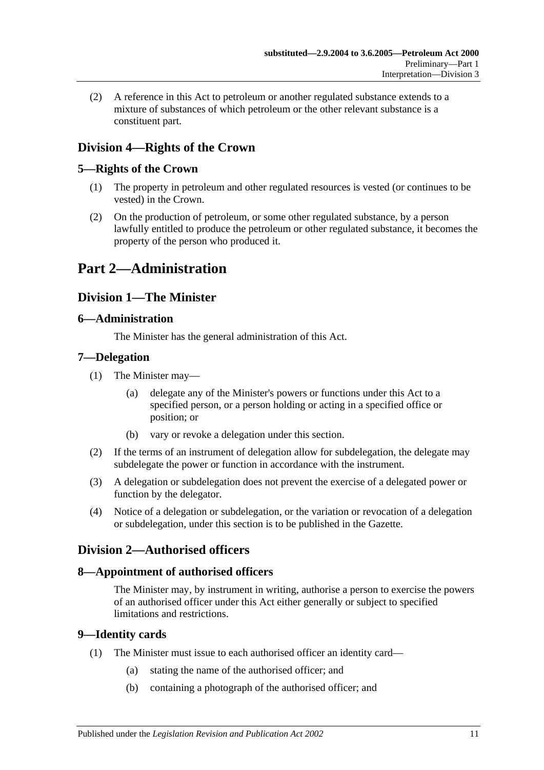(2) A reference in this Act to petroleum or another regulated substance extends to a mixture of substances of which petroleum or the other relevant substance is a constituent part.

## Division 4—Rights of the Crown

### 5—Rights of the Crown

(1) The property in petroleum and other regulated resources is vested (or continues to be vested) in the Crown.

(2) On the production of petroleum, or some other regulated substance, by a person lawfully entitled to produce the petroleum or other regulated substance, it becomes the property of the person who produced it.

# Part 2—Administration

## Division 1—The Minister

### 6—Administration

The Minister has the general administration of this Act.

### 7—Delegation

(1) The Minister may—

(a) delegate any of the Minister's powers or functions under this Act to a specified person, or a person holding or acting in a specified office or position; or

(b) vary or revoke a delegation under this section.

(2) If the terms of an instrument of delegation allow for subdelegation, the delegate may subdelegate the power or function in accordance with the instrument.

(3) A delegation or subdelegation does not prevent the exercise of a delegated power or function by the delegator.

(4) Notice of a delegation or subdelegation, or the variation or revocation of a delegation or subdelegation, under this section is to be published in the Gazette.

## Division 2—Authorised officers

### 8—Appointment of authorised officers

The Minister may, by instrument in writing, authorise a person to exercise the powers of an authorised officer under this Act either generally or subject to specified limitations and restrictions.

### 9—Identity cards

(1) The Minister must issue to each authorised officer an identity card—

(a) stating the name of the authorised officer; and

(b) containing a photograph of the authorised officer; and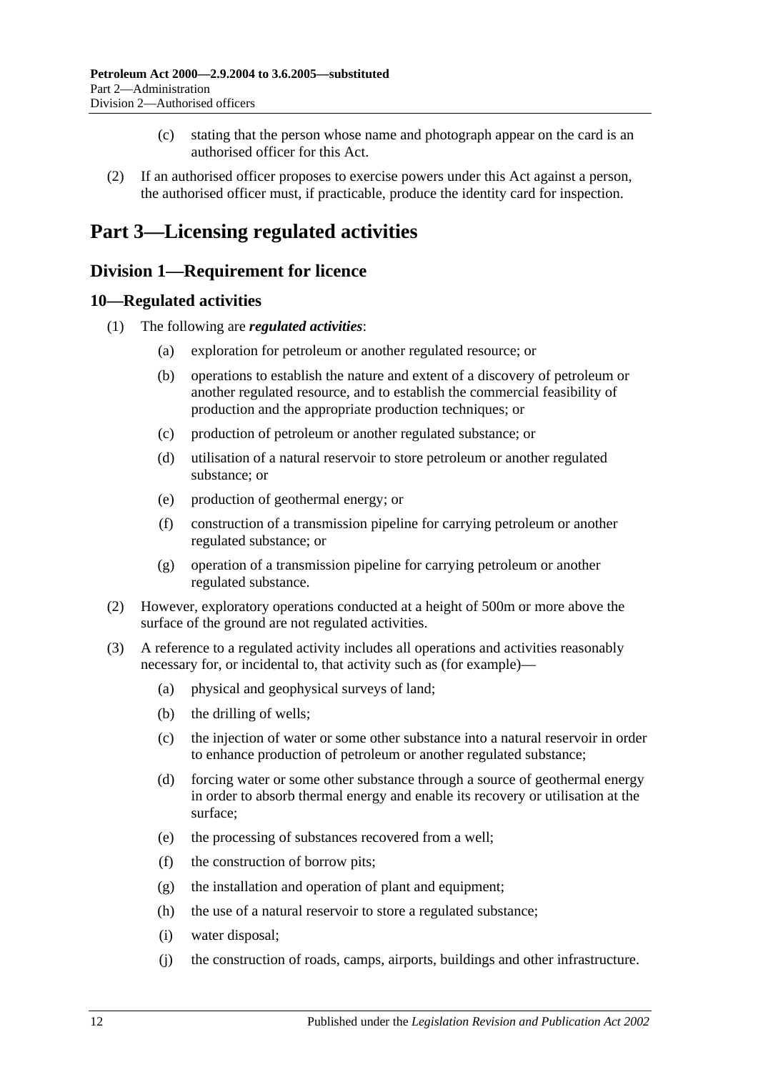(c) stating that the person whose name and photograph appear on the card is an authorised officer for this Act.

(2) If an authorised officer proposes to exercise powers under this Act against a person, the authorised officer must, if practicable, produce the identity card for inspection.

# Part 3—Licensing regulated activities

## Division 1—Requirement for licence

### 10—Regulated activities

(1) The following are ***regulated activities***:

(a) exploration for petroleum or another regulated resource; or

(b) operations to establish the nature and extent of a discovery of petroleum or another regulated resource, and to establish the commercial feasibility of production and the appropriate production techniques; or

(c) production of petroleum or another regulated substance; or

(d) utilisation of a natural reservoir to store petroleum or another regulated substance; or

(e) production of geothermal energy; or

(f) construction of a transmission pipeline for carrying petroleum or another regulated substance; or

(g) operation of a transmission pipeline for carrying petroleum or another regulated substance.

(2) However, exploratory operations conducted at a height of 500m or more above the surface of the ground are not regulated activities.

(3) A reference to a regulated activity includes all operations and activities reasonably necessary for, or incidental to, that activity such as (for example)—

(a) physical and geophysical surveys of land;

(b) the drilling of wells;

(c) the injection of water or some other substance into a natural reservoir in order to enhance production of petroleum or another regulated substance;

(d) forcing water or some other substance through a source of geothermal energy in order to absorb thermal energy and enable its recovery or utilisation at the surface;

(e) the processing of substances recovered from a well;

(f) the construction of borrow pits;

(g) the installation and operation of plant and equipment;

(h) the use of a natural reservoir to store a regulated substance;

(i) water disposal;

(j) the construction of roads, camps, airports, buildings and other infrastructure.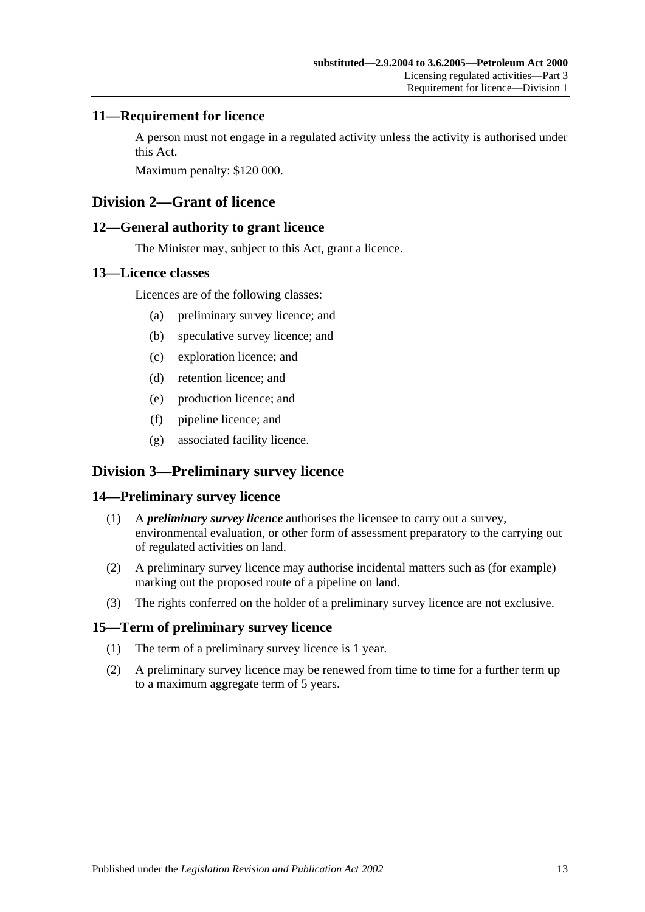## 11—Requirement for licence

A person must not engage in a regulated activity unless the activity is authorised under this Act.

Maximum penalty: $120 000.

# Division 2—Grant of licence

## 12—General authority to grant licence

The Minister may, subject to this Act, grant a licence.

## 13—Licence classes

Licences are of the following classes:

(a) preliminary survey licence; and

(b) speculative survey licence; and

(c) exploration licence; and

(d) retention licence; and

(e) production licence; and

(f) pipeline licence; and

(g) associated facility licence.

# Division 3—Preliminary survey licence

## 14—Preliminary survey licence

(1) A ***preliminary survey licence*** authorises the licensee to carry out a survey, environmental evaluation, or other form of assessment preparatory to the carrying out of regulated activities on land.

(2) A preliminary survey licence may authorise incidental matters such as (for example) marking out the proposed route of a pipeline on land.

(3) The rights conferred on the holder of a preliminary survey licence are not exclusive.

## 15—Term of preliminary survey licence

(1) The term of a preliminary survey licence is 1 year.

(2) A preliminary survey licence may be renewed from time to time for a further term up to a maximum aggregate term of 5 years.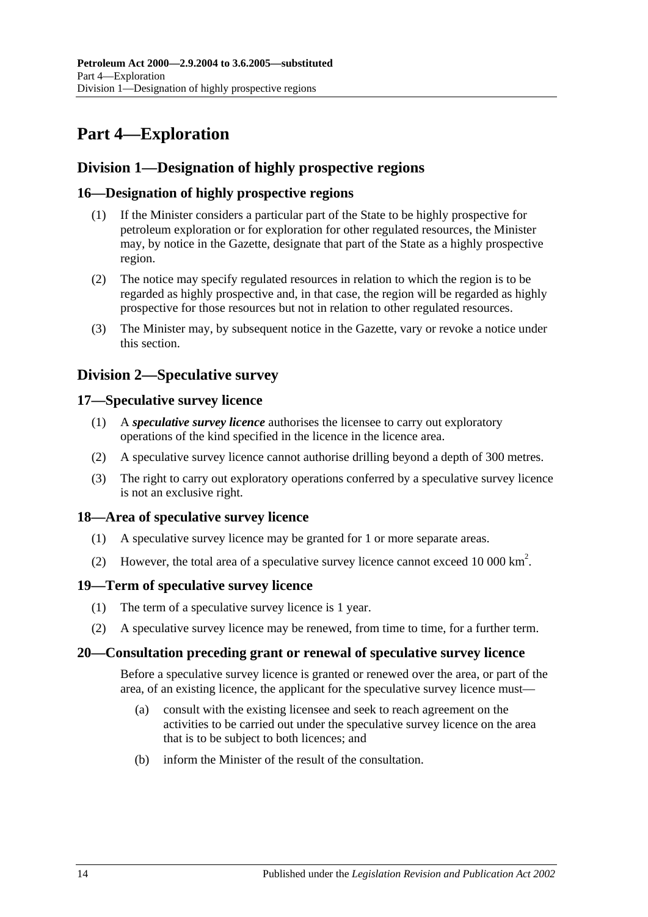# Part 4—Exploration

## Division 1—Designation of highly prospective regions

### 16—Designation of highly prospective regions

(1) If the Minister considers a particular part of the State to be highly prospective for petroleum exploration or for exploration for other regulated resources, the Minister may, by notice in the Gazette, designate that part of the State as a highly prospective region.

(2) The notice may specify regulated resources in relation to which the region is to be regarded as highly prospective and, in that case, the region will be regarded as highly prospective for those resources but not in relation to other regulated resources.

(3) The Minister may, by subsequent notice in the Gazette, vary or revoke a notice under this section.

## Division 2—Speculative survey

### 17—Speculative survey licence

(1) A ***speculative survey licence*** authorises the licensee to carry out exploratory operations of the kind specified in the licence in the licence area.

(2) A speculative survey licence cannot authorise drilling beyond a depth of 300 metres.

(3) The right to carry out exploratory operations conferred by a speculative survey licence is not an exclusive right.

### 18—Area of speculative survey licence

(1) A speculative survey licence may be granted for 1 or more separate areas.

(2) However, the total area of a speculative survey licence cannot exceed 10 000 $km^2$.

### 19—Term of speculative survey licence

(1) The term of a speculative survey licence is 1 year.

(2) A speculative survey licence may be renewed, from time to time, for a further term.

### 20—Consultation preceding grant or renewal of speculative survey licence

Before a speculative survey licence is granted or renewed over the area, or part of the area, of an existing licence, the applicant for the speculative survey licence must—

(a) consult with the existing licensee and seek to reach agreement on the activities to be carried out under the speculative survey licence on the area that is to be subject to both licences; and

(b) inform the Minister of the result of the consultation.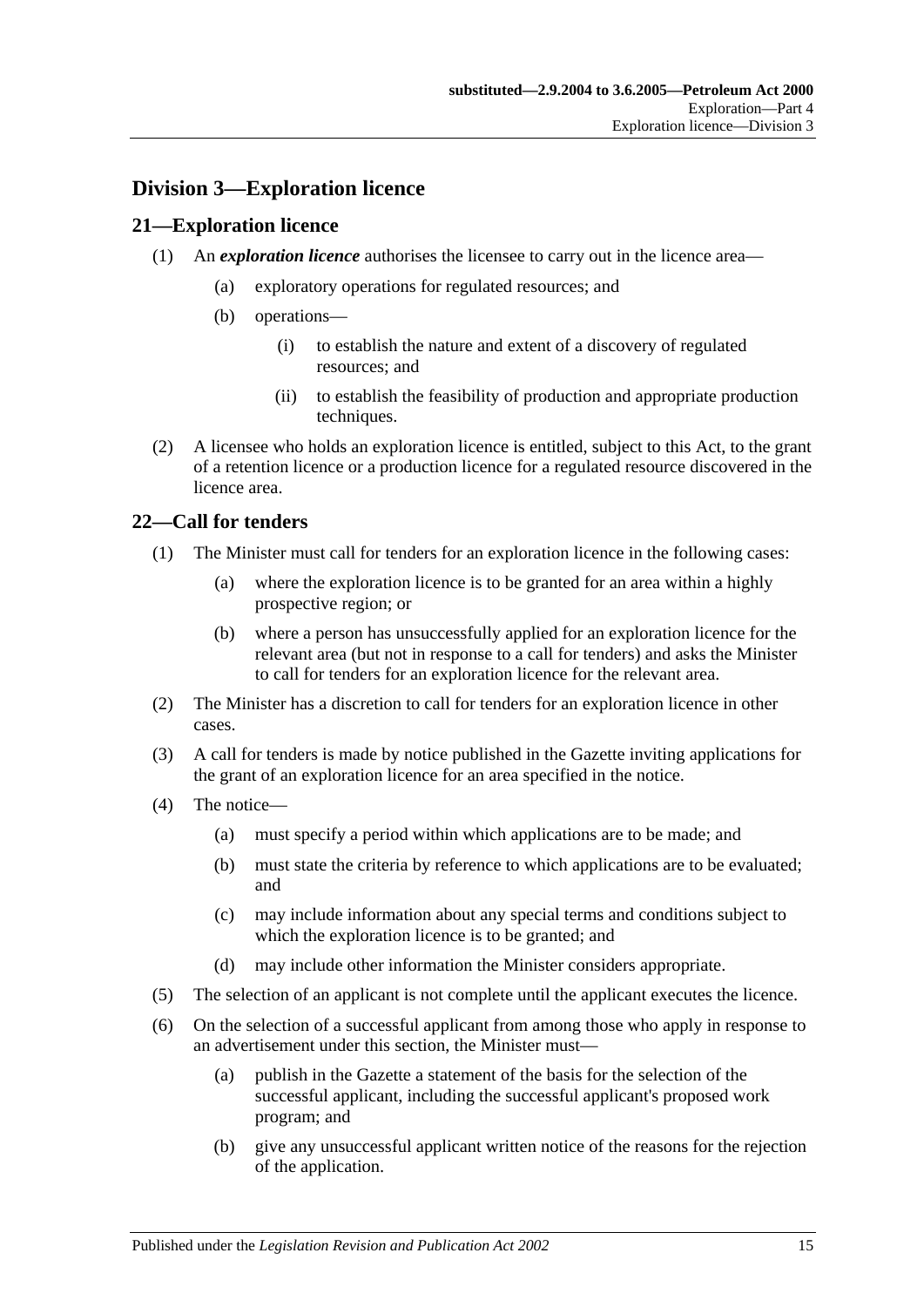## Division 3—Exploration licence

### 21—Exploration licence

(1) An ***exploration licence*** authorises the licensee to carry out in the licence area—

(a) exploratory operations for regulated resources; and

(b) operations—

(i) to establish the nature and extent of a discovery of regulated resources; and

(ii) to establish the feasibility of production and appropriate production techniques.

(2) A licensee who holds an exploration licence is entitled, subject to this Act, to the grant of a retention licence or a production licence for a regulated resource discovered in the licence area.

### 22—Call for tenders

(1) The Minister must call for tenders for an exploration licence in the following cases:

(a) where the exploration licence is to be granted for an area within a highly prospective region; or

(b) where a person has unsuccessfully applied for an exploration licence for the relevant area (but not in response to a call for tenders) and asks the Minister to call for tenders for an exploration licence for the relevant area.

(2) The Minister has a discretion to call for tenders for an exploration licence in other cases.

(3) A call for tenders is made by notice published in the Gazette inviting applications for the grant of an exploration licence for an area specified in the notice.

(4) The notice—

(a) must specify a period within which applications are to be made; and

(b) must state the criteria by reference to which applications are to be evaluated; and

(c) may include information about any special terms and conditions subject to which the exploration licence is to be granted; and

(d) may include other information the Minister considers appropriate.

(5) The selection of an applicant is not complete until the applicant executes the licence.

(6) On the selection of a successful applicant from among those who apply in response to an advertisement under this section, the Minister must—

(a) publish in the Gazette a statement of the basis for the selection of the successful applicant, including the successful applicant's proposed work program; and

(b) give any unsuccessful applicant written notice of the reasons for the rejection of the application.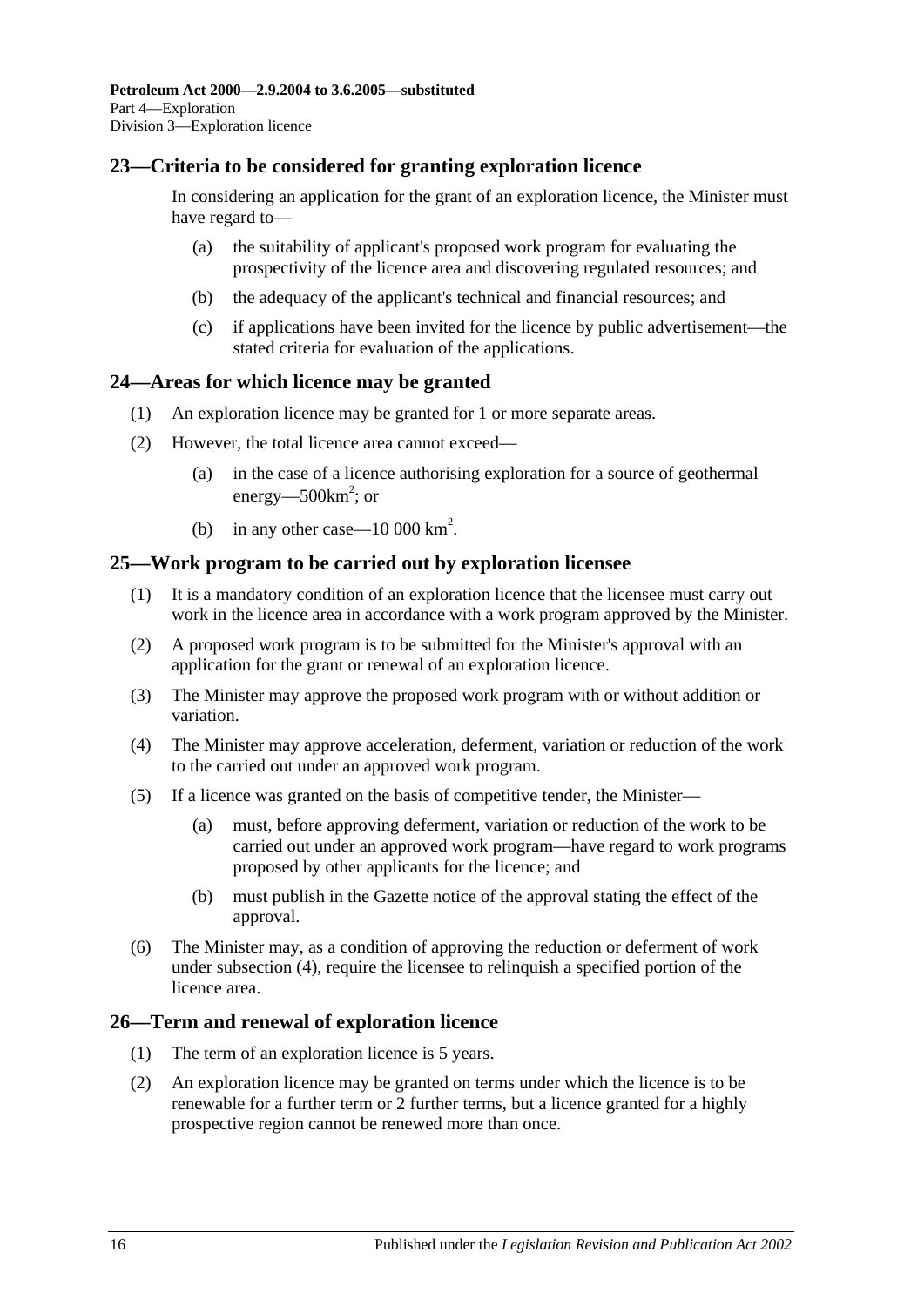## 23—Criteria to be considered for granting exploration licence

In considering an application for the grant of an exploration licence, the Minister must have regard to—

(a) the suitability of applicant's proposed work program for evaluating the prospectivity of the licence area and discovering regulated resources; and

(b) the adequacy of the applicant's technical and financial resources; and

(c) if applications have been invited for the licence by public advertisement—the stated criteria for evaluation of the applications.

## 24—Areas for which licence may be granted

(1) An exploration licence may be granted for 1 or more separate areas.

(2) However, the total licence area cannot exceed—

(a) in the case of a licence authorising exploration for a source of geothermal energy—500km$^2$; or

(b) in any other case—10 000 km$^2$.

## 25—Work program to be carried out by exploration licensee

(1) It is a mandatory condition of an exploration licence that the licensee must carry out work in the licence area in accordance with a work program approved by the Minister.

(2) A proposed work program is to be submitted for the Minister's approval with an application for the grant or renewal of an exploration licence.

(3) The Minister may approve the proposed work program with or without addition or variation.

(4) The Minister may approve acceleration, deferment, variation or reduction of the work to the carried out under an approved work program.

(5) If a licence was granted on the basis of competitive tender, the Minister—

(a) must, before approving deferment, variation or reduction of the work to be carried out under an approved work program—have regard to work programs proposed by other applicants for the licence; and

(b) must publish in the Gazette notice of the approval stating the effect of the approval.

(6) The Minister may, as a condition of approving the reduction or deferment of work under subsection (4), require the licensee to relinquish a specified portion of the licence area.

## 26—Term and renewal of exploration licence

(1) The term of an exploration licence is 5 years.

(2) An exploration licence may be granted on terms under which the licence is to be renewable for a further term or 2 further terms, but a licence granted for a highly prospective region cannot be renewed more than once.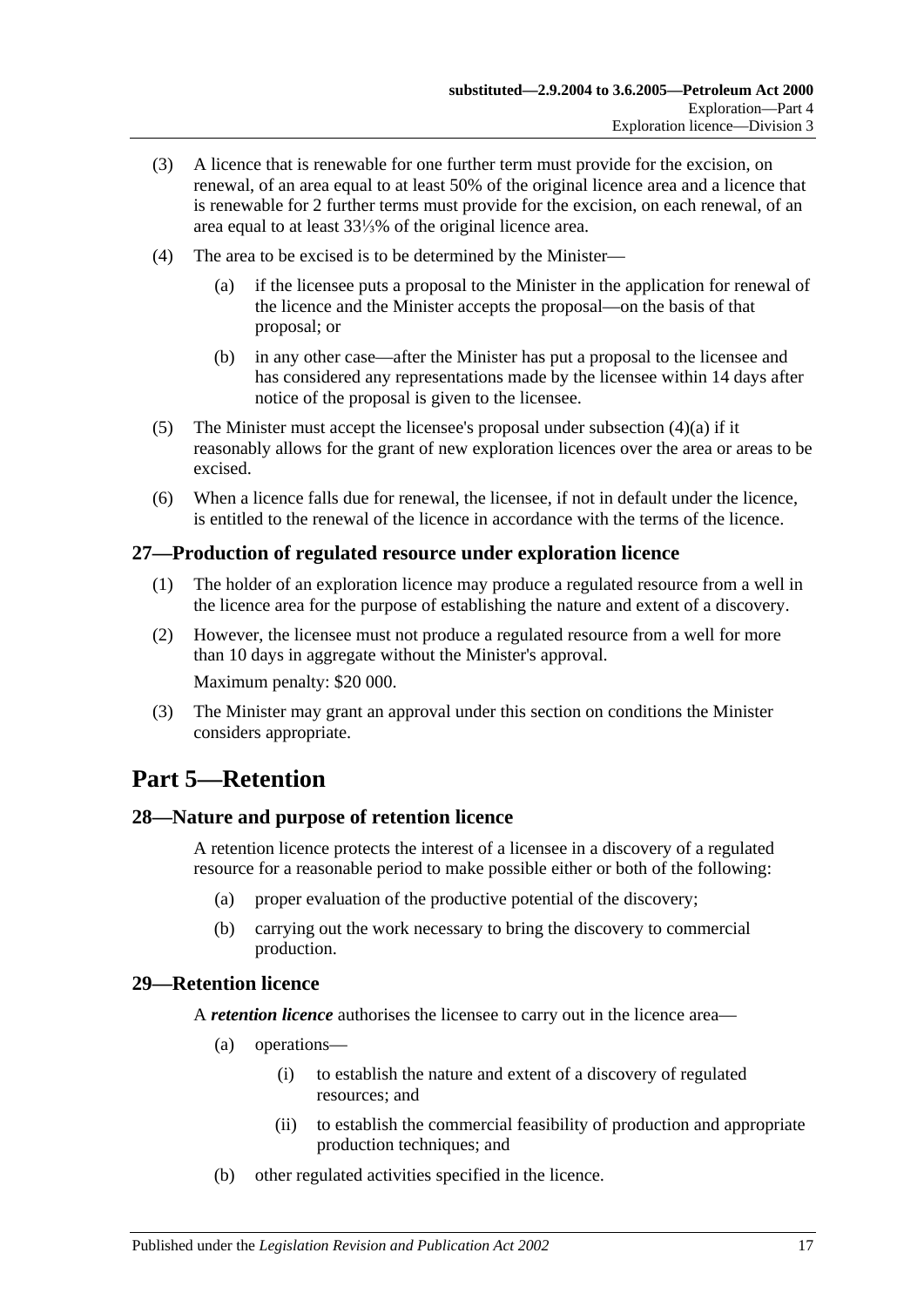(3) A licence that is renewable for one further term must provide for the excision, on renewal, of an area equal to at least 50% of the original licence area and a licence that is renewable for 2 further terms must provide for the excision, on each renewal, of an area equal to at least 33⅓% of the original licence area.

(4) The area to be excised is to be determined by the Minister—

(a) if the licensee puts a proposal to the Minister in the application for renewal of the licence and the Minister accepts the proposal—on the basis of that proposal; or

(b) in any other case—after the Minister has put a proposal to the licensee and has considered any representations made by the licensee within 14 days after notice of the proposal is given to the licensee.

(5) The Minister must accept the licensee's proposal under subsection (4)(a) if it reasonably allows for the grant of new exploration licences over the area or areas to be excised.

(6) When a licence falls due for renewal, the licensee, if not in default under the licence, is entitled to the renewal of the licence in accordance with the terms of the licence.

## 27—Production of regulated resource under exploration licence

(1) The holder of an exploration licence may produce a regulated resource from a well in the licence area for the purpose of establishing the nature and extent of a discovery.

(2) However, the licensee must not produce a regulated resource from a well for more than 10 days in aggregate without the Minister's approval.

Maximum penalty: $20 000.

(3) The Minister may grant an approval under this section on conditions the Minister considers appropriate.

# Part 5—Retention

## 28—Nature and purpose of retention licence

A retention licence protects the interest of a licensee in a discovery of a regulated resource for a reasonable period to make possible either or both of the following:

(a) proper evaluation of the productive potential of the discovery;

(b) carrying out the work necessary to bring the discovery to commercial production.

## 29—Retention licence

A ***retention licence*** authorises the licensee to carry out in the licence area—

(a) operations—

(i) to establish the nature and extent of a discovery of regulated resources; and

(ii) to establish the commercial feasibility of production and appropriate production techniques; and

(b) other regulated activities specified in the licence.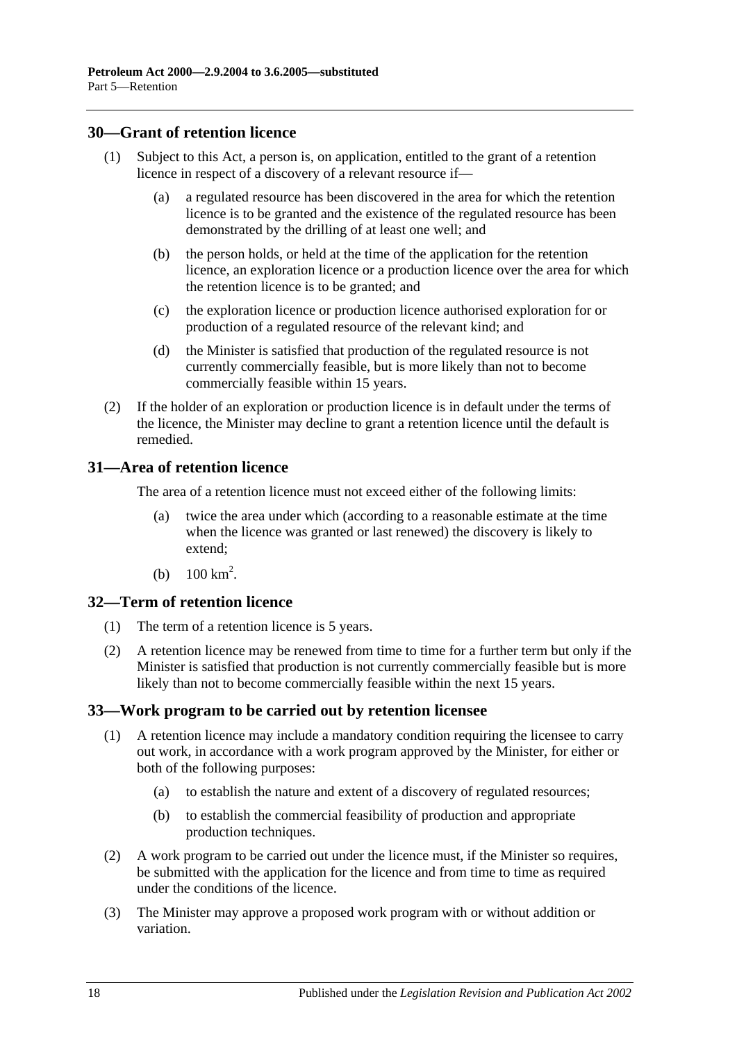## 30—Grant of retention licence

(1) Subject to this Act, a person is, on application, entitled to the grant of a retention licence in respect of a discovery of a relevant resource if—

(a) a regulated resource has been discovered in the area for which the retention licence is to be granted and the existence of the regulated resource has been demonstrated by the drilling of at least one well; and

(b) the person holds, or held at the time of the application for the retention licence, an exploration licence or a production licence over the area for which the retention licence is to be granted; and

(c) the exploration licence or production licence authorised exploration for or production of a regulated resource of the relevant kind; and

(d) the Minister is satisfied that production of the regulated resource is not currently commercially feasible, but is more likely than not to become commercially feasible within 15 years.

(2) If the holder of an exploration or production licence is in default under the terms of the licence, the Minister may decline to grant a retention licence until the default is remedied.

## 31—Area of retention licence

The area of a retention licence must not exceed either of the following limits:

(a) twice the area under which (according to a reasonable estimate at the time when the licence was granted or last renewed) the discovery is likely to extend;

(b) $100 \text{ km}^2$.

## 32—Term of retention licence

(1) The term of a retention licence is 5 years.

(2) A retention licence may be renewed from time to time for a further term but only if the Minister is satisfied that production is not currently commercially feasible but is more likely than not to become commercially feasible within the next 15 years.

## 33—Work program to be carried out by retention licensee

(1) A retention licence may include a mandatory condition requiring the licensee to carry out work, in accordance with a work program approved by the Minister, for either or both of the following purposes:

(a) to establish the nature and extent of a discovery of regulated resources;

(b) to establish the commercial feasibility of production and appropriate production techniques.

(2) A work program to be carried out under the licence must, if the Minister so requires, be submitted with the application for the licence and from time to time as required under the conditions of the licence.

(3) The Minister may approve a proposed work program with or without addition or variation.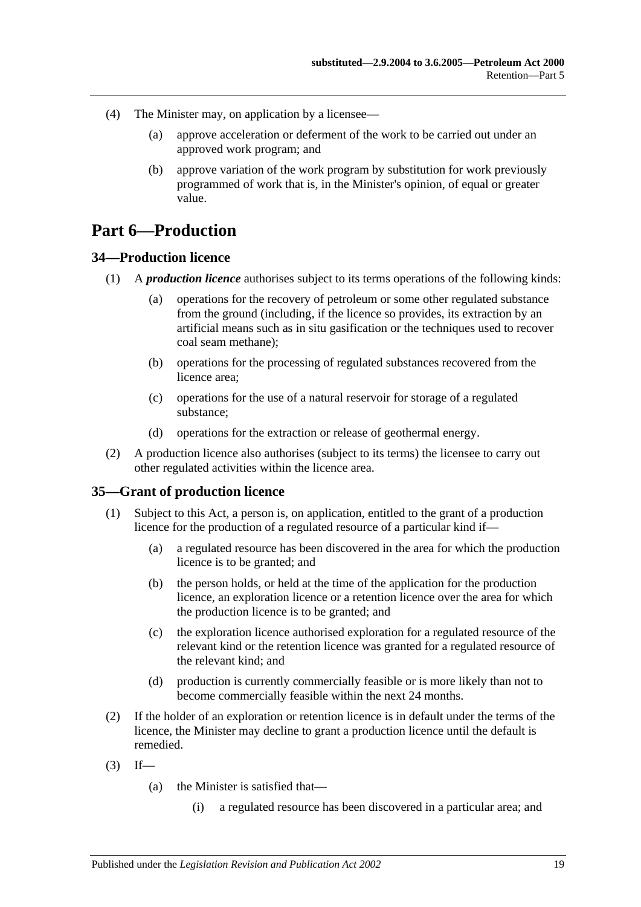(4) The Minister may, on application by a licensee—

(a) approve acceleration or deferment of the work to be carried out under an approved work program; and

(b) approve variation of the work program by substitution for work previously programmed of work that is, in the Minister's opinion, of equal or greater value.

# Part 6—Production

## 34—Production licence

(1) A ***production licence*** authorises subject to its terms operations of the following kinds:

(a) operations for the recovery of petroleum or some other regulated substance from the ground (including, if the licence so provides, its extraction by an artificial means such as in situ gasification or the techniques used to recover coal seam methane);

(b) operations for the processing of regulated substances recovered from the licence area;

(c) operations for the use of a natural reservoir for storage of a regulated substance;

(d) operations for the extraction or release of geothermal energy.

(2) A production licence also authorises (subject to its terms) the licensee to carry out other regulated activities within the licence area.

## 35—Grant of production licence

(1) Subject to this Act, a person is, on application, entitled to the grant of a production licence for the production of a regulated resource of a particular kind if—

(a) a regulated resource has been discovered in the area for which the production licence is to be granted; and

(b) the person holds, or held at the time of the application for the production licence, an exploration licence or a retention licence over the area for which the production licence is to be granted; and

(c) the exploration licence authorised exploration for a regulated resource of the relevant kind or the retention licence was granted for a regulated resource of the relevant kind; and

(d) production is currently commercially feasible or is more likely than not to become commercially feasible within the next 24 months.

(2) If the holder of an exploration or retention licence is in default under the terms of the licence, the Minister may decline to grant a production licence until the default is remedied.

(3) If—

(a) the Minister is satisfied that—

(i) a regulated resource has been discovered in a particular area; and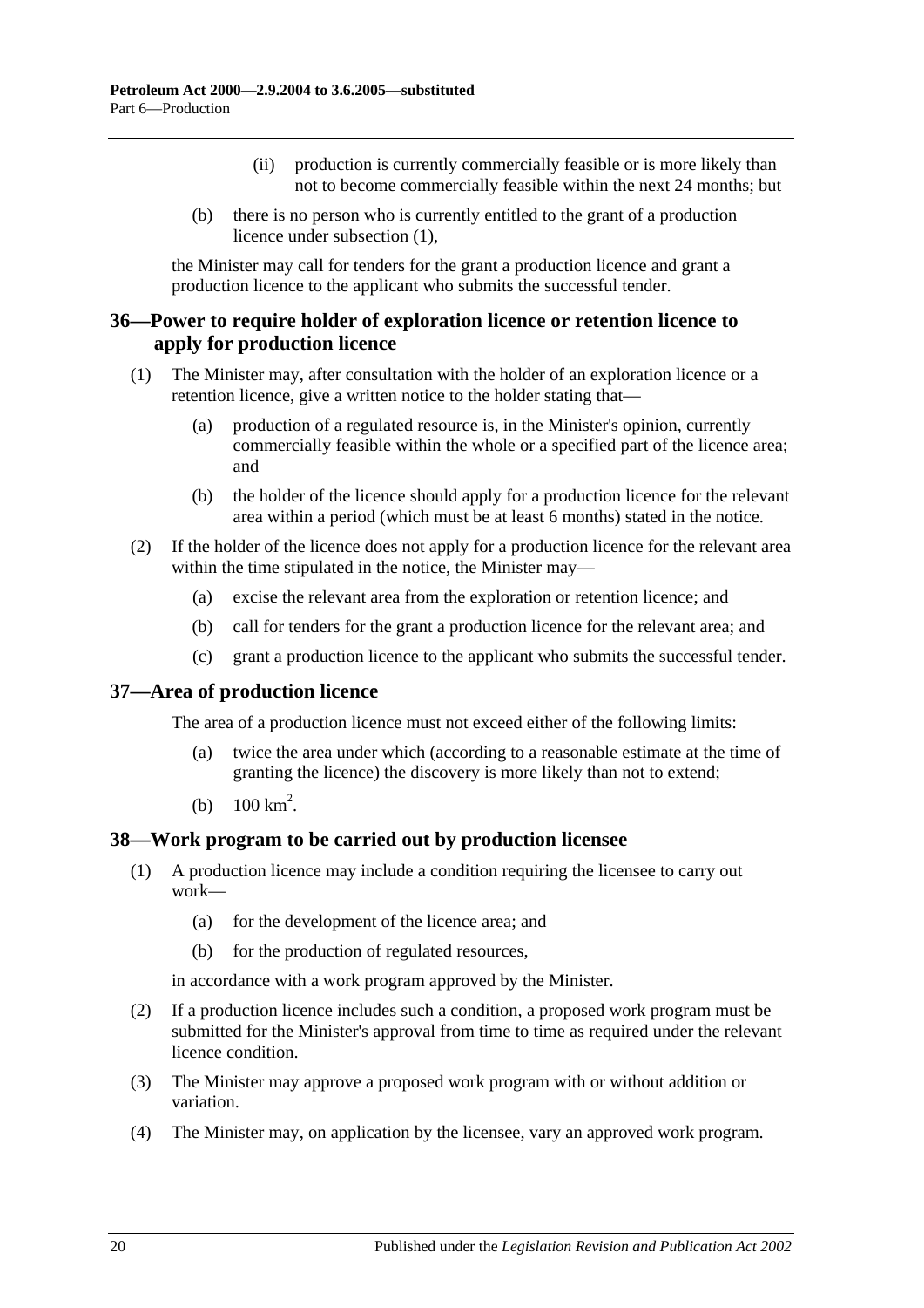(ii) production is currently commercially feasible or is more likely than not to become commercially feasible within the next 24 months; but

(b) there is no person who is currently entitled to the grant of a production licence under subsection (1),

the Minister may call for tenders for the grant a production licence and grant a production licence to the applicant who submits the successful tender.

## 36—Power to require holder of exploration licence or retention licence to apply for production licence

(1) The Minister may, after consultation with the holder of an exploration licence or a retention licence, give a written notice to the holder stating that—

(a) production of a regulated resource is, in the Minister's opinion, currently commercially feasible within the whole or a specified part of the licence area; and

(b) the holder of the licence should apply for a production licence for the relevant area within a period (which must be at least 6 months) stated in the notice.

(2) If the holder of the licence does not apply for a production licence for the relevant area within the time stipulated in the notice, the Minister may—

(a) excise the relevant area from the exploration or retention licence; and

(b) call for tenders for the grant a production licence for the relevant area; and

(c) grant a production licence to the applicant who submits the successful tender.

## 37—Area of production licence

The area of a production licence must not exceed either of the following limits:

(a) twice the area under which (according to a reasonable estimate at the time of granting the licence) the discovery is more likely than not to extend;

(b) $100\ km^2$.

## 38—Work program to be carried out by production licensee

(1) A production licence may include a condition requiring the licensee to carry out work—

(a) for the development of the licence area; and

(b) for the production of regulated resources,

in accordance with a work program approved by the Minister.

(2) If a production licence includes such a condition, a proposed work program must be submitted for the Minister's approval from time to time as required under the relevant licence condition.

(3) The Minister may approve a proposed work program with or without addition or variation.

(4) The Minister may, on application by the licensee, vary an approved work program.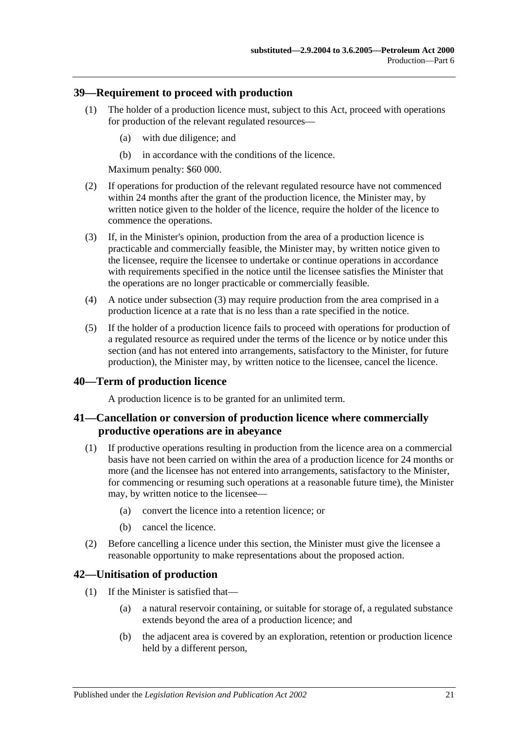## 39—Requirement to proceed with production

(1) The holder of a production licence must, subject to this Act, proceed with operations for production of the relevant regulated resources—

(a) with due diligence; and

(b) in accordance with the conditions of the licence.

Maximum penalty: $60 000.

(2) If operations for production of the relevant regulated resource have not commenced within 24 months after the grant of the production licence, the Minister may, by written notice given to the holder of the licence, require the holder of the licence to commence the operations.

(3) If, in the Minister's opinion, production from the area of a production licence is practicable and commercially feasible, the Minister may, by written notice given to the licensee, require the licensee to undertake or continue operations in accordance with requirements specified in the notice until the licensee satisfies the Minister that the operations are no longer practicable or commercially feasible.

(4) A notice under subsection (3) may require production from the area comprised in a production licence at a rate that is no less than a rate specified in the notice.

(5) If the holder of a production licence fails to proceed with operations for production of a regulated resource as required under the terms of the licence or by notice under this section (and has not entered into arrangements, satisfactory to the Minister, for future production), the Minister may, by written notice to the licensee, cancel the licence.

## 40—Term of production licence

A production licence is to be granted for an unlimited term.

## 41—Cancellation or conversion of production licence where commercially productive operations are in abeyance

(1) If productive operations resulting in production from the licence area on a commercial basis have not been carried on within the area of a production licence for 24 months or more (and the licensee has not entered into arrangements, satisfactory to the Minister, for commencing or resuming such operations at a reasonable future time), the Minister may, by written notice to the licensee—

(a) convert the licence into a retention licence; or

(b) cancel the licence.

(2) Before cancelling a licence under this section, the Minister must give the licensee a reasonable opportunity to make representations about the proposed action.

## 42—Unitisation of production

(1) If the Minister is satisfied that—

(a) a natural reservoir containing, or suitable for storage of, a regulated substance extends beyond the area of a production licence; and

(b) the adjacent area is covered by an exploration, retention or production licence held by a different person,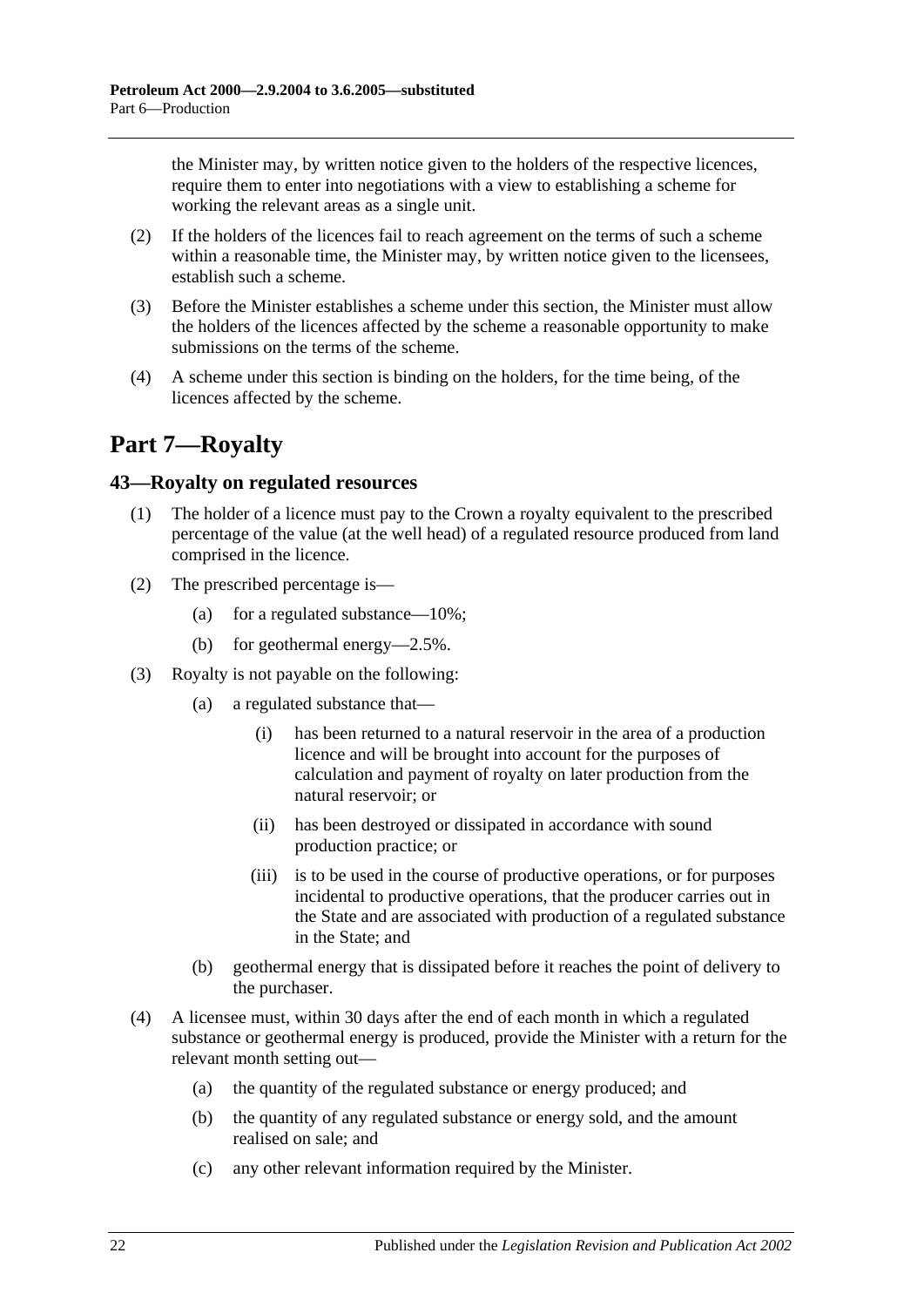the Minister may, by written notice given to the holders of the respective licences, require them to enter into negotiations with a view to establishing a scheme for working the relevant areas as a single unit.

(2) If the holders of the licences fail to reach agreement on the terms of such a scheme within a reasonable time, the Minister may, by written notice given to the licensees, establish such a scheme.

(3) Before the Minister establishes a scheme under this section, the Minister must allow the holders of the licences affected by the scheme a reasonable opportunity to make submissions on the terms of the scheme.

(4) A scheme under this section is binding on the holders, for the time being, of the licences affected by the scheme.

# Part 7—Royalty

## 43—Royalty on regulated resources

(1) The holder of a licence must pay to the Crown a royalty equivalent to the prescribed percentage of the value (at the well head) of a regulated resource produced from land comprised in the licence.

(2) The prescribed percentage is—

- (a) for a regulated substance—10%;
- (b) for geothermal energy—2.5%.

(3) Royalty is not payable on the following:

- (a) a regulated substance that—
  - (i) has been returned to a natural reservoir in the area of a production licence and will be brought into account for the purposes of calculation and payment of royalty on later production from the natural reservoir; or
  - (ii) has been destroyed or dissipated in accordance with sound production practice; or
  - (iii) is to be used in the course of productive operations, or for purposes incidental to productive operations, that the producer carries out in the State and are associated with production of a regulated substance in the State; and
- (b) geothermal energy that is dissipated before it reaches the point of delivery to the purchaser.

(4) A licensee must, within 30 days after the end of each month in which a regulated substance or geothermal energy is produced, provide the Minister with a return for the relevant month setting out—

- (a) the quantity of the regulated substance or energy produced; and
- (b) the quantity of any regulated substance or energy sold, and the amount realised on sale; and
- (c) any other relevant information required by the Minister.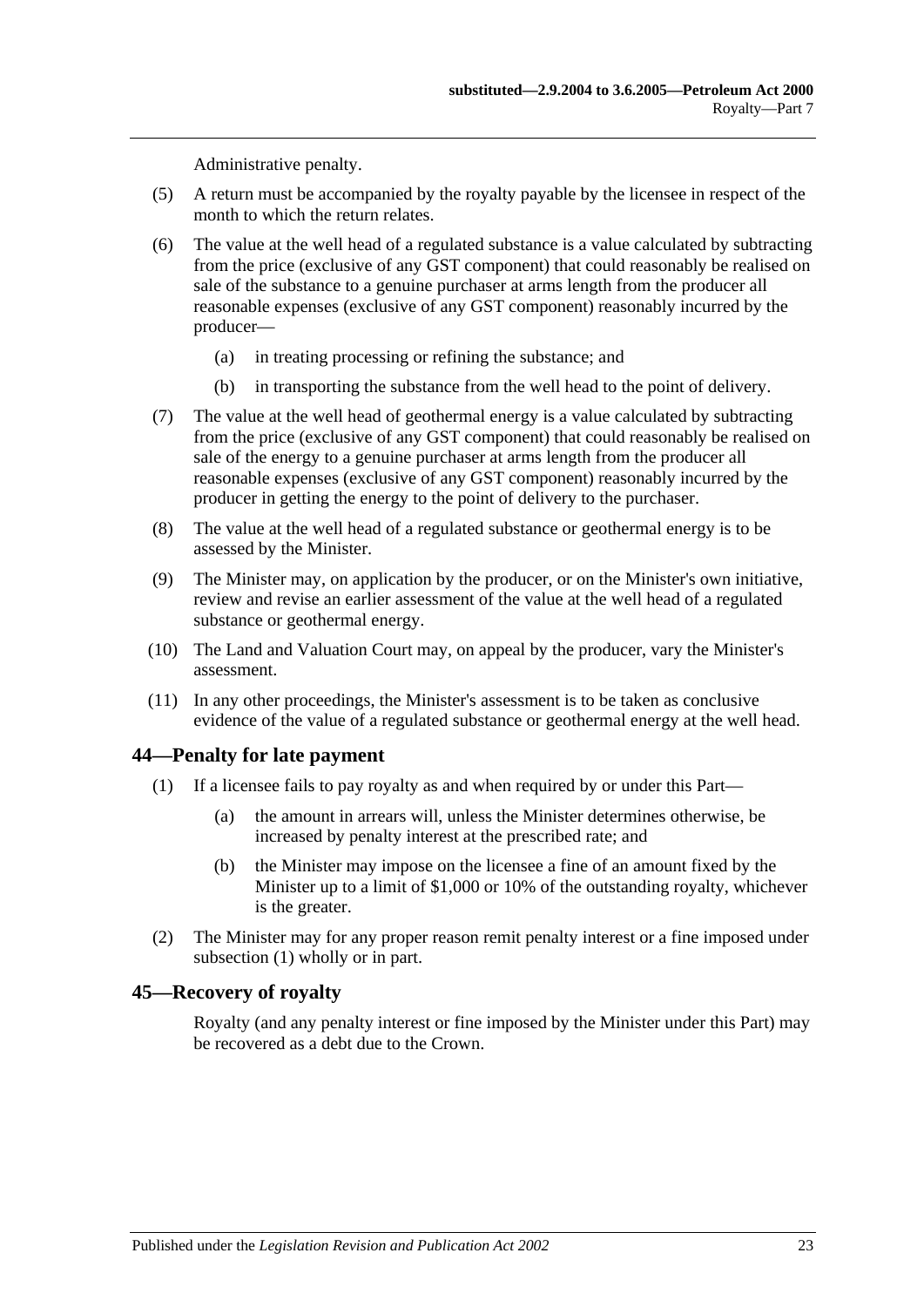Administrative penalty.

(5) A return must be accompanied by the royalty payable by the licensee in respect of the month to which the return relates.

(6) The value at the well head of a regulated substance is a value calculated by subtracting from the price (exclusive of any GST component) that could reasonably be realised on sale of the substance to a genuine purchaser at arms length from the producer all reasonable expenses (exclusive of any GST component) reasonably incurred by the producer—

  (a) in treating processing or refining the substance; and

  (b) in transporting the substance from the well head to the point of delivery.

(7) The value at the well head of geothermal energy is a value calculated by subtracting from the price (exclusive of any GST component) that could reasonably be realised on sale of the energy to a genuine purchaser at arms length from the producer all reasonable expenses (exclusive of any GST component) reasonably incurred by the producer in getting the energy to the point of delivery to the purchaser.

(8) The value at the well head of a regulated substance or geothermal energy is to be assessed by the Minister.

(9) The Minister may, on application by the producer, or on the Minister's own initiative, review and revise an earlier assessment of the value at the well head of a regulated substance or geothermal energy.

(10) The Land and Valuation Court may, on appeal by the producer, vary the Minister's assessment.

(11) In any other proceedings, the Minister's assessment is to be taken as conclusive evidence of the value of a regulated substance or geothermal energy at the well head.

## 44—Penalty for late payment

(1) If a licensee fails to pay royalty as and when required by or under this Part—

  (a) the amount in arrears will, unless the Minister determines otherwise, be increased by penalty interest at the prescribed rate; and

  (b) the Minister may impose on the licensee a fine of an amount fixed by the Minister up to a limit of $1,000 or 10% of the outstanding royalty, whichever is the greater.

(2) The Minister may for any proper reason remit penalty interest or a fine imposed under subsection (1) wholly or in part.

## 45—Recovery of royalty

Royalty (and any penalty interest or fine imposed by the Minister under this Part) may be recovered as a debt due to the Crown.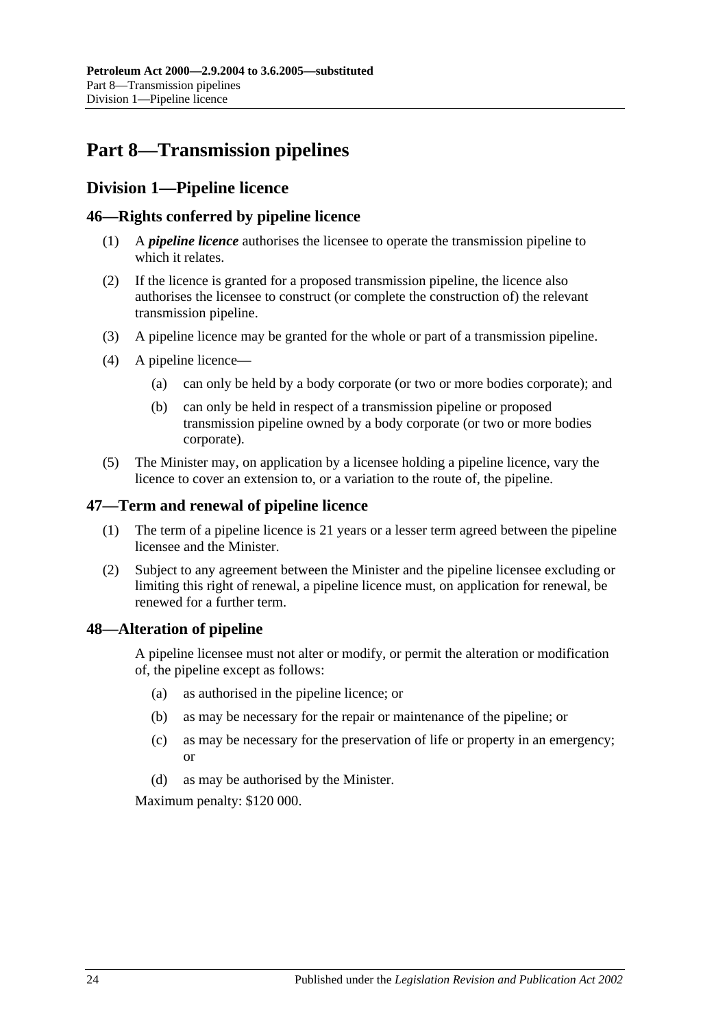# Part 8—Transmission pipelines

## Division 1—Pipeline licence

### 46—Rights conferred by pipeline licence

(1) A ***pipeline licence*** authorises the licensee to operate the transmission pipeline to which it relates.

(2) If the licence is granted for a proposed transmission pipeline, the licence also authorises the licensee to construct (or complete the construction of) the relevant transmission pipeline.

(3) A pipeline licence may be granted for the whole or part of a transmission pipeline.

(4) A pipeline licence—

- (a) can only be held by a body corporate (or two or more bodies corporate); and
- (b) can only be held in respect of a transmission pipeline or proposed transmission pipeline owned by a body corporate (or two or more bodies corporate).

(5) The Minister may, on application by a licensee holding a pipeline licence, vary the licence to cover an extension to, or a variation to the route of, the pipeline.

### 47—Term and renewal of pipeline licence

(1) The term of a pipeline licence is 21 years or a lesser term agreed between the pipeline licensee and the Minister.

(2) Subject to any agreement between the Minister and the pipeline licensee excluding or limiting this right of renewal, a pipeline licence must, on application for renewal, be renewed for a further term.

### 48—Alteration of pipeline

A pipeline licensee must not alter or modify, or permit the alteration or modification of, the pipeline except as follows:

- (a) as authorised in the pipeline licence; or
- (b) as may be necessary for the repair or maintenance of the pipeline; or
- (c) as may be necessary for the preservation of life or property in an emergency; or
- (d) as may be authorised by the Minister.

Maximum penalty: $120 000.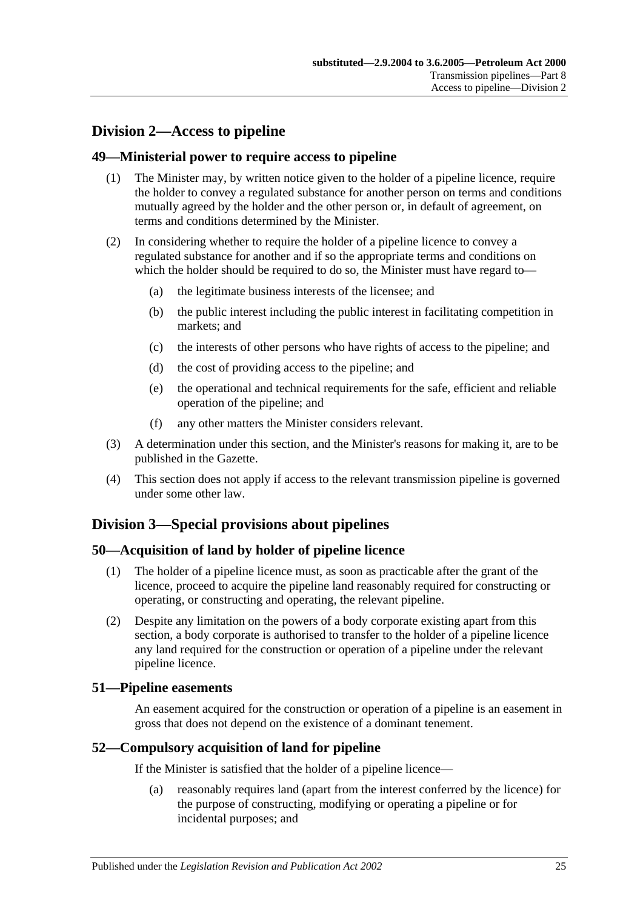## Division 2—Access to pipeline

### 49—Ministerial power to require access to pipeline

(1) The Minister may, by written notice given to the holder of a pipeline licence, require the holder to convey a regulated substance for another person on terms and conditions mutually agreed by the holder and the other person or, in default of agreement, on terms and conditions determined by the Minister.

(2) In considering whether to require the holder of a pipeline licence to convey a regulated substance for another and if so the appropriate terms and conditions on which the holder should be required to do so, the Minister must have regard to—

(a) the legitimate business interests of the licensee; and

(b) the public interest including the public interest in facilitating competition in markets; and

(c) the interests of other persons who have rights of access to the pipeline; and

(d) the cost of providing access to the pipeline; and

(e) the operational and technical requirements for the safe, efficient and reliable operation of the pipeline; and

(f) any other matters the Minister considers relevant.

(3) A determination under this section, and the Minister's reasons for making it, are to be published in the Gazette.

(4) This section does not apply if access to the relevant transmission pipeline is governed under some other law.

## Division 3—Special provisions about pipelines

### 50—Acquisition of land by holder of pipeline licence

(1) The holder of a pipeline licence must, as soon as practicable after the grant of the licence, proceed to acquire the pipeline land reasonably required for constructing or operating, or constructing and operating, the relevant pipeline.

(2) Despite any limitation on the powers of a body corporate existing apart from this section, a body corporate is authorised to transfer to the holder of a pipeline licence any land required for the construction or operation of a pipeline under the relevant pipeline licence.

### 51—Pipeline easements

An easement acquired for the construction or operation of a pipeline is an easement in gross that does not depend on the existence of a dominant tenement.

### 52—Compulsory acquisition of land for pipeline

If the Minister is satisfied that the holder of a pipeline licence—

(a) reasonably requires land (apart from the interest conferred by the licence) for the purpose of constructing, modifying or operating a pipeline or for incidental purposes; and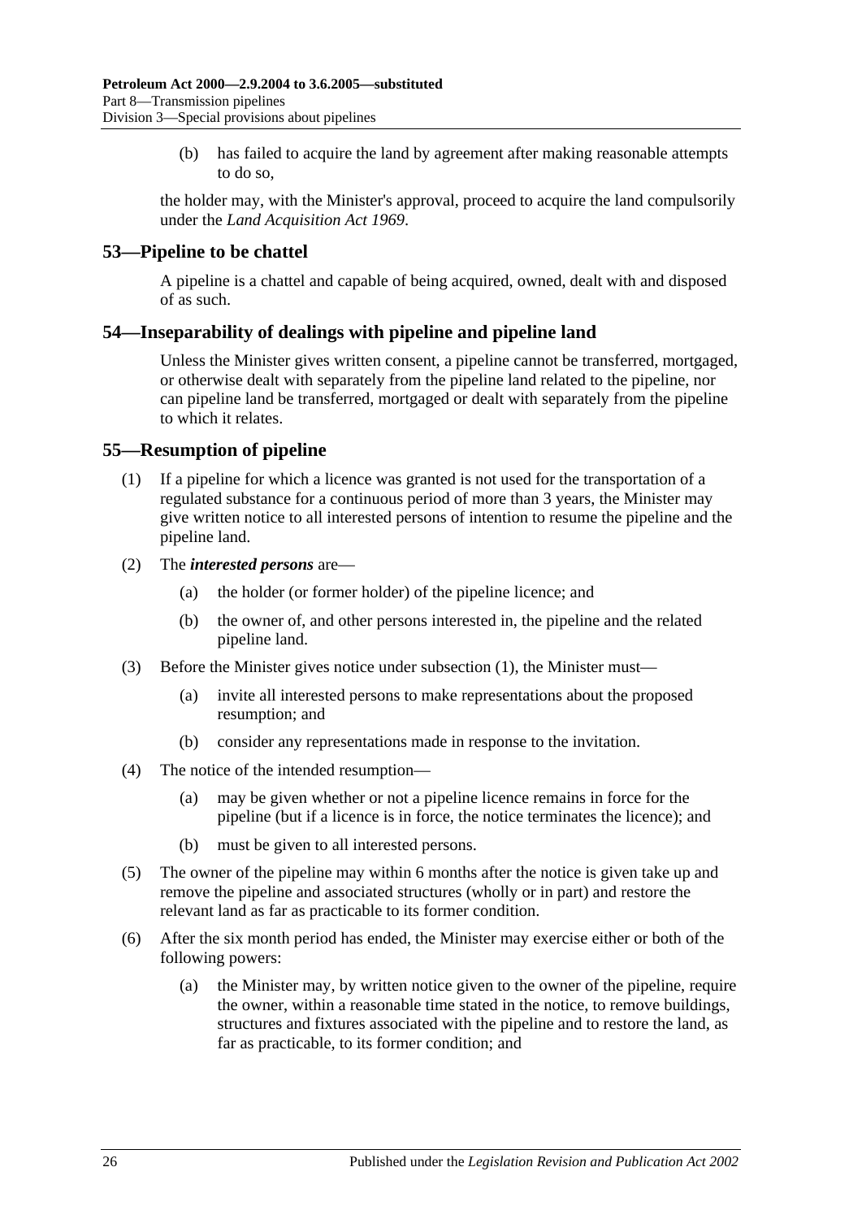(b) has failed to acquire the land by agreement after making reasonable attempts to do so,

the holder may, with the Minister's approval, proceed to acquire the land compulsorily under the *Land Acquisition Act 1969*.

## 53—Pipeline to be chattel

A pipeline is a chattel and capable of being acquired, owned, dealt with and disposed of as such.

## 54—Inseparability of dealings with pipeline and pipeline land

Unless the Minister gives written consent, a pipeline cannot be transferred, mortgaged, or otherwise dealt with separately from the pipeline land related to the pipeline, nor can pipeline land be transferred, mortgaged or dealt with separately from the pipeline to which it relates.

## 55—Resumption of pipeline

(1) If a pipeline for which a licence was granted is not used for the transportation of a regulated substance for a continuous period of more than 3 years, the Minister may give written notice to all interested persons of intention to resume the pipeline and the pipeline land.

(2) The ***interested persons*** are—

(a) the holder (or former holder) of the pipeline licence; and

(b) the owner of, and other persons interested in, the pipeline and the related pipeline land.

(3) Before the Minister gives notice under subsection (1), the Minister must—

(a) invite all interested persons to make representations about the proposed resumption; and

(b) consider any representations made in response to the invitation.

(4) The notice of the intended resumption—

(a) may be given whether or not a pipeline licence remains in force for the pipeline (but if a licence is in force, the notice terminates the licence); and

(b) must be given to all interested persons.

(5) The owner of the pipeline may within 6 months after the notice is given take up and remove the pipeline and associated structures (wholly or in part) and restore the relevant land as far as practicable to its former condition.

(6) After the six month period has ended, the Minister may exercise either or both of the following powers:

(a) the Minister may, by written notice given to the owner of the pipeline, require the owner, within a reasonable time stated in the notice, to remove buildings, structures and fixtures associated with the pipeline and to restore the land, as far as practicable, to its former condition; and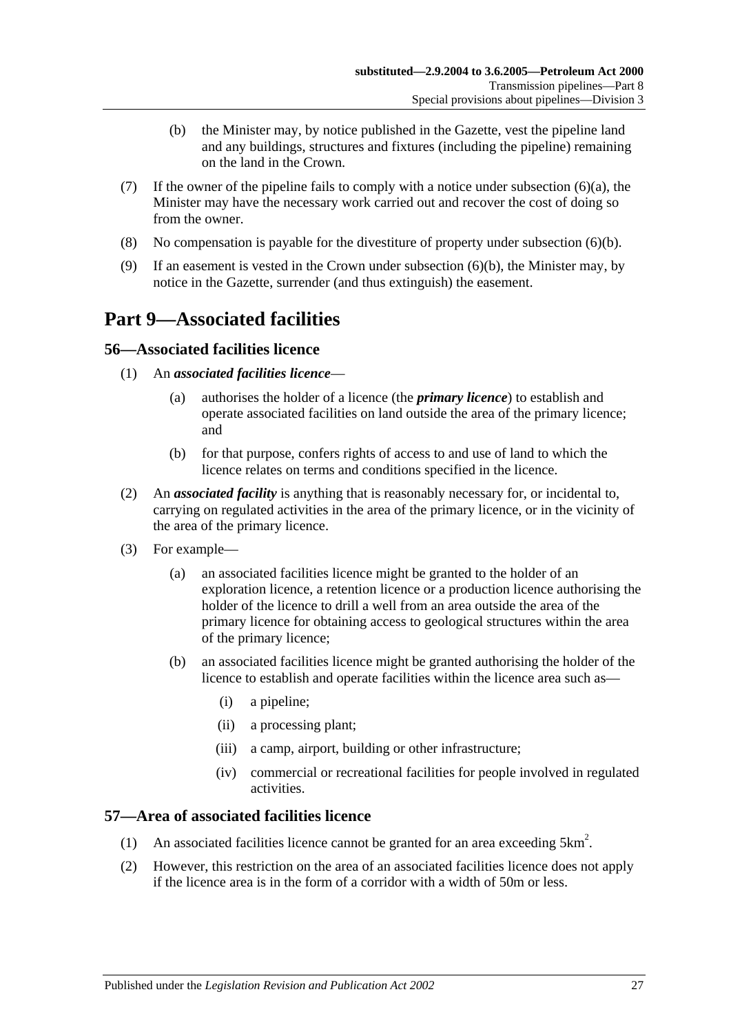(b) the Minister may, by notice published in the Gazette, vest the pipeline land and any buildings, structures and fixtures (including the pipeline) remaining on the land in the Crown.

(7) If the owner of the pipeline fails to comply with a notice under subsection (6)(a), the Minister may have the necessary work carried out and recover the cost of doing so from the owner.

(8) No compensation is payable for the divestiture of property under subsection (6)(b).

(9) If an easement is vested in the Crown under subsection (6)(b), the Minister may, by notice in the Gazette, surrender (and thus extinguish) the easement.

# Part 9—Associated facilities

## 56—Associated facilities licence

(1) An ***associated facilities licence***—

(a) authorises the holder of a licence (the ***primary licence***) to establish and operate associated facilities on land outside the area of the primary licence; and

(b) for that purpose, confers rights of access to and use of land to which the licence relates on terms and conditions specified in the licence.

(2) An ***associated facility*** is anything that is reasonably necessary for, or incidental to, carrying on regulated activities in the area of the primary licence, or in the vicinity of the area of the primary licence.

(3) For example—

(a) an associated facilities licence might be granted to the holder of an exploration licence, a retention licence or a production licence authorising the holder of the licence to drill a well from an area outside the area of the primary licence for obtaining access to geological structures within the area of the primary licence;

(b) an associated facilities licence might be granted authorising the holder of the licence to establish and operate facilities within the licence area such as—

(i) a pipeline;

(ii) a processing plant;

(iii) a camp, airport, building or other infrastructure;

(iv) commercial or recreational facilities for people involved in regulated activities.

## 57—Area of associated facilities licence

(1) An associated facilities licence cannot be granted for an area exceeding $5km^2$.

(2) However, this restriction on the area of an associated facilities licence does not apply if the licence area is in the form of a corridor with a width of 50m or less.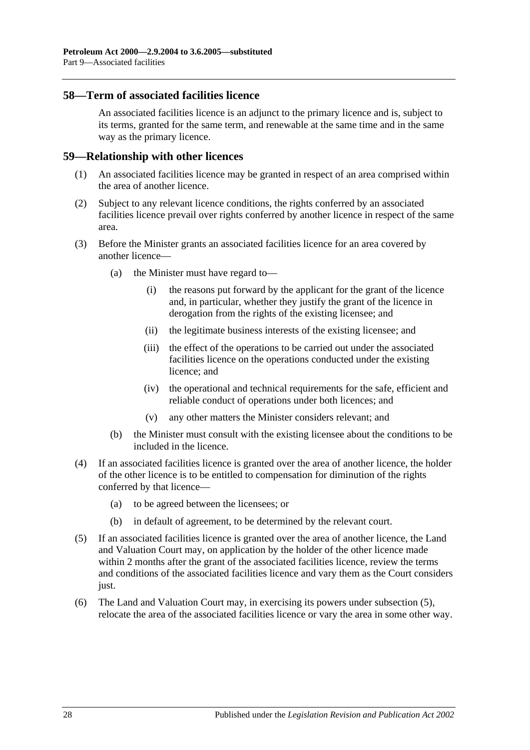## 58—Term of associated facilities licence

An associated facilities licence is an adjunct to the primary licence and is, subject to its terms, granted for the same term, and renewable at the same time and in the same way as the primary licence.

## 59—Relationship with other licences

(1) An associated facilities licence may be granted in respect of an area comprised within the area of another licence.

(2) Subject to any relevant licence conditions, the rights conferred by an associated facilities licence prevail over rights conferred by another licence in respect of the same area.

(3) Before the Minister grants an associated facilities licence for an area covered by another licence—

- (a) the Minister must have regard to—
  - (i) the reasons put forward by the applicant for the grant of the licence and, in particular, whether they justify the grant of the licence in derogation from the rights of the existing licensee; and
  - (ii) the legitimate business interests of the existing licensee; and
  - (iii) the effect of the operations to be carried out under the associated facilities licence on the operations conducted under the existing licence; and
  - (iv) the operational and technical requirements for the safe, efficient and reliable conduct of operations under both licences; and
  - (v) any other matters the Minister considers relevant; and
- (b) the Minister must consult with the existing licensee about the conditions to be included in the licence.

(4) If an associated facilities licence is granted over the area of another licence, the holder of the other licence is to be entitled to compensation for diminution of the rights conferred by that licence—

- (a) to be agreed between the licensees; or
- (b) in default of agreement, to be determined by the relevant court.

(5) If an associated facilities licence is granted over the area of another licence, the Land and Valuation Court may, on application by the holder of the other licence made within 2 months after the grant of the associated facilities licence, review the terms and conditions of the associated facilities licence and vary them as the Court considers just.

(6) The Land and Valuation Court may, in exercising its powers under subsection (5), relocate the area of the associated facilities licence or vary the area in some other way.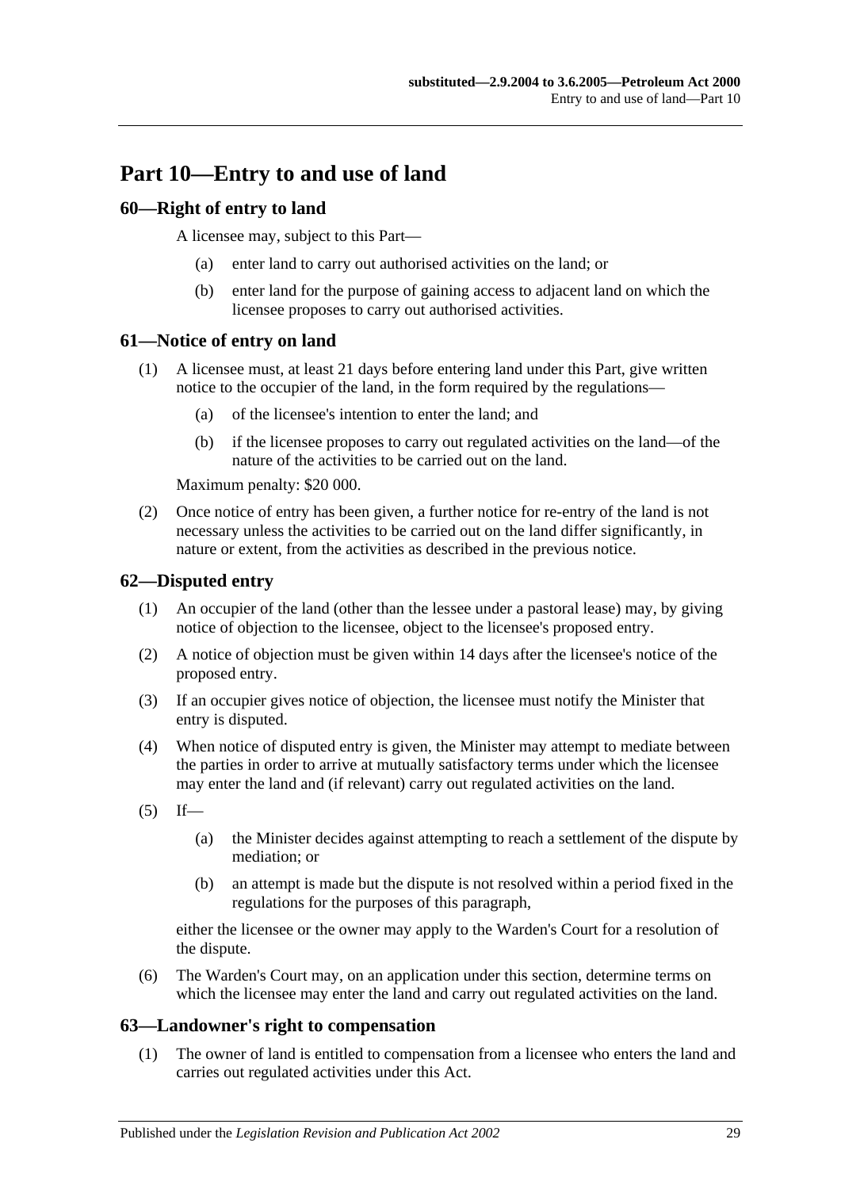# Part 10—Entry to and use of land

## 60—Right of entry to land

A licensee may, subject to this Part—

(a) enter land to carry out authorised activities on the land; or

(b) enter land for the purpose of gaining access to adjacent land on which the licensee proposes to carry out authorised activities.

## 61—Notice of entry on land

(1) A licensee must, at least 21 days before entering land under this Part, give written notice to the occupier of the land, in the form required by the regulations—

(a) of the licensee's intention to enter the land; and

(b) if the licensee proposes to carry out regulated activities on the land—of the nature of the activities to be carried out on the land.

Maximum penalty: $20 000.

(2) Once notice of entry has been given, a further notice for re-entry of the land is not necessary unless the activities to be carried out on the land differ significantly, in nature or extent, from the activities as described in the previous notice.

## 62—Disputed entry

(1) An occupier of the land (other than the lessee under a pastoral lease) may, by giving notice of objection to the licensee, object to the licensee's proposed entry.

(2) A notice of objection must be given within 14 days after the licensee's notice of the proposed entry.

(3) If an occupier gives notice of objection, the licensee must notify the Minister that entry is disputed.

(4) When notice of disputed entry is given, the Minister may attempt to mediate between the parties in order to arrive at mutually satisfactory terms under which the licensee may enter the land and (if relevant) carry out regulated activities on the land.

(5) If—

(a) the Minister decides against attempting to reach a settlement of the dispute by mediation; or

(b) an attempt is made but the dispute is not resolved within a period fixed in the regulations for the purposes of this paragraph,

either the licensee or the owner may apply to the Warden's Court for a resolution of the dispute.

(6) The Warden's Court may, on an application under this section, determine terms on which the licensee may enter the land and carry out regulated activities on the land.

## 63—Landowner's right to compensation

(1) The owner of land is entitled to compensation from a licensee who enters the land and carries out regulated activities under this Act.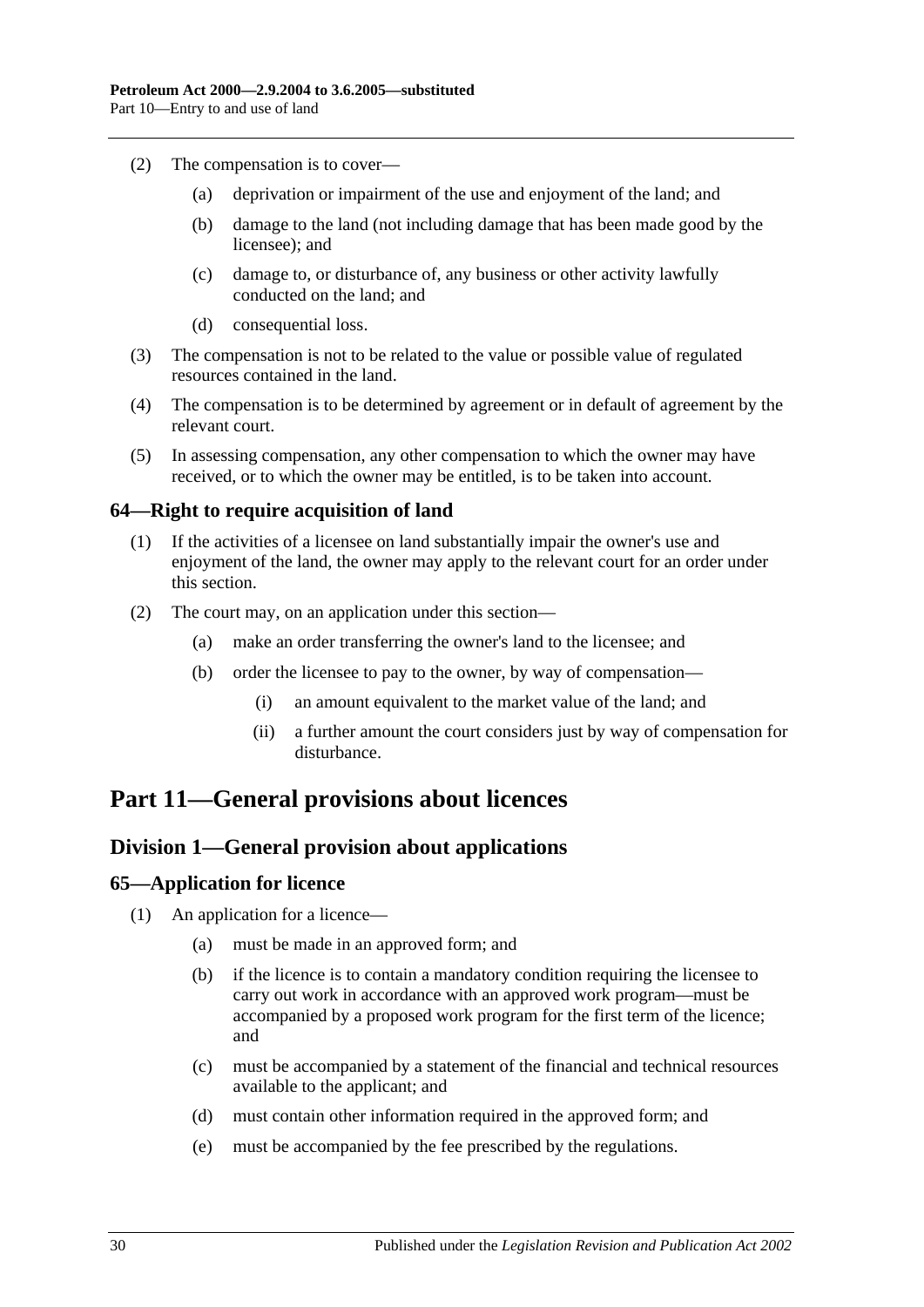(2) The compensation is to cover—

(a) deprivation or impairment of the use and enjoyment of the land; and

(b) damage to the land (not including damage that has been made good by the licensee); and

(c) damage to, or disturbance of, any business or other activity lawfully conducted on the land; and

(d) consequential loss.

(3) The compensation is not to be related to the value or possible value of regulated resources contained in the land.

(4) The compensation is to be determined by agreement or in default of agreement by the relevant court.

(5) In assessing compensation, any other compensation to which the owner may have received, or to which the owner may be entitled, is to be taken into account.

### 64—Right to require acquisition of land

(1) If the activities of a licensee on land substantially impair the owner's use and enjoyment of the land, the owner may apply to the relevant court for an order under this section.

(2) The court may, on an application under this section—

(a) make an order transferring the owner's land to the licensee; and

(b) order the licensee to pay to the owner, by way of compensation—

(i) an amount equivalent to the market value of the land; and

(ii) a further amount the court considers just by way of compensation for disturbance.

# Part 11—General provisions about licences

## Division 1—General provision about applications

### 65—Application for licence

(1) An application for a licence—

(a) must be made in an approved form; and

(b) if the licence is to contain a mandatory condition requiring the licensee to carry out work in accordance with an approved work program—must be accompanied by a proposed work program for the first term of the licence; and

(c) must be accompanied by a statement of the financial and technical resources available to the applicant; and

(d) must contain other information required in the approved form; and

(e) must be accompanied by the fee prescribed by the regulations.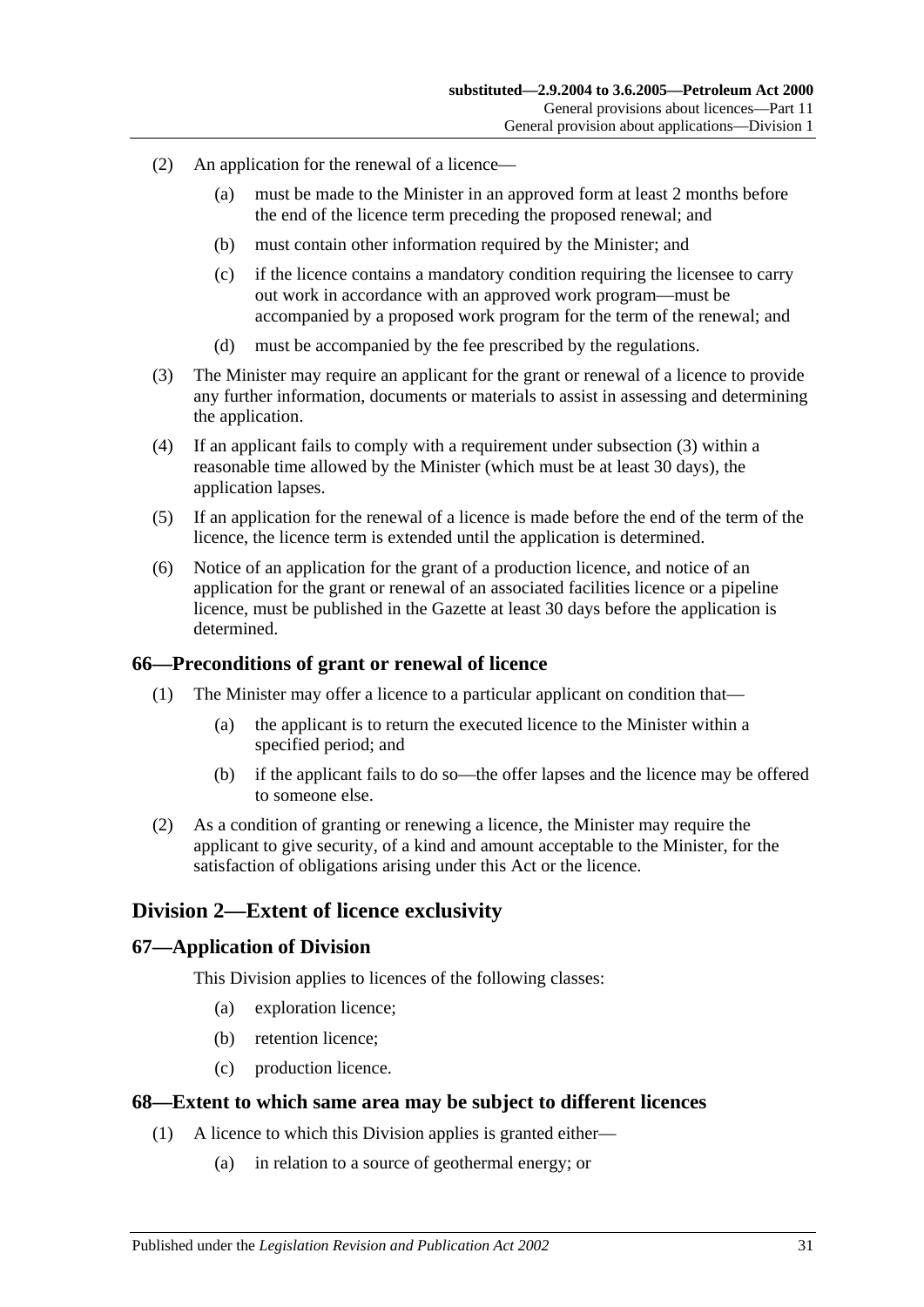(2) An application for the renewal of a licence—

(a) must be made to the Minister in an approved form at least 2 months before the end of the licence term preceding the proposed renewal; and

(b) must contain other information required by the Minister; and

(c) if the licence contains a mandatory condition requiring the licensee to carry out work in accordance with an approved work program—must be accompanied by a proposed work program for the term of the renewal; and

(d) must be accompanied by the fee prescribed by the regulations.

(3) The Minister may require an applicant for the grant or renewal of a licence to provide any further information, documents or materials to assist in assessing and determining the application.

(4) If an applicant fails to comply with a requirement under subsection (3) within a reasonable time allowed by the Minister (which must be at least 30 days), the application lapses.

(5) If an application for the renewal of a licence is made before the end of the term of the licence, the licence term is extended until the application is determined.

(6) Notice of an application for the grant of a production licence, and notice of an application for the grant or renewal of an associated facilities licence or a pipeline licence, must be published in the Gazette at least 30 days before the application is determined.

### 66—Preconditions of grant or renewal of licence

(1) The Minister may offer a licence to a particular applicant on condition that—

(a) the applicant is to return the executed licence to the Minister within a specified period; and

(b) if the applicant fails to do so—the offer lapses and the licence may be offered to someone else.

(2) As a condition of granting or renewing a licence, the Minister may require the applicant to give security, of a kind and amount acceptable to the Minister, for the satisfaction of obligations arising under this Act or the licence.

## Division 2—Extent of licence exclusivity

### 67—Application of Division

This Division applies to licences of the following classes:

(a) exploration licence;

(b) retention licence;

(c) production licence.

### 68—Extent to which same area may be subject to different licences

(1) A licence to which this Division applies is granted either—

(a) in relation to a source of geothermal energy; or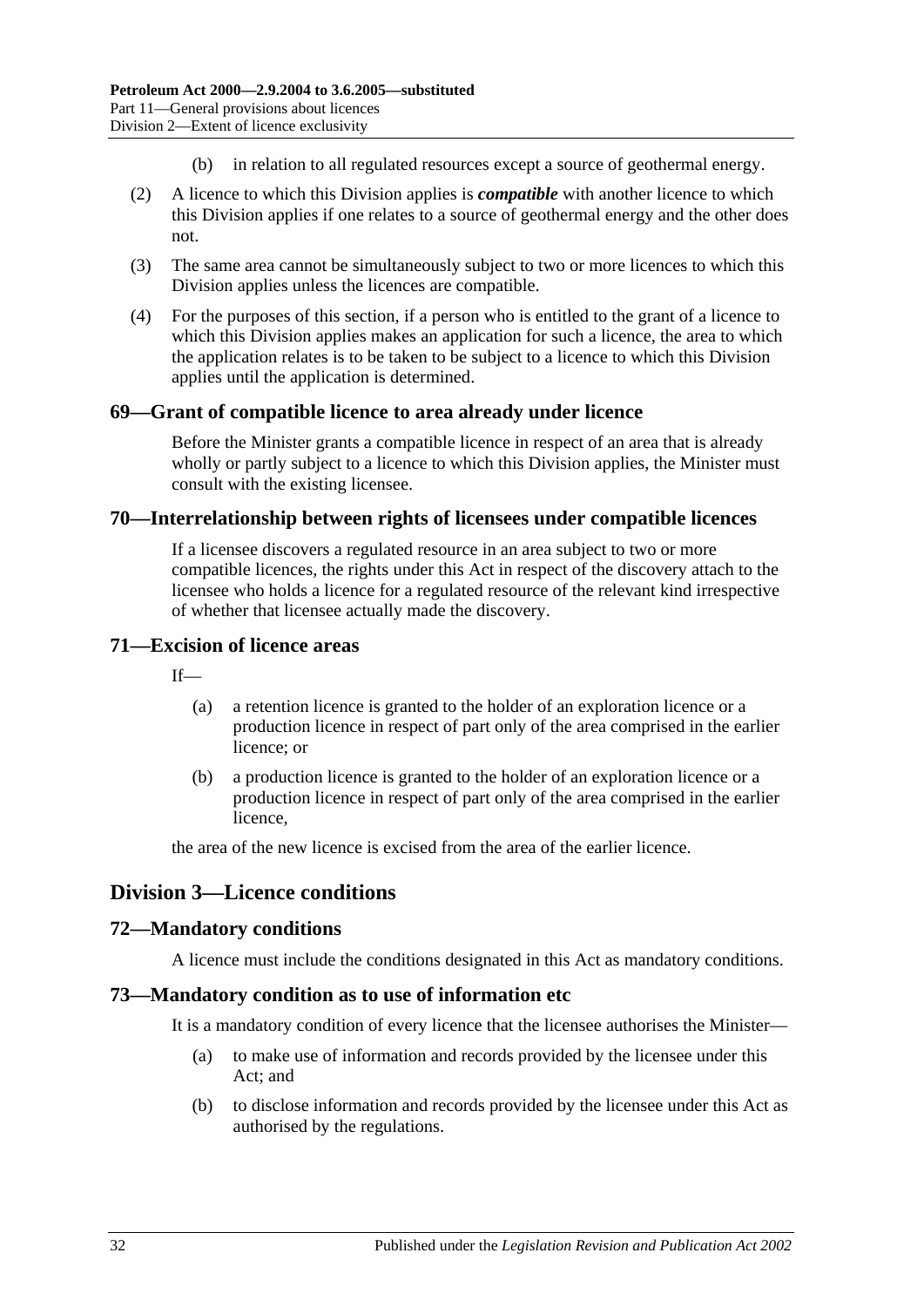(b) in relation to all regulated resources except a source of geothermal energy.

(2) A licence to which this Division applies is ***compatible*** with another licence to which this Division applies if one relates to a source of geothermal energy and the other does not.

(3) The same area cannot be simultaneously subject to two or more licences to which this Division applies unless the licences are compatible.

(4) For the purposes of this section, if a person who is entitled to the grant of a licence to which this Division applies makes an application for such a licence, the area to which the application relates is to be taken to be subject to a licence to which this Division applies until the application is determined.

### 69—Grant of compatible licence to area already under licence

Before the Minister grants a compatible licence in respect of an area that is already wholly or partly subject to a licence to which this Division applies, the Minister must consult with the existing licensee.

### 70—Interrelationship between rights of licensees under compatible licences

If a licensee discovers a regulated resource in an area subject to two or more compatible licences, the rights under this Act in respect of the discovery attach to the licensee who holds a licence for a regulated resource of the relevant kind irrespective of whether that licensee actually made the discovery.

### 71—Excision of licence areas

If—

(a) a retention licence is granted to the holder of an exploration licence or a production licence in respect of part only of the area comprised in the earlier licence; or

(b) a production licence is granted to the holder of an exploration licence or a production licence in respect of part only of the area comprised in the earlier licence,

the area of the new licence is excised from the area of the earlier licence.

## Division 3—Licence conditions

### 72—Mandatory conditions

A licence must include the conditions designated in this Act as mandatory conditions.

### 73—Mandatory condition as to use of information etc

It is a mandatory condition of every licence that the licensee authorises the Minister—

(a) to make use of information and records provided by the licensee under this Act; and

(b) to disclose information and records provided by the licensee under this Act as authorised by the regulations.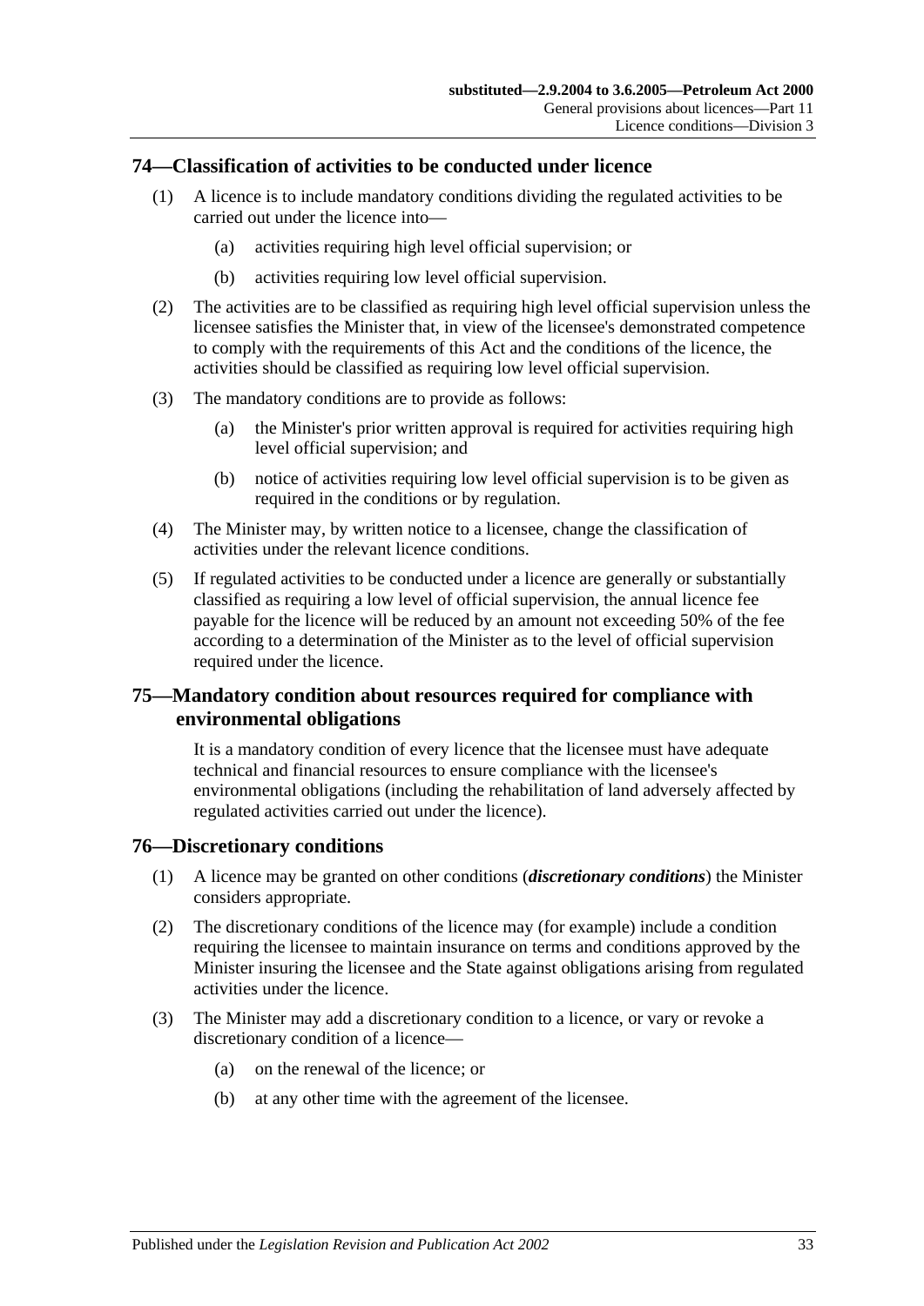## 74—Classification of activities to be conducted under licence

(1) A licence is to include mandatory conditions dividing the regulated activities to be carried out under the licence into—

  (a) activities requiring high level official supervision; or

  (b) activities requiring low level official supervision.

(2) The activities are to be classified as requiring high level official supervision unless the licensee satisfies the Minister that, in view of the licensee's demonstrated competence to comply with the requirements of this Act and the conditions of the licence, the activities should be classified as requiring low level official supervision.

(3) The mandatory conditions are to provide as follows:

  (a) the Minister's prior written approval is required for activities requiring high level official supervision; and

  (b) notice of activities requiring low level official supervision is to be given as required in the conditions or by regulation.

(4) The Minister may, by written notice to a licensee, change the classification of activities under the relevant licence conditions.

(5) If regulated activities to be conducted under a licence are generally or substantially classified as requiring a low level of official supervision, the annual licence fee payable for the licence will be reduced by an amount not exceeding 50% of the fee according to a determination of the Minister as to the level of official supervision required under the licence.

## 75—Mandatory condition about resources required for compliance with environmental obligations

It is a mandatory condition of every licence that the licensee must have adequate technical and financial resources to ensure compliance with the licensee's environmental obligations (including the rehabilitation of land adversely affected by regulated activities carried out under the licence).

## 76—Discretionary conditions

(1) A licence may be granted on other conditions (***discretionary conditions***) the Minister considers appropriate.

(2) The discretionary conditions of the licence may (for example) include a condition requiring the licensee to maintain insurance on terms and conditions approved by the Minister insuring the licensee and the State against obligations arising from regulated activities under the licence.

(3) The Minister may add a discretionary condition to a licence, or vary or revoke a discretionary condition of a licence—

  (a) on the renewal of the licence; or

  (b) at any other time with the agreement of the licensee.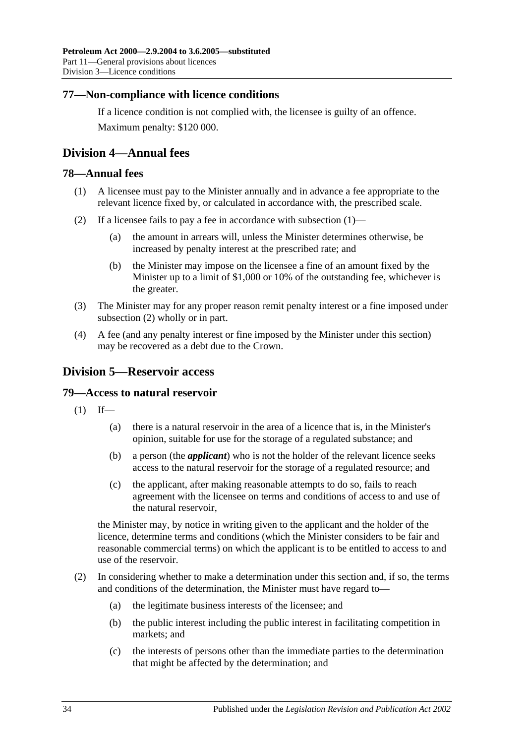### 77—Non-compliance with licence conditions

If a licence condition is not complied with, the licensee is guilty of an offence.

Maximum penalty: $120 000.

## Division 4—Annual fees

### 78—Annual fees

(1) A licensee must pay to the Minister annually and in advance a fee appropriate to the relevant licence fixed by, or calculated in accordance with, the prescribed scale.

(2) If a licensee fails to pay a fee in accordance with subsection (1)—

(a) the amount in arrears will, unless the Minister determines otherwise, be increased by penalty interest at the prescribed rate; and

(b) the Minister may impose on the licensee a fine of an amount fixed by the Minister up to a limit of $1,000 or 10% of the outstanding fee, whichever is the greater.

(3) The Minister may for any proper reason remit penalty interest or a fine imposed under subsection (2) wholly or in part.

(4) A fee (and any penalty interest or fine imposed by the Minister under this section) may be recovered as a debt due to the Crown.

## Division 5—Reservoir access

### 79—Access to natural reservoir

(1) If—

(a) there is a natural reservoir in the area of a licence that is, in the Minister's opinion, suitable for use for the storage of a regulated substance; and

(b) a person (the ***applicant***) who is not the holder of the relevant licence seeks access to the natural reservoir for the storage of a regulated resource; and

(c) the applicant, after making reasonable attempts to do so, fails to reach agreement with the licensee on terms and conditions of access to and use of the natural reservoir,

the Minister may, by notice in writing given to the applicant and the holder of the licence, determine terms and conditions (which the Minister considers to be fair and reasonable commercial terms) on which the applicant is to be entitled to access to and use of the reservoir.

(2) In considering whether to make a determination under this section and, if so, the terms and conditions of the determination, the Minister must have regard to—

(a) the legitimate business interests of the licensee; and

(b) the public interest including the public interest in facilitating competition in markets; and

(c) the interests of persons other than the immediate parties to the determination that might be affected by the determination; and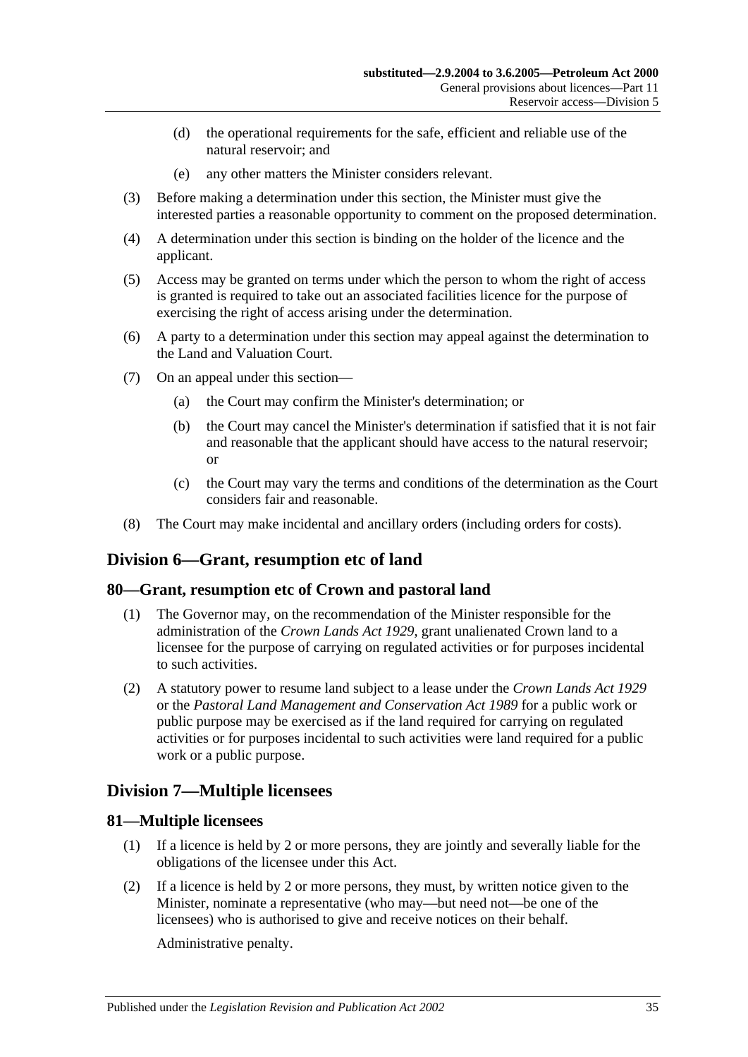(d) the operational requirements for the safe, efficient and reliable use of the natural reservoir; and

(e) any other matters the Minister considers relevant.

(3) Before making a determination under this section, the Minister must give the interested parties a reasonable opportunity to comment on the proposed determination.

(4) A determination under this section is binding on the holder of the licence and the applicant.

(5) Access may be granted on terms under which the person to whom the right of access is granted is required to take out an associated facilities licence for the purpose of exercising the right of access arising under the determination.

(6) A party to a determination under this section may appeal against the determination to the Land and Valuation Court.

(7) On an appeal under this section—

(a) the Court may confirm the Minister's determination; or

(b) the Court may cancel the Minister's determination if satisfied that it is not fair and reasonable that the applicant should have access to the natural reservoir; or

(c) the Court may vary the terms and conditions of the determination as the Court considers fair and reasonable.

(8) The Court may make incidental and ancillary orders (including orders for costs).

## Division 6—Grant, resumption etc of land

### 80—Grant, resumption etc of Crown and pastoral land

(1) The Governor may, on the recommendation of the Minister responsible for the administration of the *Crown Lands Act 1929*, grant unalienated Crown land to a licensee for the purpose of carrying on regulated activities or for purposes incidental to such activities.

(2) A statutory power to resume land subject to a lease under the *Crown Lands Act 1929* or the *Pastoral Land Management and Conservation Act 1989* for a public work or public purpose may be exercised as if the land required for carrying on regulated activities or for purposes incidental to such activities were land required for a public work or a public purpose.

## Division 7—Multiple licensees

### 81—Multiple licensees

(1) If a licence is held by 2 or more persons, they are jointly and severally liable for the obligations of the licensee under this Act.

(2) If a licence is held by 2 or more persons, they must, by written notice given to the Minister, nominate a representative (who may—but need not—be one of the licensees) who is authorised to give and receive notices on their behalf.

Administrative penalty.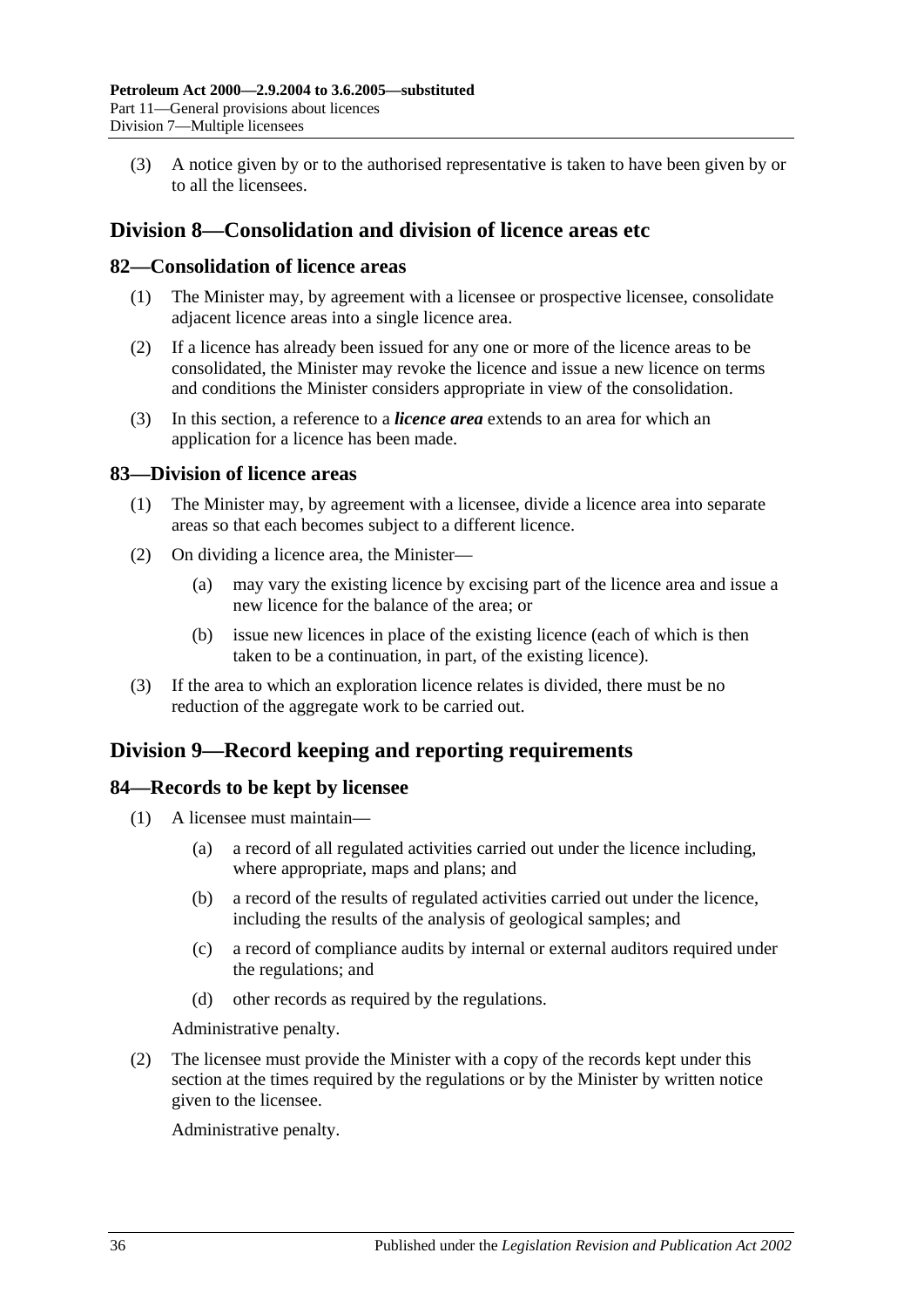(3) A notice given by or to the authorised representative is taken to have been given by or to all the licensees.

## Division 8—Consolidation and division of licence areas etc

### 82—Consolidation of licence areas

(1) The Minister may, by agreement with a licensee or prospective licensee, consolidate adjacent licence areas into a single licence area.

(2) If a licence has already been issued for any one or more of the licence areas to be consolidated, the Minister may revoke the licence and issue a new licence on terms and conditions the Minister considers appropriate in view of the consolidation.

(3) In this section, a reference to a ***licence area*** extends to an area for which an application for a licence has been made.

### 83—Division of licence areas

(1) The Minister may, by agreement with a licensee, divide a licence area into separate areas so that each becomes subject to a different licence.

(2) On dividing a licence area, the Minister—

(a) may vary the existing licence by excising part of the licence area and issue a new licence for the balance of the area; or

(b) issue new licences in place of the existing licence (each of which is then taken to be a continuation, in part, of the existing licence).

(3) If the area to which an exploration licence relates is divided, there must be no reduction of the aggregate work to be carried out.

## Division 9—Record keeping and reporting requirements

### 84—Records to be kept by licensee

(1) A licensee must maintain—

(a) a record of all regulated activities carried out under the licence including, where appropriate, maps and plans; and

(b) a record of the results of regulated activities carried out under the licence, including the results of the analysis of geological samples; and

(c) a record of compliance audits by internal or external auditors required under the regulations; and

(d) other records as required by the regulations.

Administrative penalty.

(2) The licensee must provide the Minister with a copy of the records kept under this section at the times required by the regulations or by the Minister by written notice given to the licensee.

Administrative penalty.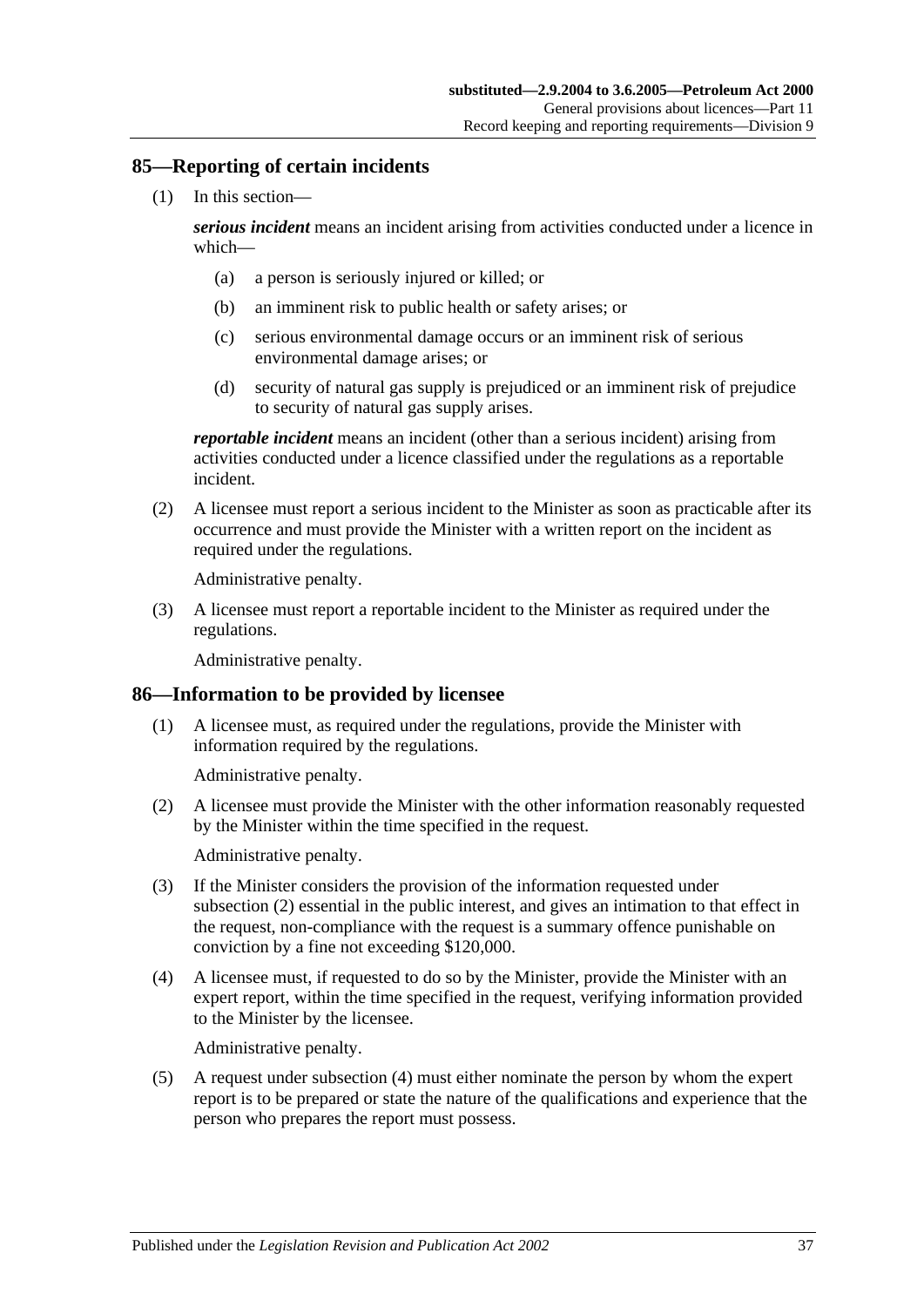## 85—Reporting of certain incidents

(1) In this section—

***serious incident*** means an incident arising from activities conducted under a licence in which—

(a) a person is seriously injured or killed; or

(b) an imminent risk to public health or safety arises; or

(c) serious environmental damage occurs or an imminent risk of serious environmental damage arises; or

(d) security of natural gas supply is prejudiced or an imminent risk of prejudice to security of natural gas supply arises.

***reportable incident*** means an incident (other than a serious incident) arising from activities conducted under a licence classified under the regulations as a reportable incident.

(2) A licensee must report a serious incident to the Minister as soon as practicable after its occurrence and must provide the Minister with a written report on the incident as required under the regulations.

Administrative penalty.

(3) A licensee must report a reportable incident to the Minister as required under the regulations.

Administrative penalty.

## 86—Information to be provided by licensee

(1) A licensee must, as required under the regulations, provide the Minister with information required by the regulations.

Administrative penalty.

(2) A licensee must provide the Minister with the other information reasonably requested by the Minister within the time specified in the request.

Administrative penalty.

(3) If the Minister considers the provision of the information requested under subsection (2) essential in the public interest, and gives an intimation to that effect in the request, non-compliance with the request is a summary offence punishable on conviction by a fine not exceeding $120,000.

(4) A licensee must, if requested to do so by the Minister, provide the Minister with an expert report, within the time specified in the request, verifying information provided to the Minister by the licensee.

Administrative penalty.

(5) A request under subsection (4) must either nominate the person by whom the expert report is to be prepared or state the nature of the qualifications and experience that the person who prepares the report must possess.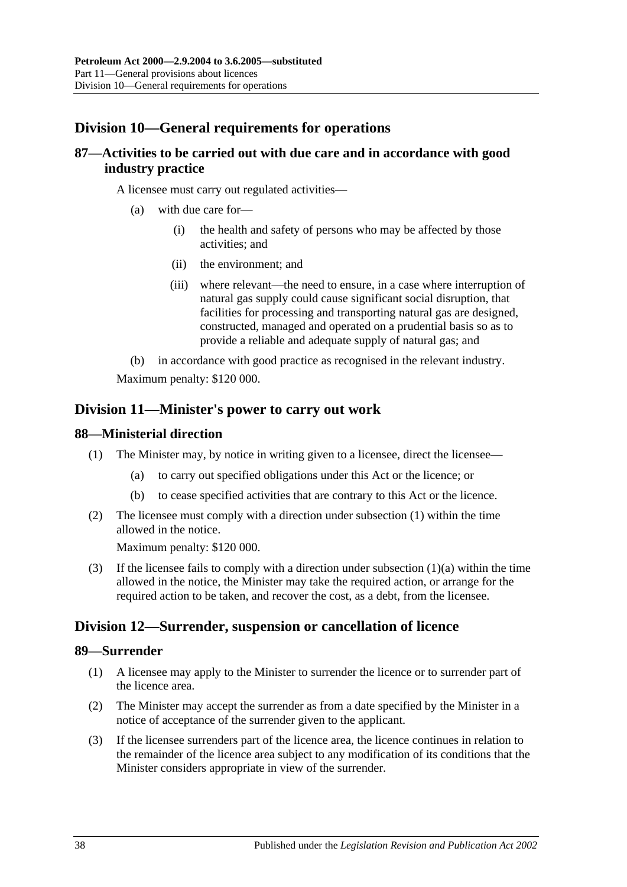## Division 10—General requirements for operations

### 87—Activities to be carried out with due care and in accordance with good industry practice

A licensee must carry out regulated activities—

- (a) with due care for—
  - (i) the health and safety of persons who may be affected by those activities; and
  - (ii) the environment; and
  - (iii) where relevant—the need to ensure, in a case where interruption of natural gas supply could cause significant social disruption, that facilities for processing and transporting natural gas are designed, constructed, managed and operated on a prudential basis so as to provide a reliable and adequate supply of natural gas; and
- (b) in accordance with good practice as recognised in the relevant industry.

Maximum penalty: $120 000.

## Division 11—Minister's power to carry out work

### 88—Ministerial direction

(1) The Minister may, by notice in writing given to a licensee, direct the licensee—

- (a) to carry out specified obligations under this Act or the licence; or
- (b) to cease specified activities that are contrary to this Act or the licence.

(2) The licensee must comply with a direction under subsection (1) within the time allowed in the notice.

Maximum penalty: $120 000.

(3) If the licensee fails to comply with a direction under subsection (1)(a) within the time allowed in the notice, the Minister may take the required action, or arrange for the required action to be taken, and recover the cost, as a debt, from the licensee.

## Division 12—Surrender, suspension or cancellation of licence

### 89—Surrender

(1) A licensee may apply to the Minister to surrender the licence or to surrender part of the licence area.

(2) The Minister may accept the surrender as from a date specified by the Minister in a notice of acceptance of the surrender given to the applicant.

(3) If the licensee surrenders part of the licence area, the licence continues in relation to the remainder of the licence area subject to any modification of its conditions that the Minister considers appropriate in view of the surrender.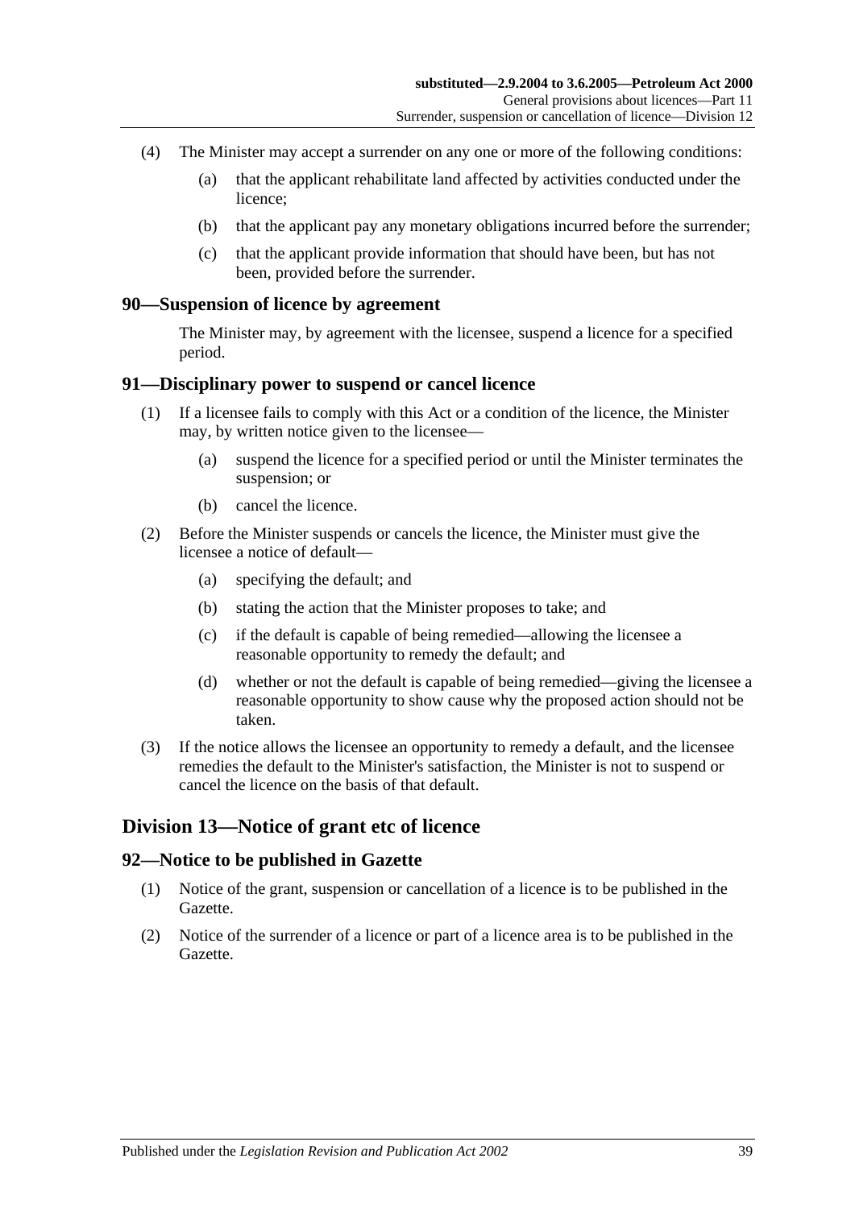(4) The Minister may accept a surrender on any one or more of the following conditions:

(a) that the applicant rehabilitate land affected by activities conducted under the licence;

(b) that the applicant pay any monetary obligations incurred before the surrender;

(c) that the applicant provide information that should have been, but has not been, provided before the surrender.

### 90—Suspension of licence by agreement

The Minister may, by agreement with the licensee, suspend a licence for a specified period.

### 91—Disciplinary power to suspend or cancel licence

(1) If a licensee fails to comply with this Act or a condition of the licence, the Minister may, by written notice given to the licensee—

(a) suspend the licence for a specified period or until the Minister terminates the suspension; or

(b) cancel the licence.

(2) Before the Minister suspends or cancels the licence, the Minister must give the licensee a notice of default—

(a) specifying the default; and

(b) stating the action that the Minister proposes to take; and

(c) if the default is capable of being remedied—allowing the licensee a reasonable opportunity to remedy the default; and

(d) whether or not the default is capable of being remedied—giving the licensee a reasonable opportunity to show cause why the proposed action should not be taken.

(3) If the notice allows the licensee an opportunity to remedy a default, and the licensee remedies the default to the Minister's satisfaction, the Minister is not to suspend or cancel the licence on the basis of that default.

## Division 13—Notice of grant etc of licence

### 92—Notice to be published in Gazette

(1) Notice of the grant, suspension or cancellation of a licence is to be published in the Gazette.

(2) Notice of the surrender of a licence or part of a licence area is to be published in the Gazette.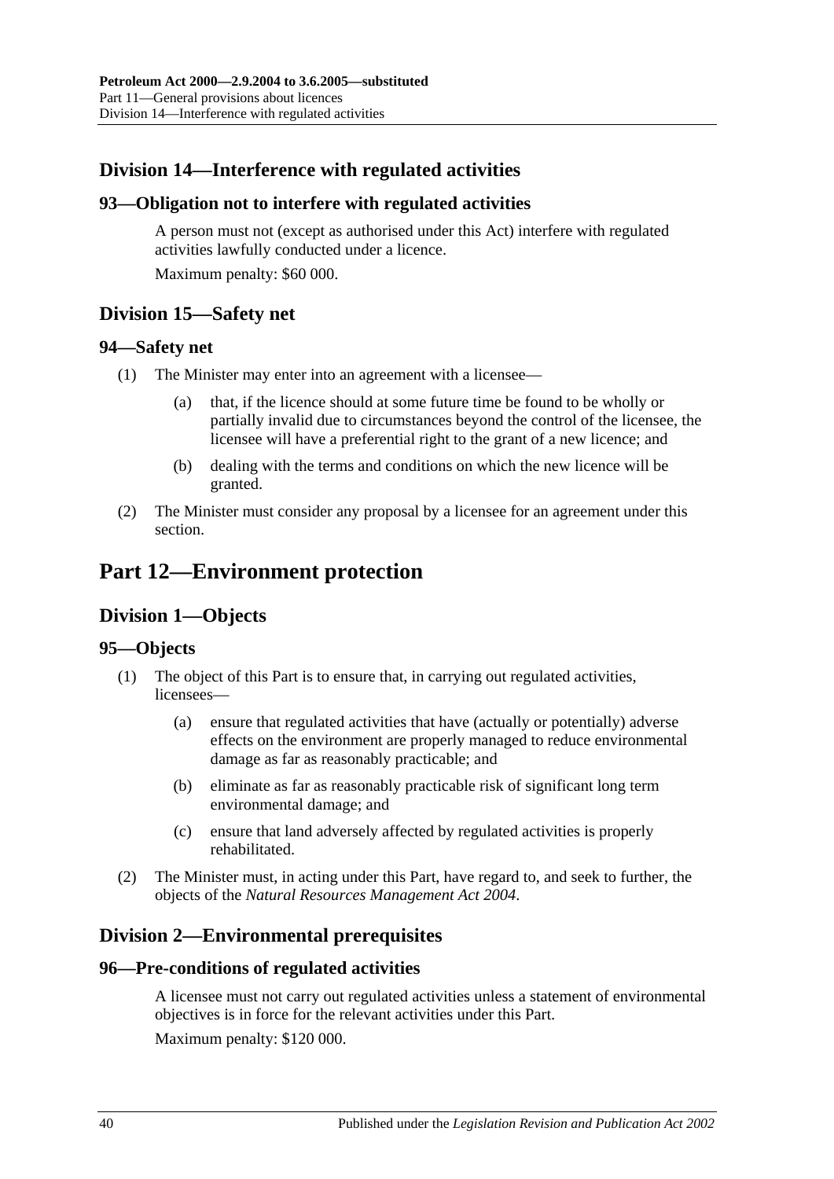## Division 14—Interference with regulated activities

### 93—Obligation not to interfere with regulated activities

A person must not (except as authorised under this Act) interfere with regulated activities lawfully conducted under a licence.

Maximum penalty: $60 000.

## Division 15—Safety net

### 94—Safety net

(1) The Minister may enter into an agreement with a licensee—

(a) that, if the licence should at some future time be found to be wholly or partially invalid due to circumstances beyond the control of the licensee, the licensee will have a preferential right to the grant of a new licence; and

(b) dealing with the terms and conditions on which the new licence will be granted.

(2) The Minister must consider any proposal by a licensee for an agreement under this section.

# Part 12—Environment protection

## Division 1—Objects

### 95—Objects

(1) The object of this Part is to ensure that, in carrying out regulated activities, licensees—

(a) ensure that regulated activities that have (actually or potentially) adverse effects on the environment are properly managed to reduce environmental damage as far as reasonably practicable; and

(b) eliminate as far as reasonably practicable risk of significant long term environmental damage; and

(c) ensure that land adversely affected by regulated activities is properly rehabilitated.

(2) The Minister must, in acting under this Part, have regard to, and seek to further, the objects of the *Natural Resources Management Act 2004*.

## Division 2—Environmental prerequisites

### 96—Pre-conditions of regulated activities

A licensee must not carry out regulated activities unless a statement of environmental objectives is in force for the relevant activities under this Part.

Maximum penalty: $120 000.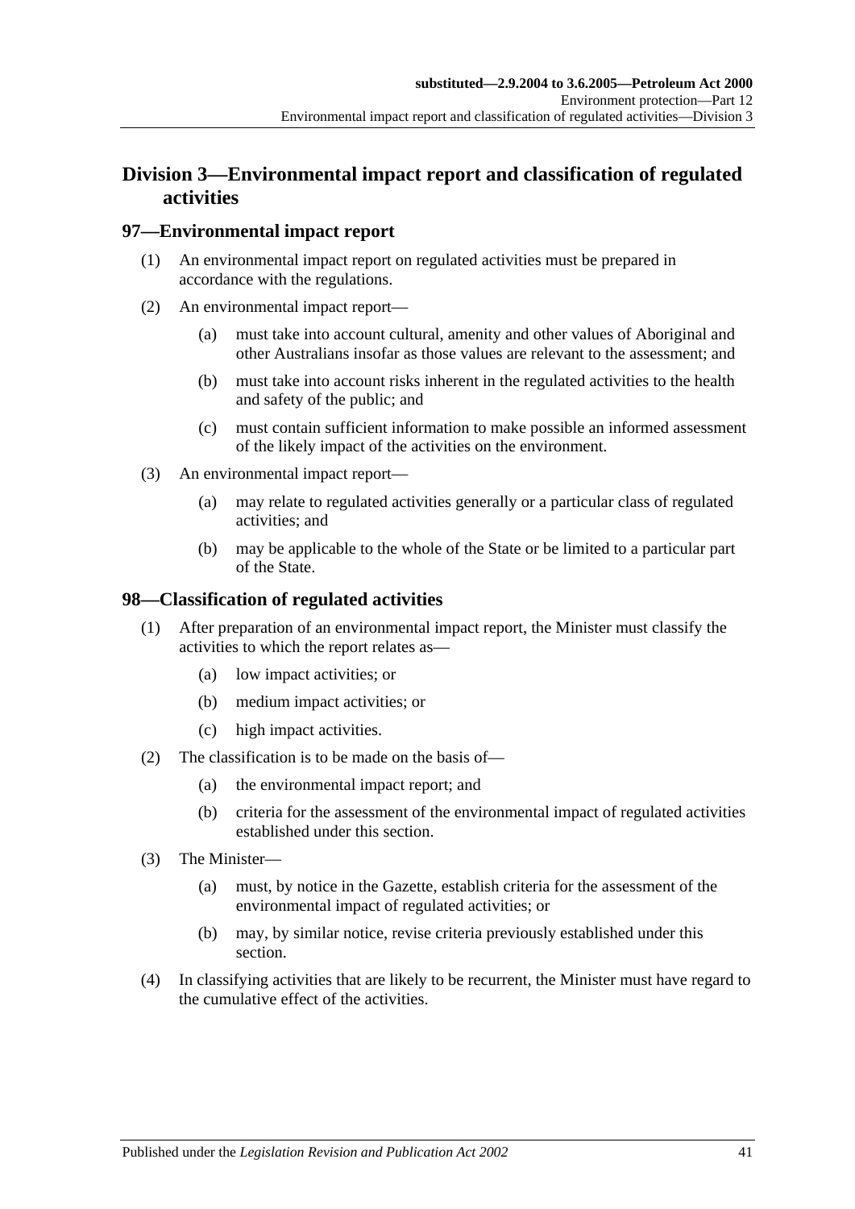## Division 3—Environmental impact report and classification of regulated activities

### 97—Environmental impact report

(1) An environmental impact report on regulated activities must be prepared in accordance with the regulations.

(2) An environmental impact report—

  (a) must take into account cultural, amenity and other values of Aboriginal and other Australians insofar as those values are relevant to the assessment; and

  (b) must take into account risks inherent in the regulated activities to the health and safety of the public; and

  (c) must contain sufficient information to make possible an informed assessment of the likely impact of the activities on the environment.

(3) An environmental impact report—

  (a) may relate to regulated activities generally or a particular class of regulated activities; and

  (b) may be applicable to the whole of the State or be limited to a particular part of the State.

### 98—Classification of regulated activities

(1) After preparation of an environmental impact report, the Minister must classify the activities to which the report relates as—

  (a) low impact activities; or

  (b) medium impact activities; or

  (c) high impact activities.

(2) The classification is to be made on the basis of—

  (a) the environmental impact report; and

  (b) criteria for the assessment of the environmental impact of regulated activities established under this section.

(3) The Minister—

  (a) must, by notice in the Gazette, establish criteria for the assessment of the environmental impact of regulated activities; or

  (b) may, by similar notice, revise criteria previously established under this section.

(4) In classifying activities that are likely to be recurrent, the Minister must have regard to the cumulative effect of the activities.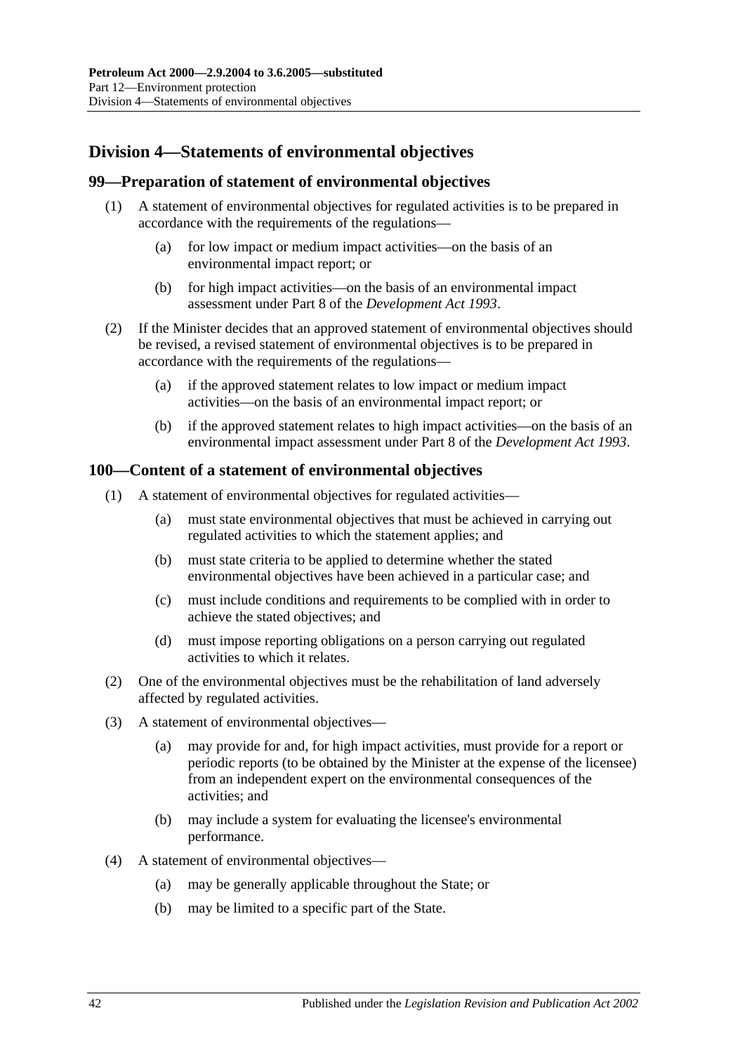## Division 4—Statements of environmental objectives

### 99—Preparation of statement of environmental objectives

(1) A statement of environmental objectives for regulated activities is to be prepared in accordance with the requirements of the regulations—

(a) for low impact or medium impact activities—on the basis of an environmental impact report; or

(b) for high impact activities—on the basis of an environmental impact assessment under Part 8 of the *Development Act 1993*.

(2) If the Minister decides that an approved statement of environmental objectives should be revised, a revised statement of environmental objectives is to be prepared in accordance with the requirements of the regulations—

(a) if the approved statement relates to low impact or medium impact activities—on the basis of an environmental impact report; or

(b) if the approved statement relates to high impact activities—on the basis of an environmental impact assessment under Part 8 of the *Development Act 1993*.

### 100—Content of a statement of environmental objectives

(1) A statement of environmental objectives for regulated activities—

(a) must state environmental objectives that must be achieved in carrying out regulated activities to which the statement applies; and

(b) must state criteria to be applied to determine whether the stated environmental objectives have been achieved in a particular case; and

(c) must include conditions and requirements to be complied with in order to achieve the stated objectives; and

(d) must impose reporting obligations on a person carrying out regulated activities to which it relates.

(2) One of the environmental objectives must be the rehabilitation of land adversely affected by regulated activities.

(3) A statement of environmental objectives—

(a) may provide for and, for high impact activities, must provide for a report or periodic reports (to be obtained by the Minister at the expense of the licensee) from an independent expert on the environmental consequences of the activities; and

(b) may include a system for evaluating the licensee's environmental performance.

(4) A statement of environmental objectives—

(a) may be generally applicable throughout the State; or

(b) may be limited to a specific part of the State.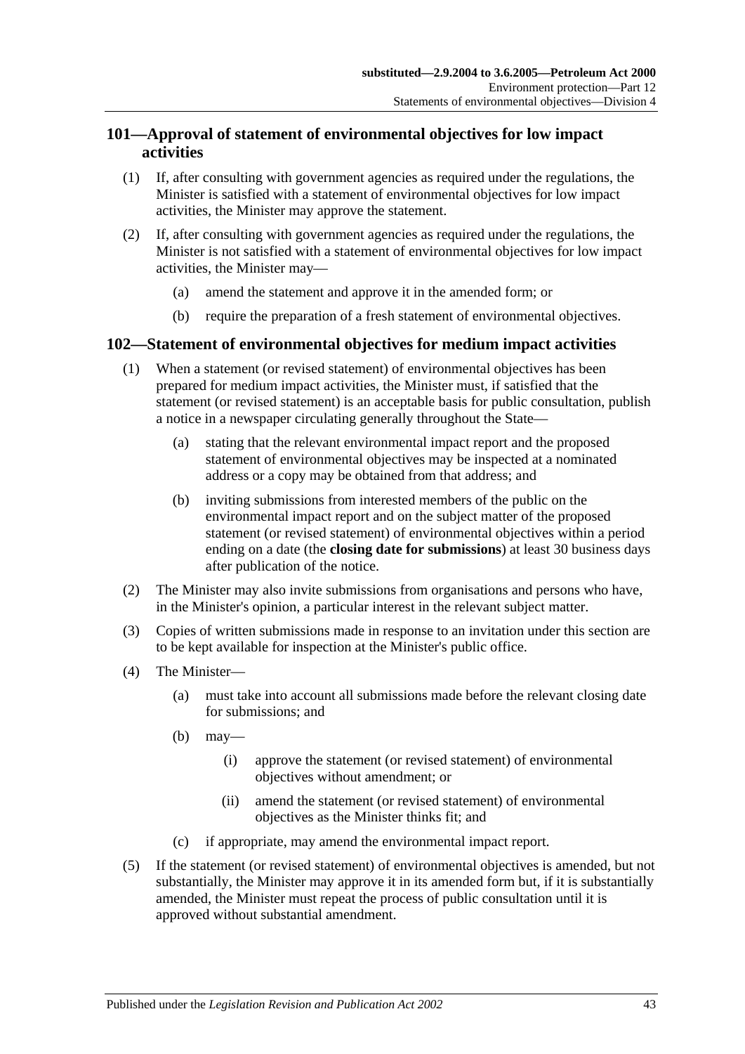## 101—Approval of statement of environmental objectives for low impact activities

(1) If, after consulting with government agencies as required under the regulations, the Minister is satisfied with a statement of environmental objectives for low impact activities, the Minister may approve the statement.

(2) If, after consulting with government agencies as required under the regulations, the Minister is not satisfied with a statement of environmental objectives for low impact activities, the Minister may—

(a) amend the statement and approve it in the amended form; or

(b) require the preparation of a fresh statement of environmental objectives.

## 102—Statement of environmental objectives for medium impact activities

(1) When a statement (or revised statement) of environmental objectives has been prepared for medium impact activities, the Minister must, if satisfied that the statement (or revised statement) is an acceptable basis for public consultation, publish a notice in a newspaper circulating generally throughout the State—

(a) stating that the relevant environmental impact report and the proposed statement of environmental objectives may be inspected at a nominated address or a copy may be obtained from that address; and

(b) inviting submissions from interested members of the public on the environmental impact report and on the subject matter of the proposed statement (or revised statement) of environmental objectives within a period ending on a date (the **closing date for submissions**) at least 30 business days after publication of the notice.

(2) The Minister may also invite submissions from organisations and persons who have, in the Minister's opinion, a particular interest in the relevant subject matter.

(3) Copies of written submissions made in response to an invitation under this section are to be kept available for inspection at the Minister's public office.

(4) The Minister—

(a) must take into account all submissions made before the relevant closing date for submissions; and

(b) may—

(i) approve the statement (or revised statement) of environmental objectives without amendment; or

(ii) amend the statement (or revised statement) of environmental objectives as the Minister thinks fit; and

(c) if appropriate, may amend the environmental impact report.

(5) If the statement (or revised statement) of environmental objectives is amended, but not substantially, the Minister may approve it in its amended form but, if it is substantially amended, the Minister must repeat the process of public consultation until it is approved without substantial amendment.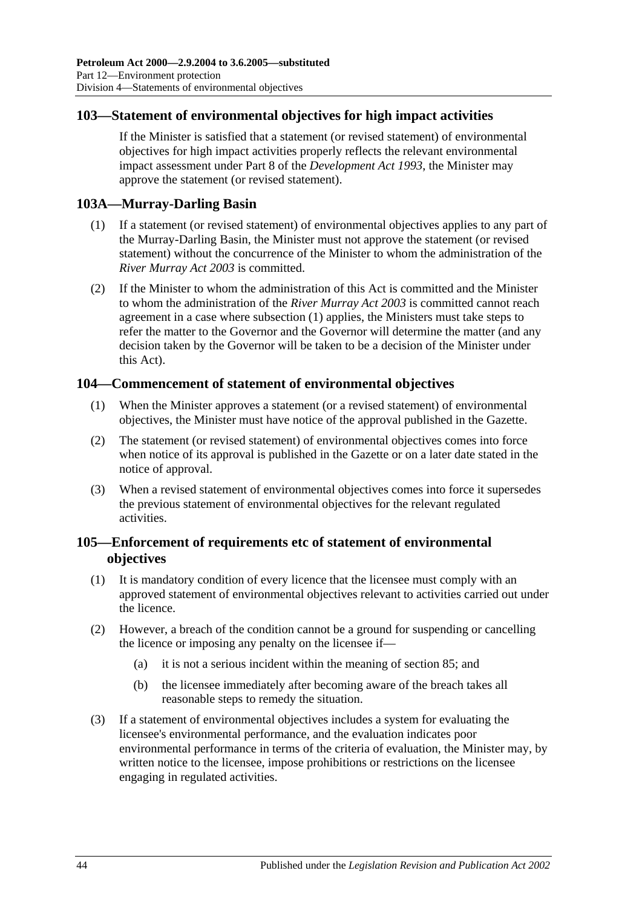## 103—Statement of environmental objectives for high impact activities

If the Minister is satisfied that a statement (or revised statement) of environmental objectives for high impact activities properly reflects the relevant environmental impact assessment under Part 8 of the *Development Act 1993*, the Minister may approve the statement (or revised statement).

## 103A—Murray-Darling Basin

(1) If a statement (or revised statement) of environmental objectives applies to any part of the Murray-Darling Basin, the Minister must not approve the statement (or revised statement) without the concurrence of the Minister to whom the administration of the *River Murray Act 2003* is committed.

(2) If the Minister to whom the administration of this Act is committed and the Minister to whom the administration of the *River Murray Act 2003* is committed cannot reach agreement in a case where subsection (1) applies, the Ministers must take steps to refer the matter to the Governor and the Governor will determine the matter (and any decision taken by the Governor will be taken to be a decision of the Minister under this Act).

## 104—Commencement of statement of environmental objectives

(1) When the Minister approves a statement (or a revised statement) of environmental objectives, the Minister must have notice of the approval published in the Gazette.

(2) The statement (or revised statement) of environmental objectives comes into force when notice of its approval is published in the Gazette or on a later date stated in the notice of approval.

(3) When a revised statement of environmental objectives comes into force it supersedes the previous statement of environmental objectives for the relevant regulated activities.

## 105—Enforcement of requirements etc of statement of environmental objectives

(1) It is mandatory condition of every licence that the licensee must comply with an approved statement of environmental objectives relevant to activities carried out under the licence.

(2) However, a breach of the condition cannot be a ground for suspending or cancelling the licence or imposing any penalty on the licensee if—

(a) it is not a serious incident within the meaning of section 85; and

(b) the licensee immediately after becoming aware of the breach takes all reasonable steps to remedy the situation.

(3) If a statement of environmental objectives includes a system for evaluating the licensee's environmental performance, and the evaluation indicates poor environmental performance in terms of the criteria of evaluation, the Minister may, by written notice to the licensee, impose prohibitions or restrictions on the licensee engaging in regulated activities.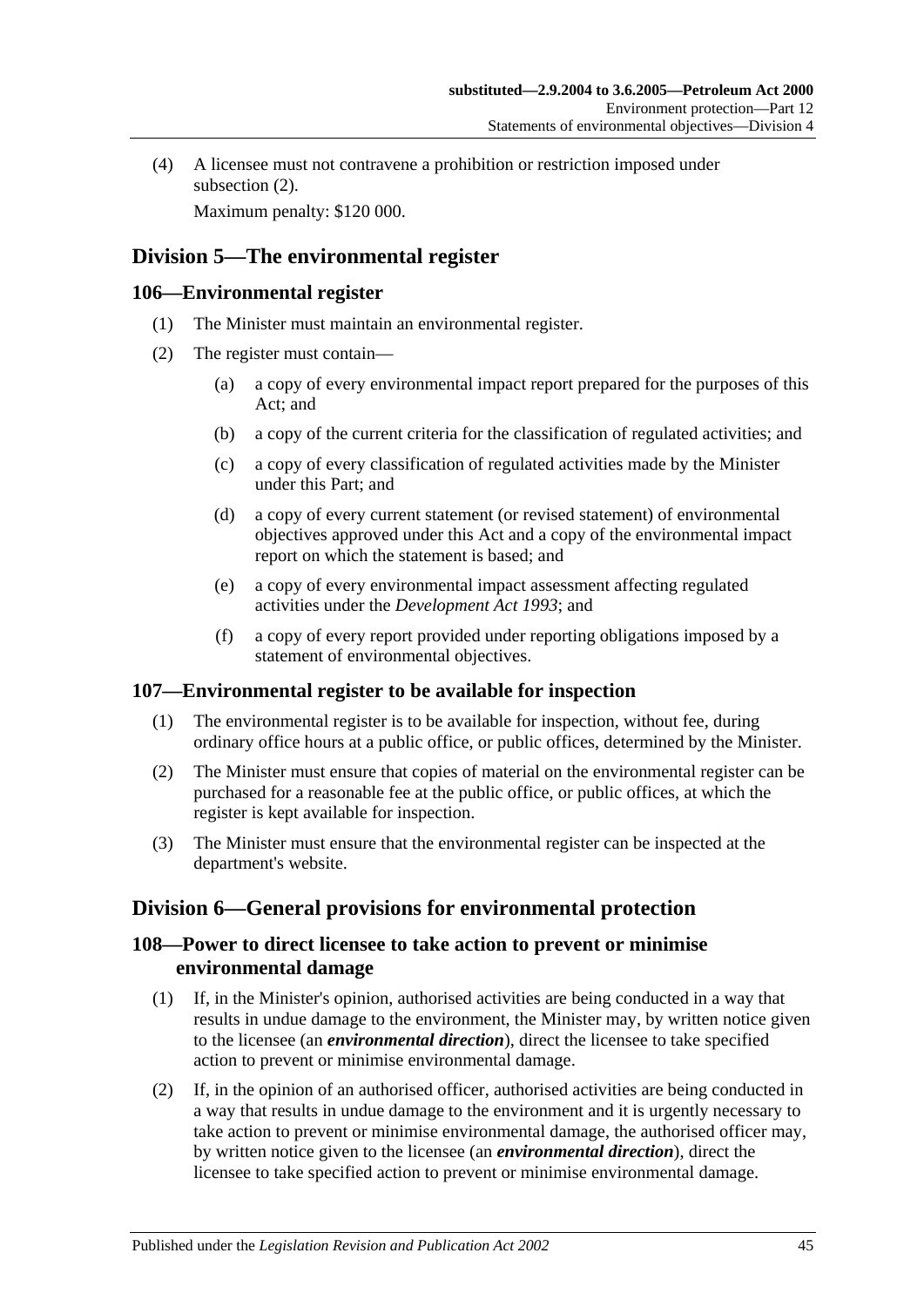(4) A licensee must not contravene a prohibition or restriction imposed under subsection (2).

Maximum penalty: $120 000.

## Division 5—The environmental register

### 106—Environmental register

(1) The Minister must maintain an environmental register.

(2) The register must contain—

(a) a copy of every environmental impact report prepared for the purposes of this Act; and

(b) a copy of the current criteria for the classification of regulated activities; and

(c) a copy of every classification of regulated activities made by the Minister under this Part; and

(d) a copy of every current statement (or revised statement) of environmental objectives approved under this Act and a copy of the environmental impact report on which the statement is based; and

(e) a copy of every environmental impact assessment affecting regulated activities under the *Development Act 1993*; and

(f) a copy of every report provided under reporting obligations imposed by a statement of environmental objectives.

### 107—Environmental register to be available for inspection

(1) The environmental register is to be available for inspection, without fee, during ordinary office hours at a public office, or public offices, determined by the Minister.

(2) The Minister must ensure that copies of material on the environmental register can be purchased for a reasonable fee at the public office, or public offices, at which the register is kept available for inspection.

(3) The Minister must ensure that the environmental register can be inspected at the department's website.

## Division 6—General provisions for environmental protection

### 108—Power to direct licensee to take action to prevent or minimise environmental damage

(1) If, in the Minister's opinion, authorised activities are being conducted in a way that results in undue damage to the environment, the Minister may, by written notice given to the licensee (an ***environmental direction***), direct the licensee to take specified action to prevent or minimise environmental damage.

(2) If, in the opinion of an authorised officer, authorised activities are being conducted in a way that results in undue damage to the environment and it is urgently necessary to take action to prevent or minimise environmental damage, the authorised officer may, by written notice given to the licensee (an ***environmental direction***), direct the licensee to take specified action to prevent or minimise environmental damage.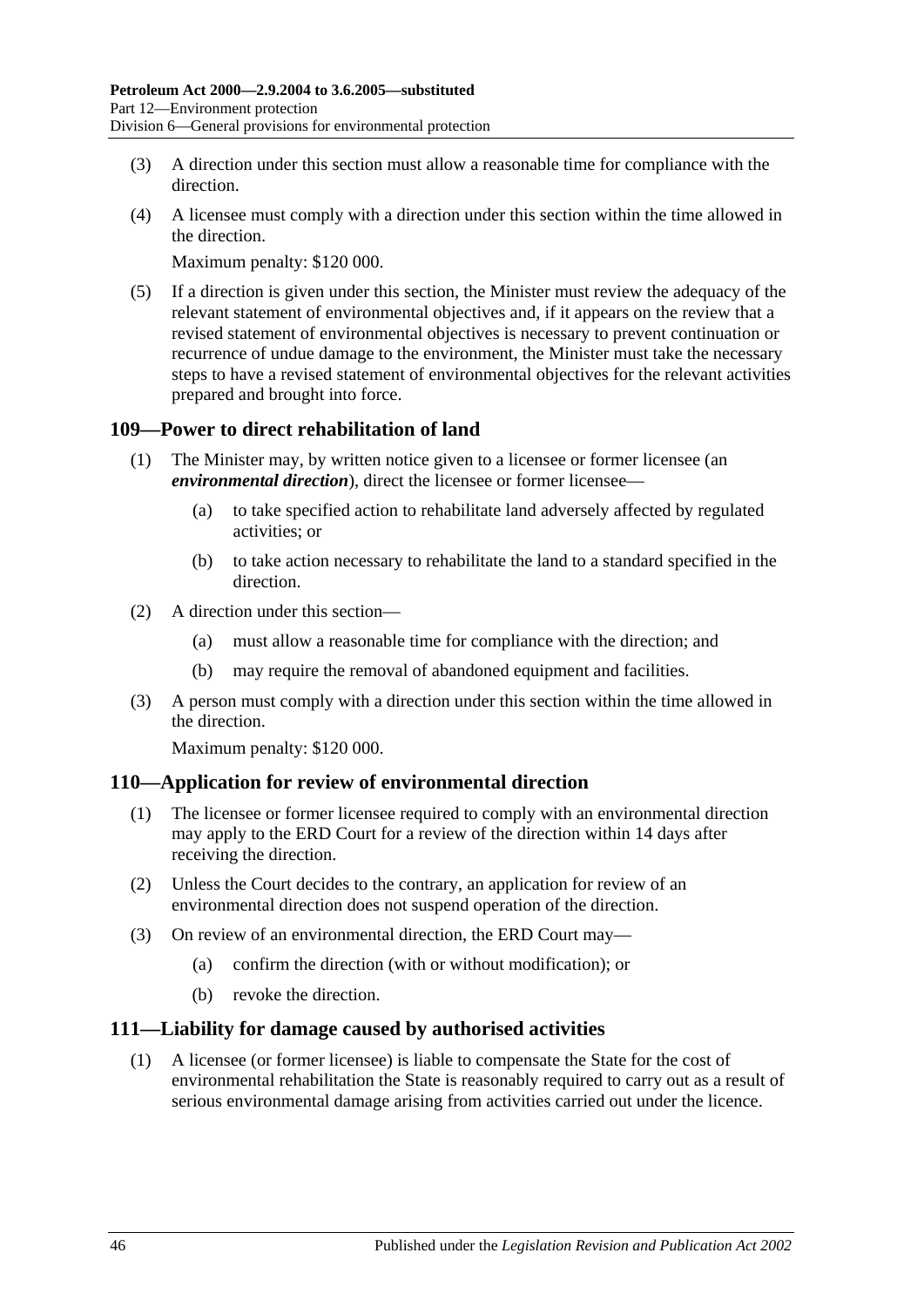(3) A direction under this section must allow a reasonable time for compliance with the direction.

(4) A licensee must comply with a direction under this section within the time allowed in the direction.

Maximum penalty: $120 000.

(5) If a direction is given under this section, the Minister must review the adequacy of the relevant statement of environmental objectives and, if it appears on the review that a revised statement of environmental objectives is necessary to prevent continuation or recurrence of undue damage to the environment, the Minister must take the necessary steps to have a revised statement of environmental objectives for the relevant activities prepared and brought into force.

## 109—Power to direct rehabilitation of land

(1) The Minister may, by written notice given to a licensee or former licensee (an ***environmental direction***), direct the licensee or former licensee—

(a) to take specified action to rehabilitate land adversely affected by regulated activities; or

(b) to take action necessary to rehabilitate the land to a standard specified in the direction.

(2) A direction under this section—

(a) must allow a reasonable time for compliance with the direction; and

(b) may require the removal of abandoned equipment and facilities.

(3) A person must comply with a direction under this section within the time allowed in the direction.

Maximum penalty: $120 000.

## 110—Application for review of environmental direction

(1) The licensee or former licensee required to comply with an environmental direction may apply to the ERD Court for a review of the direction within 14 days after receiving the direction.

(2) Unless the Court decides to the contrary, an application for review of an environmental direction does not suspend operation of the direction.

(3) On review of an environmental direction, the ERD Court may—

(a) confirm the direction (with or without modification); or

(b) revoke the direction.

## 111—Liability for damage caused by authorised activities

(1) A licensee (or former licensee) is liable to compensate the State for the cost of environmental rehabilitation the State is reasonably required to carry out as a result of serious environmental damage arising from activities carried out under the licence.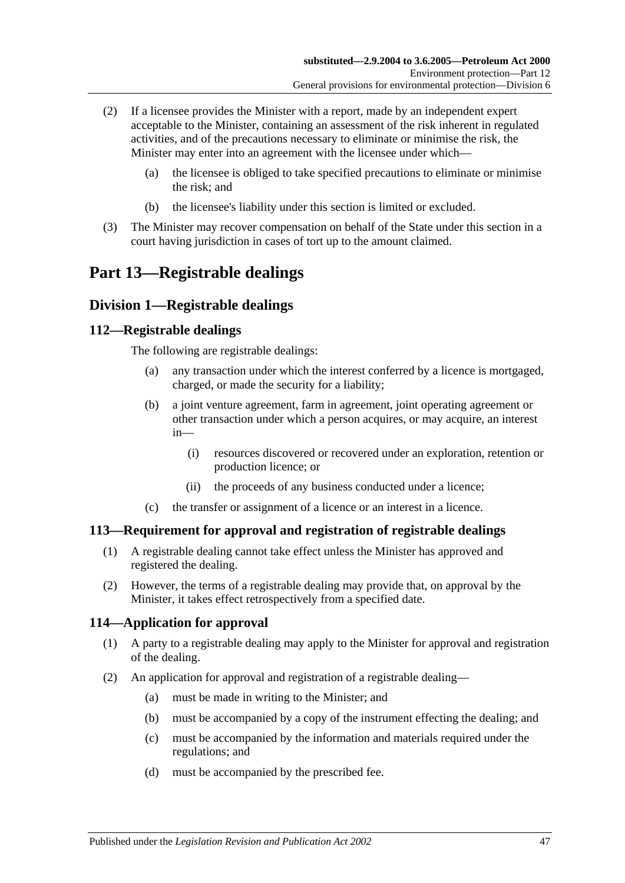(2) If a licensee provides the Minister with a report, made by an independent expert acceptable to the Minister, containing an assessment of the risk inherent in regulated activities, and of the precautions necessary to eliminate or minimise the risk, the Minister may enter into an agreement with the licensee under which—

- (a) the licensee is obliged to take specified precautions to eliminate or minimise the risk; and
- (b) the licensee's liability under this section is limited or excluded.

(3) The Minister may recover compensation on behalf of the State under this section in a court having jurisdiction in cases of tort up to the amount claimed.

# Part 13—Registrable dealings

## Division 1—Registrable dealings

### 112—Registrable dealings

The following are registrable dealings:

- (a) any transaction under which the interest conferred by a licence is mortgaged, charged, or made the security for a liability;
- (b) a joint venture agreement, farm in agreement, joint operating agreement or other transaction under which a person acquires, or may acquire, an interest in—
  - (i) resources discovered or recovered under an exploration, retention or production licence; or
  - (ii) the proceeds of any business conducted under a licence;
- (c) the transfer or assignment of a licence or an interest in a licence.

### 113—Requirement for approval and registration of registrable dealings

(1) A registrable dealing cannot take effect unless the Minister has approved and registered the dealing.

(2) However, the terms of a registrable dealing may provide that, on approval by the Minister, it takes effect retrospectively from a specified date.

### 114—Application for approval

(1) A party to a registrable dealing may apply to the Minister for approval and registration of the dealing.

(2) An application for approval and registration of a registrable dealing—

- (a) must be made in writing to the Minister; and
- (b) must be accompanied by a copy of the instrument effecting the dealing; and
- (c) must be accompanied by the information and materials required under the regulations; and
- (d) must be accompanied by the prescribed fee.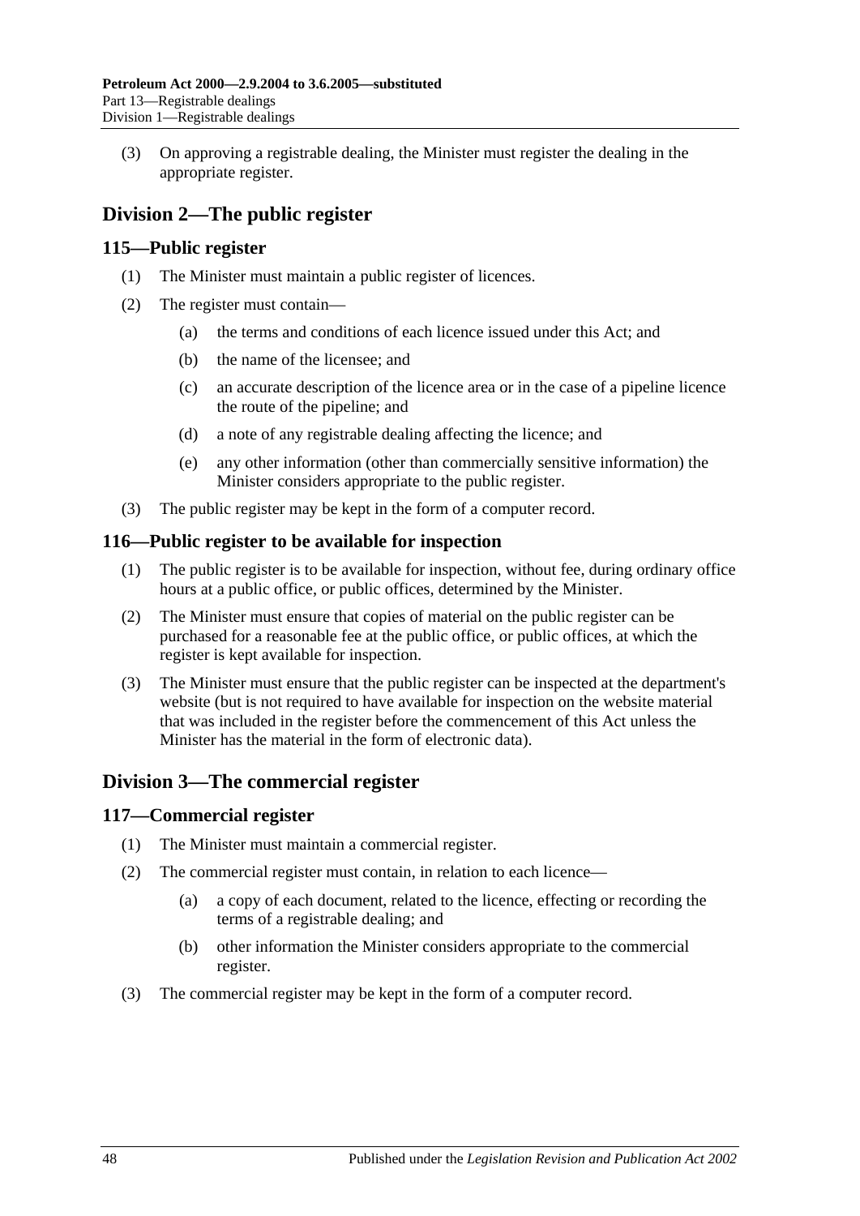(3) On approving a registrable dealing, the Minister must register the dealing in the appropriate register.

## Division 2—The public register

### 115—Public register

(1) The Minister must maintain a public register of licences.

(2) The register must contain—

- (a) the terms and conditions of each licence issued under this Act; and
- (b) the name of the licensee; and
- (c) an accurate description of the licence area or in the case of a pipeline licence the route of the pipeline; and
- (d) a note of any registrable dealing affecting the licence; and
- (e) any other information (other than commercially sensitive information) the Minister considers appropriate to the public register.

(3) The public register may be kept in the form of a computer record.

### 116—Public register to be available for inspection

(1) The public register is to be available for inspection, without fee, during ordinary office hours at a public office, or public offices, determined by the Minister.

(2) The Minister must ensure that copies of material on the public register can be purchased for a reasonable fee at the public office, or public offices, at which the register is kept available for inspection.

(3) The Minister must ensure that the public register can be inspected at the department's website (but is not required to have available for inspection on the website material that was included in the register before the commencement of this Act unless the Minister has the material in the form of electronic data).

## Division 3—The commercial register

### 117—Commercial register

(1) The Minister must maintain a commercial register.

(2) The commercial register must contain, in relation to each licence—

- (a) a copy of each document, related to the licence, effecting or recording the terms of a registrable dealing; and
- (b) other information the Minister considers appropriate to the commercial register.

(3) The commercial register may be kept in the form of a computer record.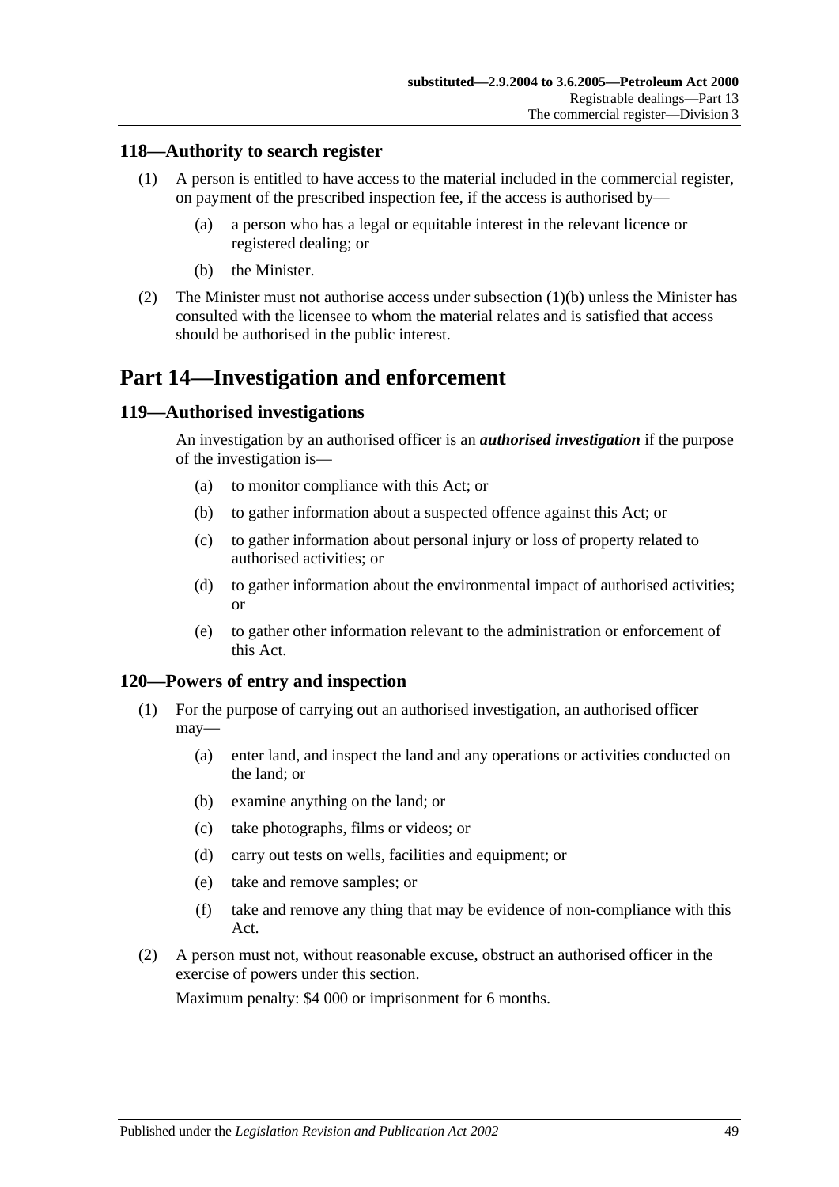## 118—Authority to search register

(1) A person is entitled to have access to the material included in the commercial register, on payment of the prescribed inspection fee, if the access is authorised by—

(a) a person who has a legal or equitable interest in the relevant licence or registered dealing; or

(b) the Minister.

(2) The Minister must not authorise access under subsection (1)(b) unless the Minister has consulted with the licensee to whom the material relates and is satisfied that access should be authorised in the public interest.

# Part 14—Investigation and enforcement

## 119—Authorised investigations

An investigation by an authorised officer is an ***authorised investigation*** if the purpose of the investigation is—

(a) to monitor compliance with this Act; or

(b) to gather information about a suspected offence against this Act; or

(c) to gather information about personal injury or loss of property related to authorised activities; or

(d) to gather information about the environmental impact of authorised activities; or

(e) to gather other information relevant to the administration or enforcement of this Act.

## 120—Powers of entry and inspection

(1) For the purpose of carrying out an authorised investigation, an authorised officer may—

(a) enter land, and inspect the land and any operations or activities conducted on the land; or

(b) examine anything on the land; or

(c) take photographs, films or videos; or

(d) carry out tests on wells, facilities and equipment; or

(e) take and remove samples; or

(f) take and remove any thing that may be evidence of non-compliance with this Act.

(2) A person must not, without reasonable excuse, obstruct an authorised officer in the exercise of powers under this section.

Maximum penalty: $4 000 or imprisonment for 6 months.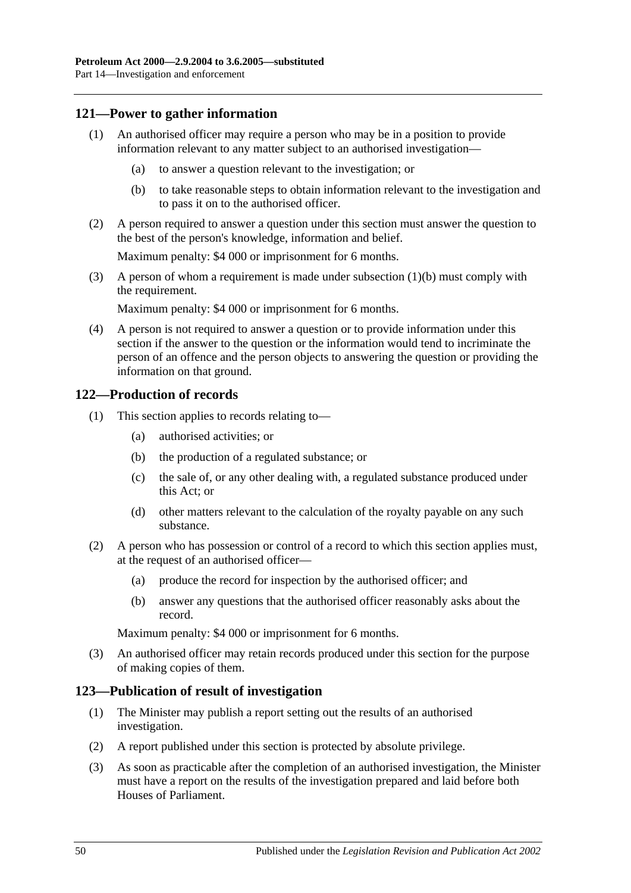## 121—Power to gather information

(1) An authorised officer may require a person who may be in a position to provide information relevant to any matter subject to an authorised investigation—

(a) to answer a question relevant to the investigation; or

(b) to take reasonable steps to obtain information relevant to the investigation and to pass it on to the authorised officer.

(2) A person required to answer a question under this section must answer the question to the best of the person's knowledge, information and belief.

Maximum penalty: $4 000 or imprisonment for 6 months.

(3) A person of whom a requirement is made under subsection (1)(b) must comply with the requirement.

Maximum penalty: $4 000 or imprisonment for 6 months.

(4) A person is not required to answer a question or to provide information under this section if the answer to the question or the information would tend to incriminate the person of an offence and the person objects to answering the question or providing the information on that ground.

## 122—Production of records

(1) This section applies to records relating to—

(a) authorised activities; or

(b) the production of a regulated substance; or

(c) the sale of, or any other dealing with, a regulated substance produced under this Act; or

(d) other matters relevant to the calculation of the royalty payable on any such substance.

(2) A person who has possession or control of a record to which this section applies must, at the request of an authorised officer—

(a) produce the record for inspection by the authorised officer; and

(b) answer any questions that the authorised officer reasonably asks about the record.

Maximum penalty: $4 000 or imprisonment for 6 months.

(3) An authorised officer may retain records produced under this section for the purpose of making copies of them.

## 123—Publication of result of investigation

(1) The Minister may publish a report setting out the results of an authorised investigation.

(2) A report published under this section is protected by absolute privilege.

(3) As soon as practicable after the completion of an authorised investigation, the Minister must have a report on the results of the investigation prepared and laid before both Houses of Parliament.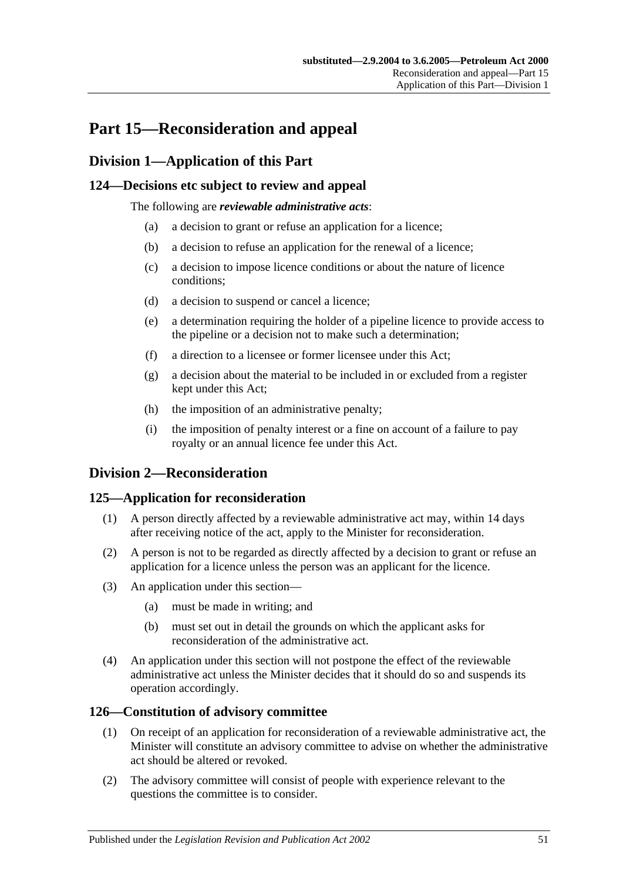# Part 15—Reconsideration and appeal

## Division 1—Application of this Part

### 124—Decisions etc subject to review and appeal

The following are ***reviewable administrative acts***:

(a) a decision to grant or refuse an application for a licence;

(b) a decision to refuse an application for the renewal of a licence;

(c) a decision to impose licence conditions or about the nature of licence conditions;

(d) a decision to suspend or cancel a licence;

(e) a determination requiring the holder of a pipeline licence to provide access to the pipeline or a decision not to make such a determination;

(f) a direction to a licensee or former licensee under this Act;

(g) a decision about the material to be included in or excluded from a register kept under this Act;

(h) the imposition of an administrative penalty;

(i) the imposition of penalty interest or a fine on account of a failure to pay royalty or an annual licence fee under this Act.

## Division 2—Reconsideration

### 125—Application for reconsideration

(1) A person directly affected by a reviewable administrative act may, within 14 days after receiving notice of the act, apply to the Minister for reconsideration.

(2) A person is not to be regarded as directly affected by a decision to grant or refuse an application for a licence unless the person was an applicant for the licence.

(3) An application under this section—

(a) must be made in writing; and

(b) must set out in detail the grounds on which the applicant asks for reconsideration of the administrative act.

(4) An application under this section will not postpone the effect of the reviewable administrative act unless the Minister decides that it should do so and suspends its operation accordingly.

### 126—Constitution of advisory committee

(1) On receipt of an application for reconsideration of a reviewable administrative act, the Minister will constitute an advisory committee to advise on whether the administrative act should be altered or revoked.

(2) The advisory committee will consist of people with experience relevant to the questions the committee is to consider.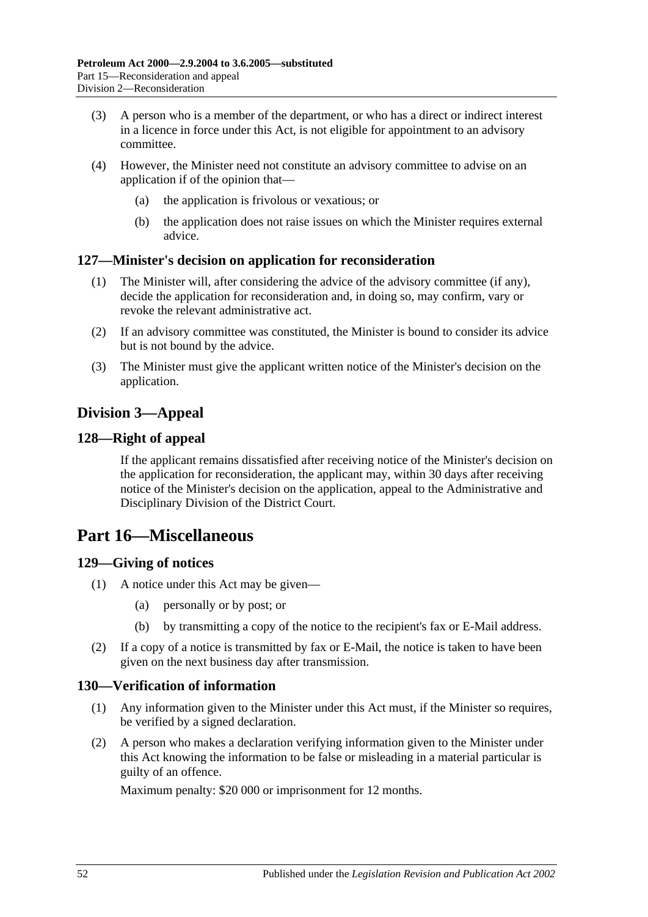(3) A person who is a member of the department, or who has a direct or indirect interest in a licence in force under this Act, is not eligible for appointment to an advisory committee.

(4) However, the Minister need not constitute an advisory committee to advise on an application if of the opinion that—

(a) the application is frivolous or vexatious; or

(b) the application does not raise issues on which the Minister requires external advice.

### 127—Minister's decision on application for reconsideration

(1) The Minister will, after considering the advice of the advisory committee (if any), decide the application for reconsideration and, in doing so, may confirm, vary or revoke the relevant administrative act.

(2) If an advisory committee was constituted, the Minister is bound to consider its advice but is not bound by the advice.

(3) The Minister must give the applicant written notice of the Minister's decision on the application.

## Division 3—Appeal

### 128—Right of appeal

If the applicant remains dissatisfied after receiving notice of the Minister's decision on the application for reconsideration, the applicant may, within 30 days after receiving notice of the Minister's decision on the application, appeal to the Administrative and Disciplinary Division of the District Court.

# Part 16—Miscellaneous

### 129—Giving of notices

(1) A notice under this Act may be given—

(a) personally or by post; or

(b) by transmitting a copy of the notice to the recipient's fax or E-Mail address.

(2) If a copy of a notice is transmitted by fax or E-Mail, the notice is taken to have been given on the next business day after transmission.

### 130—Verification of information

(1) Any information given to the Minister under this Act must, if the Minister so requires, be verified by a signed declaration.

(2) A person who makes a declaration verifying information given to the Minister under this Act knowing the information to be false or misleading in a material particular is guilty of an offence.

Maximum penalty: $20 000 or imprisonment for 12 months.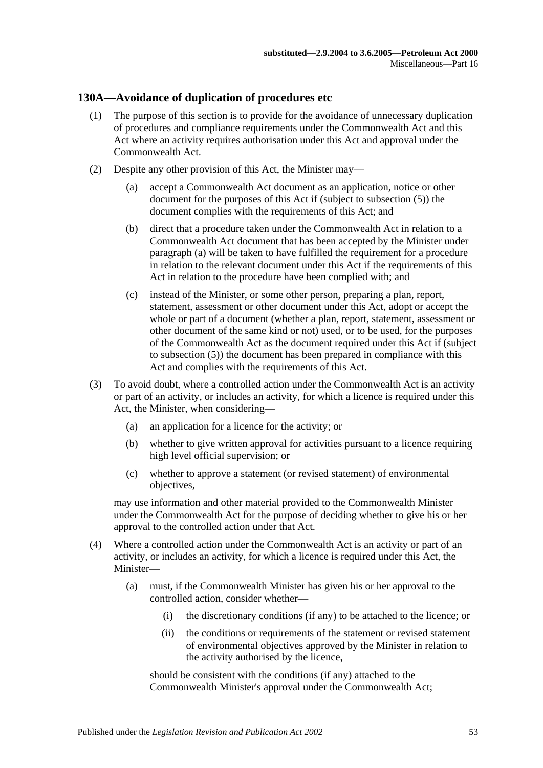## 130A—Avoidance of duplication of procedures etc

(1) The purpose of this section is to provide for the avoidance of unnecessary duplication of procedures and compliance requirements under the Commonwealth Act and this Act where an activity requires authorisation under this Act and approval under the Commonwealth Act.

(2) Despite any other provision of this Act, the Minister may—

- (a) accept a Commonwealth Act document as an application, notice or other document for the purposes of this Act if (subject to subsection (5)) the document complies with the requirements of this Act; and
- (b) direct that a procedure taken under the Commonwealth Act in relation to a Commonwealth Act document that has been accepted by the Minister under paragraph (a) will be taken to have fulfilled the requirement for a procedure in relation to the relevant document under this Act if the requirements of this Act in relation to the procedure have been complied with; and
- (c) instead of the Minister, or some other person, preparing a plan, report, statement, assessment or other document under this Act, adopt or accept the whole or part of a document (whether a plan, report, statement, assessment or other document of the same kind or not) used, or to be used, for the purposes of the Commonwealth Act as the document required under this Act if (subject to subsection (5)) the document has been prepared in compliance with this Act and complies with the requirements of this Act.

(3) To avoid doubt, where a controlled action under the Commonwealth Act is an activity or part of an activity, or includes an activity, for which a licence is required under this Act, the Minister, when considering—

- (a) an application for a licence for the activity; or
- (b) whether to give written approval for activities pursuant to a licence requiring high level official supervision; or
- (c) whether to approve a statement (or revised statement) of environmental objectives,

may use information and other material provided to the Commonwealth Minister under the Commonwealth Act for the purpose of deciding whether to give his or her approval to the controlled action under that Act.

(4) Where a controlled action under the Commonwealth Act is an activity or part of an activity, or includes an activity, for which a licence is required under this Act, the Minister—

- (a) must, if the Commonwealth Minister has given his or her approval to the controlled action, consider whether—
  - (i) the discretionary conditions (if any) to be attached to the licence; or
  - (ii) the conditions or requirements of the statement or revised statement of environmental objectives approved by the Minister in relation to the activity authorised by the licence,

  should be consistent with the conditions (if any) attached to the Commonwealth Minister's approval under the Commonwealth Act;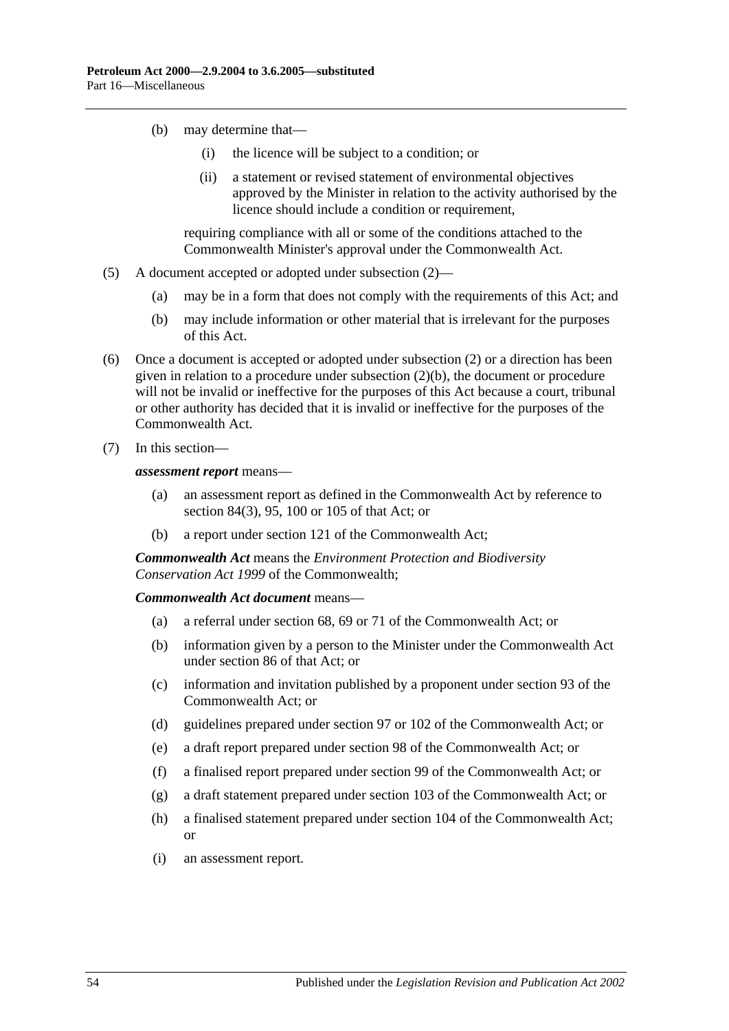(b) may determine that—

  (i) the licence will be subject to a condition; or

  (ii) a statement or revised statement of environmental objectives approved by the Minister in relation to the activity authorised by the licence should include a condition or requirement,

requiring compliance with all or some of the conditions attached to the Commonwealth Minister's approval under the Commonwealth Act.

(5) A document accepted or adopted under subsection (2)—

  (a) may be in a form that does not comply with the requirements of this Act; and

  (b) may include information or other material that is irrelevant for the purposes of this Act.

(6) Once a document is accepted or adopted under subsection (2) or a direction has been given in relation to a procedure under subsection (2)(b), the document or procedure will not be invalid or ineffective for the purposes of this Act because a court, tribunal or other authority has decided that it is invalid or ineffective for the purposes of the Commonwealth Act.

(7) In this section—

***assessment report*** means—

  (a) an assessment report as defined in the Commonwealth Act by reference to section 84(3), 95, 100 or 105 of that Act; or

  (b) a report under section 121 of the Commonwealth Act;

***Commonwealth Act*** means the *Environment Protection and Biodiversity Conservation Act 1999* of the Commonwealth;

***Commonwealth Act document*** means—

  (a) a referral under section 68, 69 or 71 of the Commonwealth Act; or

  (b) information given by a person to the Minister under the Commonwealth Act under section 86 of that Act; or

  (c) information and invitation published by a proponent under section 93 of the Commonwealth Act; or

  (d) guidelines prepared under section 97 or 102 of the Commonwealth Act; or

  (e) a draft report prepared under section 98 of the Commonwealth Act; or

  (f) a finalised report prepared under section 99 of the Commonwealth Act; or

  (g) a draft statement prepared under section 103 of the Commonwealth Act; or

  (h) a finalised statement prepared under section 104 of the Commonwealth Act; or

  (i) an assessment report.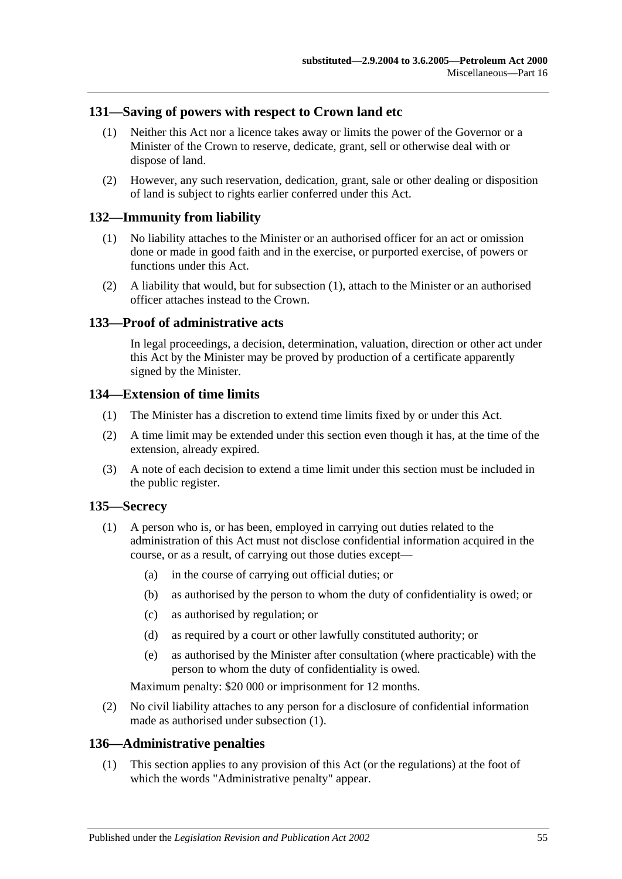## 131—Saving of powers with respect to Crown land etc

(1) Neither this Act nor a licence takes away or limits the power of the Governor or a Minister of the Crown to reserve, dedicate, grant, sell or otherwise deal with or dispose of land.

(2) However, any such reservation, dedication, grant, sale or other dealing or disposition of land is subject to rights earlier conferred under this Act.

## 132—Immunity from liability

(1) No liability attaches to the Minister or an authorised officer for an act or omission done or made in good faith and in the exercise, or purported exercise, of powers or functions under this Act.

(2) A liability that would, but for subsection (1), attach to the Minister or an authorised officer attaches instead to the Crown.

## 133—Proof of administrative acts

In legal proceedings, a decision, determination, valuation, direction or other act under this Act by the Minister may be proved by production of a certificate apparently signed by the Minister.

## 134—Extension of time limits

(1) The Minister has a discretion to extend time limits fixed by or under this Act.

(2) A time limit may be extended under this section even though it has, at the time of the extension, already expired.

(3) A note of each decision to extend a time limit under this section must be included in the public register.

## 135—Secrecy

(1) A person who is, or has been, employed in carrying out duties related to the administration of this Act must not disclose confidential information acquired in the course, or as a result, of carrying out those duties except—

- (a) in the course of carrying out official duties; or
- (b) as authorised by the person to whom the duty of confidentiality is owed; or
- (c) as authorised by regulation; or
- (d) as required by a court or other lawfully constituted authority; or
- (e) as authorised by the Minister after consultation (where practicable) with the person to whom the duty of confidentiality is owed.

Maximum penalty: $20 000 or imprisonment for 12 months.

(2) No civil liability attaches to any person for a disclosure of confidential information made as authorised under subsection (1).

## 136—Administrative penalties

(1) This section applies to any provision of this Act (or the regulations) at the foot of which the words "Administrative penalty" appear.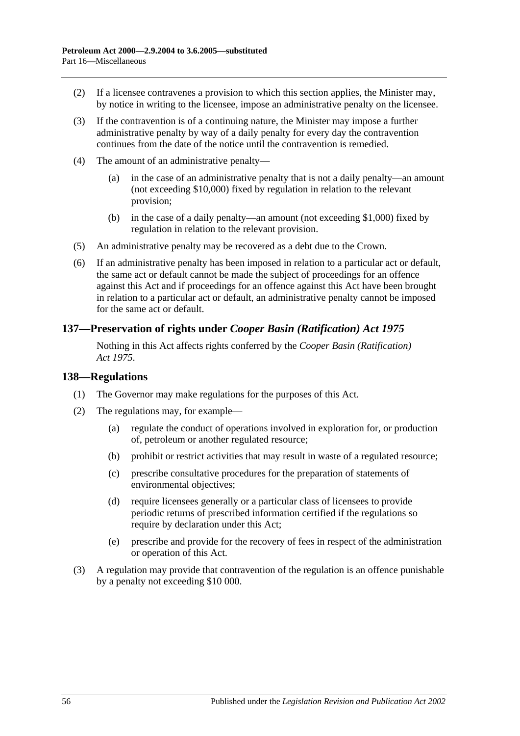(2) If a licensee contravenes a provision to which this section applies, the Minister may, by notice in writing to the licensee, impose an administrative penalty on the licensee.

(3) If the contravention is of a continuing nature, the Minister may impose a further administrative penalty by way of a daily penalty for every day the contravention continues from the date of the notice until the contravention is remedied.

(4) The amount of an administrative penalty—

(a) in the case of an administrative penalty that is not a daily penalty—an amount (not exceeding $10,000) fixed by regulation in relation to the relevant provision;

(b) in the case of a daily penalty—an amount (not exceeding $1,000) fixed by regulation in relation to the relevant provision.

(5) An administrative penalty may be recovered as a debt due to the Crown.

(6) If an administrative penalty has been imposed in relation to a particular act or default, the same act or default cannot be made the subject of proceedings for an offence against this Act and if proceedings for an offence against this Act have been brought in relation to a particular act or default, an administrative penalty cannot be imposed for the same act or default.

## 137—Preservation of rights under *Cooper Basin (Ratification) Act 1975*

Nothing in this Act affects rights conferred by the *Cooper Basin (Ratification) Act 1975*.

## 138—Regulations

(1) The Governor may make regulations for the purposes of this Act.

(2) The regulations may, for example—

(a) regulate the conduct of operations involved in exploration for, or production of, petroleum or another regulated resource;

(b) prohibit or restrict activities that may result in waste of a regulated resource;

(c) prescribe consultative procedures for the preparation of statements of environmental objectives;

(d) require licensees generally or a particular class of licensees to provide periodic returns of prescribed information certified if the regulations so require by declaration under this Act;

(e) prescribe and provide for the recovery of fees in respect of the administration or operation of this Act.

(3) A regulation may provide that contravention of the regulation is an offence punishable by a penalty not exceeding $10 000.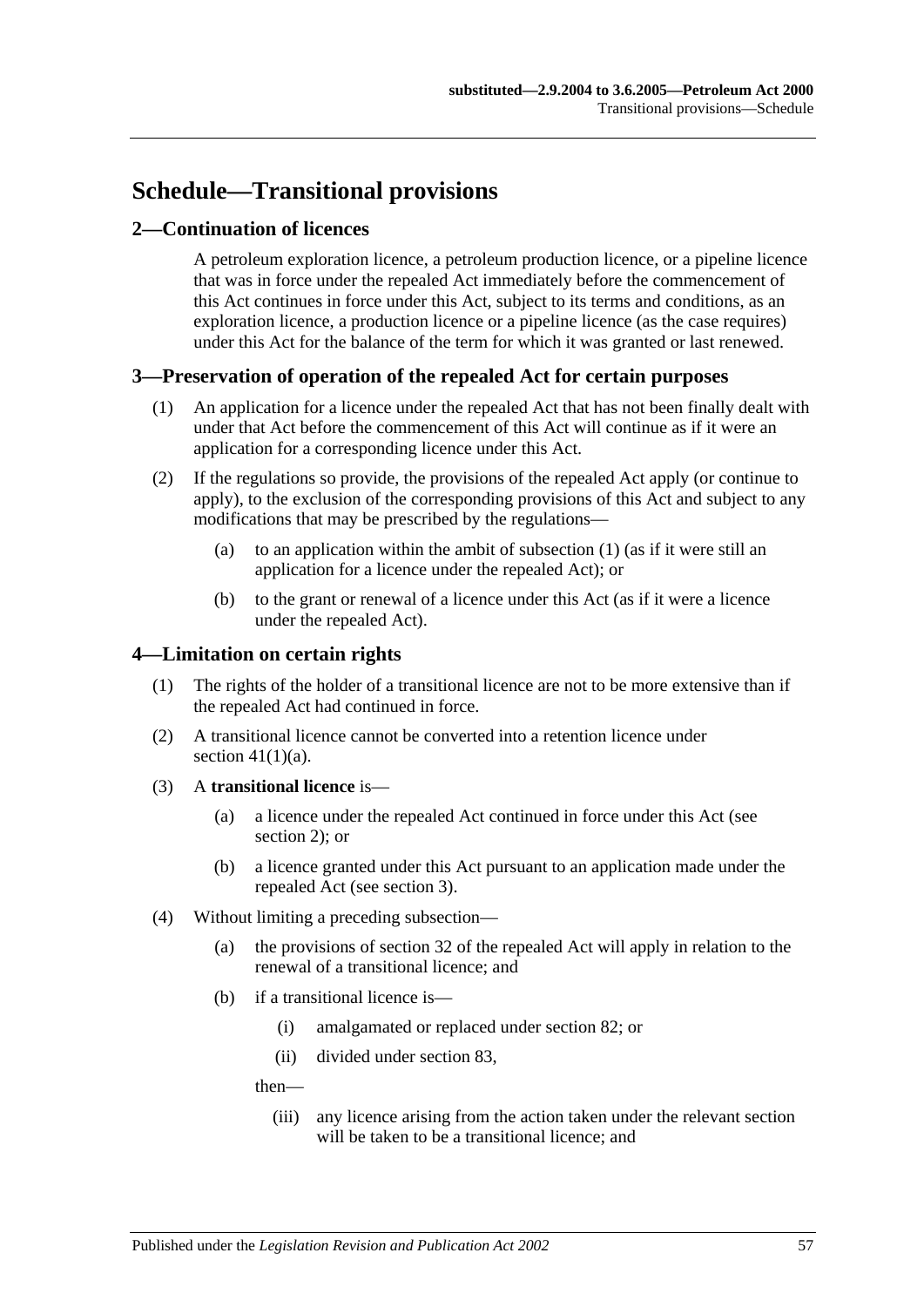# Schedule—Transitional provisions

## 2—Continuation of licences

A petroleum exploration licence, a petroleum production licence, or a pipeline licence that was in force under the repealed Act immediately before the commencement of this Act continues in force under this Act, subject to its terms and conditions, as an exploration licence, a production licence or a pipeline licence (as the case requires) under this Act for the balance of the term for which it was granted or last renewed.

## 3—Preservation of operation of the repealed Act for certain purposes

(1) An application for a licence under the repealed Act that has not been finally dealt with under that Act before the commencement of this Act will continue as if it were an application for a corresponding licence under this Act.

(2) If the regulations so provide, the provisions of the repealed Act apply (or continue to apply), to the exclusion of the corresponding provisions of this Act and subject to any modifications that may be prescribed by the regulations—

- (a) to an application within the ambit of subsection (1) (as if it were still an application for a licence under the repealed Act); or
- (b) to the grant or renewal of a licence under this Act (as if it were a licence under the repealed Act).

## 4—Limitation on certain rights

(1) The rights of the holder of a transitional licence are not to be more extensive than if the repealed Act had continued in force.

(2) A transitional licence cannot be converted into a retention licence under section 41(1)(a).

(3) A **transitional licence** is—

- (a) a licence under the repealed Act continued in force under this Act (see section 2); or
- (b) a licence granted under this Act pursuant to an application made under the repealed Act (see section 3).

(4) Without limiting a preceding subsection—

- (a) the provisions of section 32 of the repealed Act will apply in relation to the renewal of a transitional licence; and
- (b) if a transitional licence is—
  - (i) amalgamated or replaced under section 82; or
  - (ii) divided under section 83,

  then—

  - (iii) any licence arising from the action taken under the relevant section will be taken to be a transitional licence; and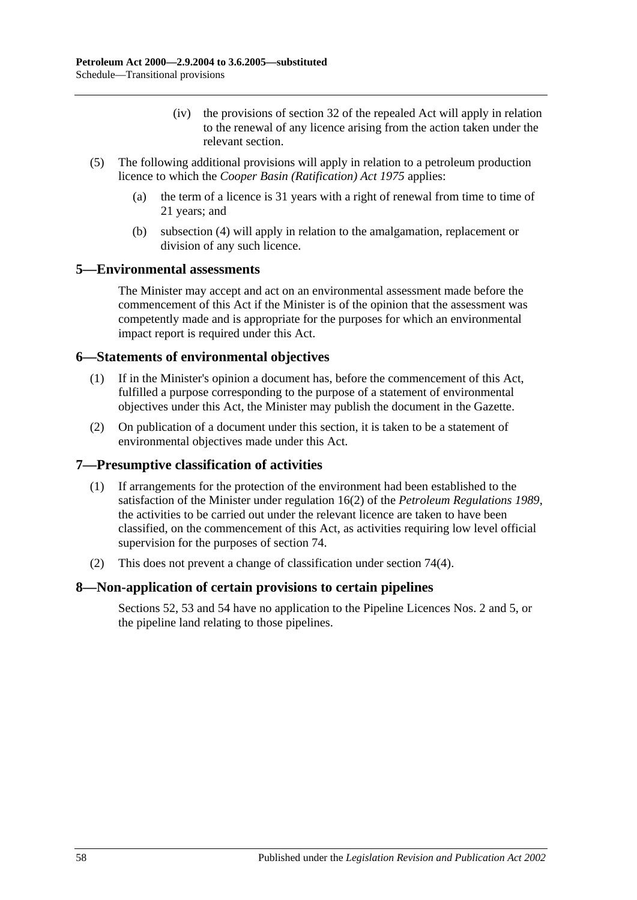(iv) the provisions of section 32 of the repealed Act will apply in relation to the renewal of any licence arising from the action taken under the relevant section.

(5) The following additional provisions will apply in relation to a petroleum production licence to which the *Cooper Basin (Ratification) Act 1975* applies:

(a) the term of a licence is 31 years with a right of renewal from time to time of 21 years; and

(b) subsection (4) will apply in relation to the amalgamation, replacement or division of any such licence.

## 5—Environmental assessments

The Minister may accept and act on an environmental assessment made before the commencement of this Act if the Minister is of the opinion that the assessment was competently made and is appropriate for the purposes for which an environmental impact report is required under this Act.

## 6—Statements of environmental objectives

(1) If in the Minister's opinion a document has, before the commencement of this Act, fulfilled a purpose corresponding to the purpose of a statement of environmental objectives under this Act, the Minister may publish the document in the Gazette.

(2) On publication of a document under this section, it is taken to be a statement of environmental objectives made under this Act.

## 7—Presumptive classification of activities

(1) If arrangements for the protection of the environment had been established to the satisfaction of the Minister under regulation 16(2) of the *Petroleum Regulations 1989*, the activities to be carried out under the relevant licence are taken to have been classified, on the commencement of this Act, as activities requiring low level official supervision for the purposes of section 74.

(2) This does not prevent a change of classification under section 74(4).

## 8—Non-application of certain provisions to certain pipelines

Sections 52, 53 and 54 have no application to the Pipeline Licences Nos. 2 and 5, or the pipeline land relating to those pipelines.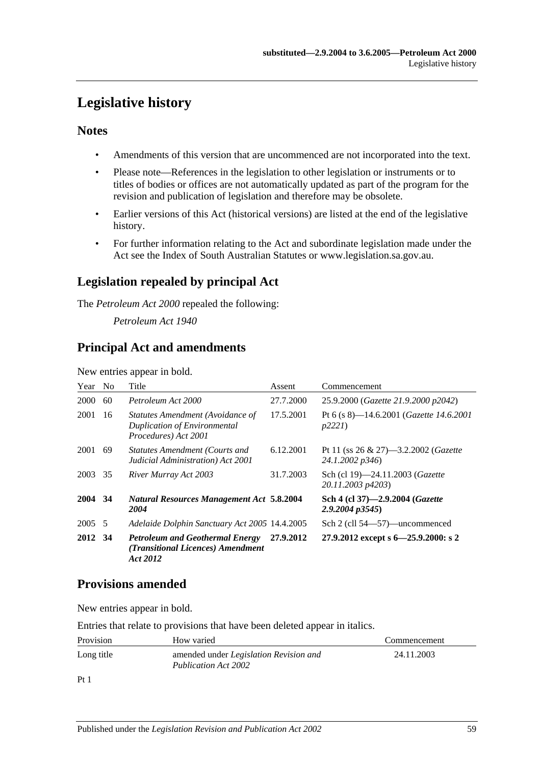# Legislative history

## Notes

- Amendments of this version that are uncommenced are not incorporated into the text.
- Please note—References in the legislation to other legislation or instruments or to titles of bodies or offices are not automatically updated as part of the program for the revision and publication of legislation and therefore may be obsolete.
- Earlier versions of this Act (historical versions) are listed at the end of the legislative history.
- For further information relating to the Act and subordinate legislation made under the Act see the Index of South Australian Statutes or www.legislation.sa.gov.au.

## Legislation repealed by principal Act

The *Petroleum Act 2000* repealed the following:

*Petroleum Act 1940*

## Principal Act and amendments

New entries appear in bold.

| Year | No | Title | Assent | Commencement |
|---|---|---|---|---|
| 2000 | 60 | *Petroleum Act 2000* | 27.7.2000 | 25.9.2000 (*Gazette 21.9.2000 p2042*) |
| 2001 | 16 | *Statutes Amendment (Avoidance of Duplication of Environmental Procedures) Act 2001* | 17.5.2001 | Pt 6 (s 8)—14.6.2001 (*Gazette 14.6.2001 p2221*) |
| 2001 | 69 | *Statutes Amendment (Courts and Judicial Administration) Act 2001* | 6.12.2001 | Pt 11 (ss 26 & 27)—3.2.2002 (*Gazette 24.1.2002 p346*) |
| 2003 | 35 | *River Murray Act 2003* | 31.7.2003 | Sch (cl 19)—24.11.2003 (*Gazette 20.11.2003 p4203*) |
| **2004** | **34** | ***Natural Resources Management Act 2004*** | **5.8.2004** | **Sch 4 (cl 37)—2.9.2004 (*Gazette 2.9.2004 p3545*)** |
| 2005 | 5 | *Adelaide Dolphin Sanctuary Act 2005* | 14.4.2005 | Sch 2 (cll 54—57)—uncommenced |
| **2012** | **34** | ***Petroleum and Geothermal Energy (Transitional Licences) Amendment Act 2012*** | **27.9.2012** | **27.9.2012 except s 6—25.9.2000: s 2** |

## Provisions amended

New entries appear in bold.

Entries that relate to provisions that have been deleted appear in italics.

| Provision | How varied | Commencement |
|---|---|---|
| Long title | amended under *Legislation Revision and Publication Act 2002* | 24.11.2003 |
| Pt 1 | | |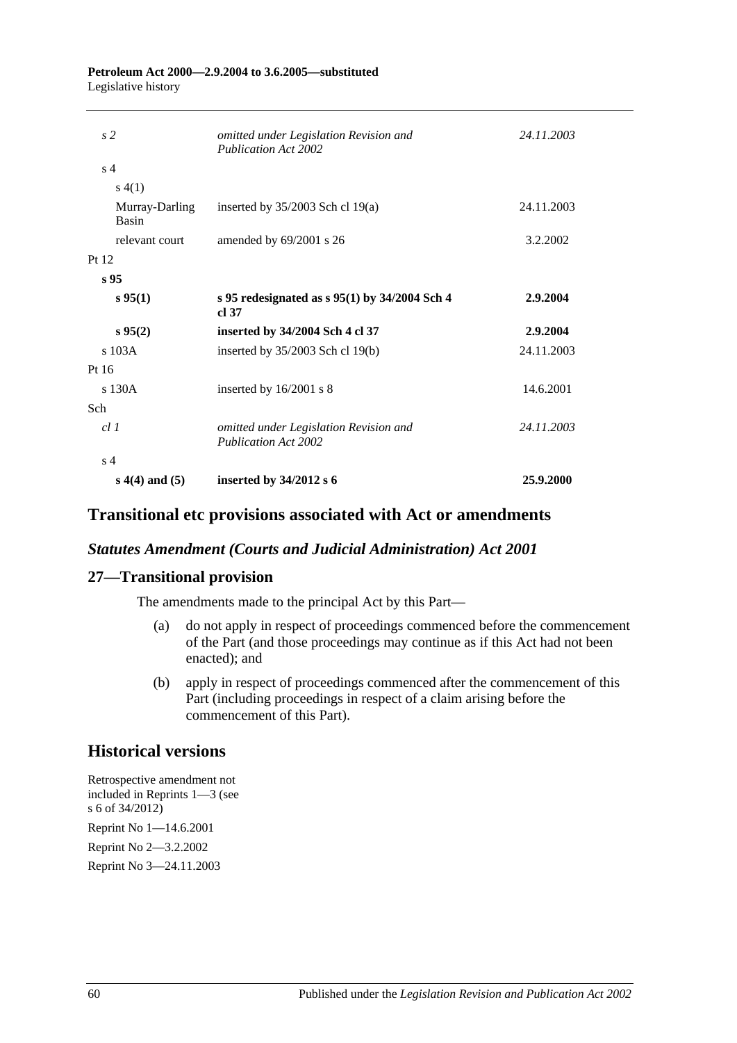| | | |
|---|---|---|
| *s 2* | *omitted under Legislation Revision and Publication Act 2002* | *24.11.2003* |
| s 4 | | |
| s 4(1) | | |
| Murray-Darling Basin | inserted by 35/2003 Sch cl 19(a) | 24.11.2003 |
| relevant court | amended by 69/2001 s 26 | 3.2.2002 |
| Pt 12 | | |
| **s 95** | | |
| **s 95(1)** | **s 95 redesignated as s 95(1) by 34/2004 Sch 4 cl 37** | **2.9.2004** |
| **s 95(2)** | **inserted by 34/2004 Sch 4 cl 37** | **2.9.2004** |
| s 103A | inserted by 35/2003 Sch cl 19(b) | 24.11.2003 |
| Pt 16 | | |
| s 130A | inserted by 16/2001 s 8 | 14.6.2001 |
| Sch | | |
| *cl 1* | *omitted under Legislation Revision and Publication Act 2002* | *24.11.2003* |
| s 4 | | |
| **s 4(4) and (5)** | **inserted by 34/2012 s 6** | **25.9.2000** |

## Transitional etc provisions associated with Act or amendments

### *Statutes Amendment (Courts and Judicial Administration) Act 2001*

### 27—Transitional provision

The amendments made to the principal Act by this Part—

(a) do not apply in respect of proceedings commenced before the commencement of the Part (and those proceedings may continue as if this Act had not been enacted); and

(b) apply in respect of proceedings commenced after the commencement of this Part (including proceedings in respect of a claim arising before the commencement of this Part).

## Historical versions

Retrospective amendment not included in Reprints 1—3 (see s 6 of 34/2012)

Reprint No 1—14.6.2001

Reprint No 2—3.2.2002

Reprint No 3—24.11.2003